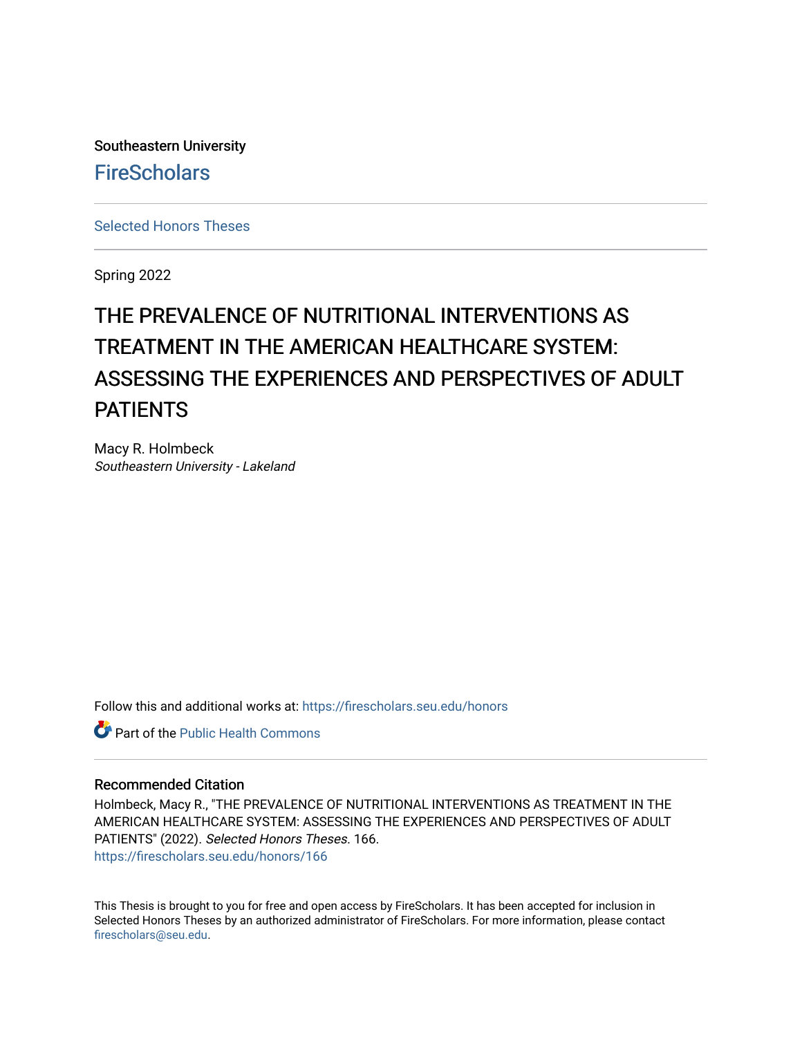Southeastern University

FireScholars

Selected Honors Theses

Spring 2022

# THE PREVALENCE OF NUTRITIONAL INTERVENTIONS AS TREATMENT IN THE AMERICAN HEALTHCARE SYSTEM: ASSESSING THE EXPERIENCES AND PERSPECTIVES OF ADULT PATIENTS

Macy R. Holmbeck
*Southeastern University - Lakeland*

Follow this and additional works at: https://firescholars.seu.edu/honors

Part of the Public Health Commons

## Recommended Citation

Holmbeck, Macy R., "THE PREVALENCE OF NUTRITIONAL INTERVENTIONS AS TREATMENT IN THE AMERICAN HEALTHCARE SYSTEM: ASSESSING THE EXPERIENCES AND PERSPECTIVES OF ADULT PATIENTS" (2022). *Selected Honors Theses*. 166.
https://firescholars.seu.edu/honors/166

This Thesis is brought to you for free and open access by FireScholars. It has been accepted for inclusion in Selected Honors Theses by an authorized administrator of FireScholars. For more information, please contact firescholars@seu.edu.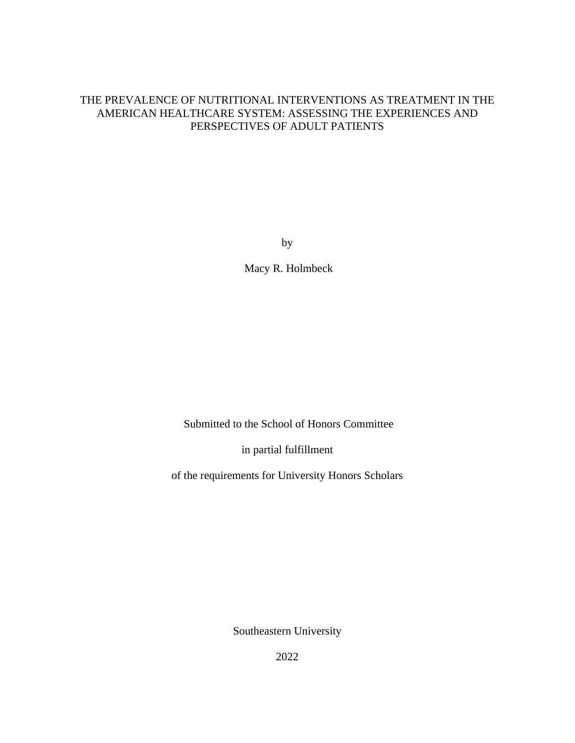# THE PREVALENCE OF NUTRITIONAL INTERVENTIONS AS TREATMENT IN THE AMERICAN HEALTHCARE SYSTEM: ASSESSING THE EXPERIENCES AND PERSPECTIVES OF ADULT PATIENTS

by

Macy R. Holmbeck

Submitted to the School of Honors Committee

in partial fulfillment

of the requirements for University Honors Scholars

Southeastern University

2022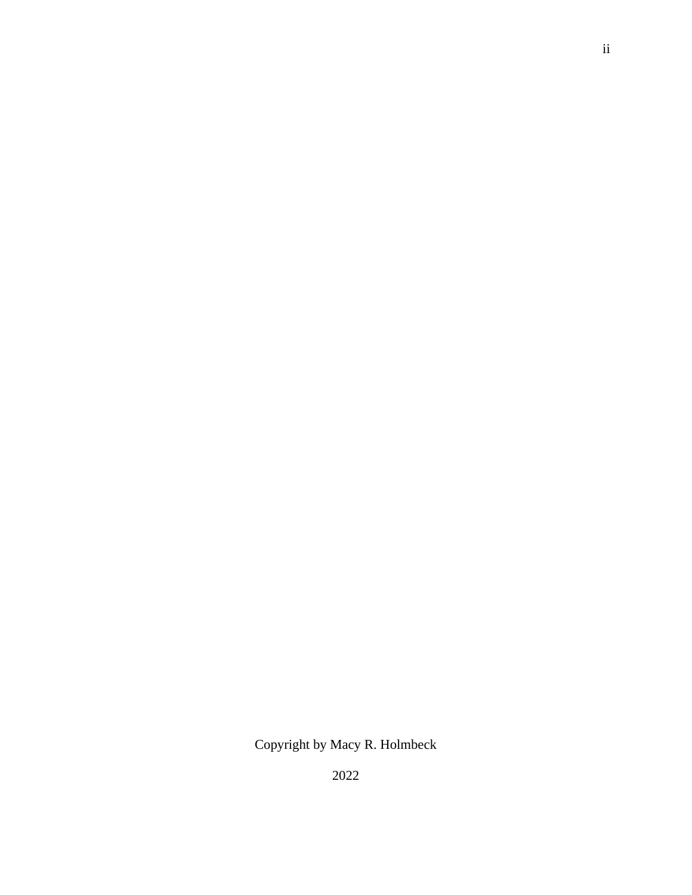Copyright by Macy R. Holmbeck

2022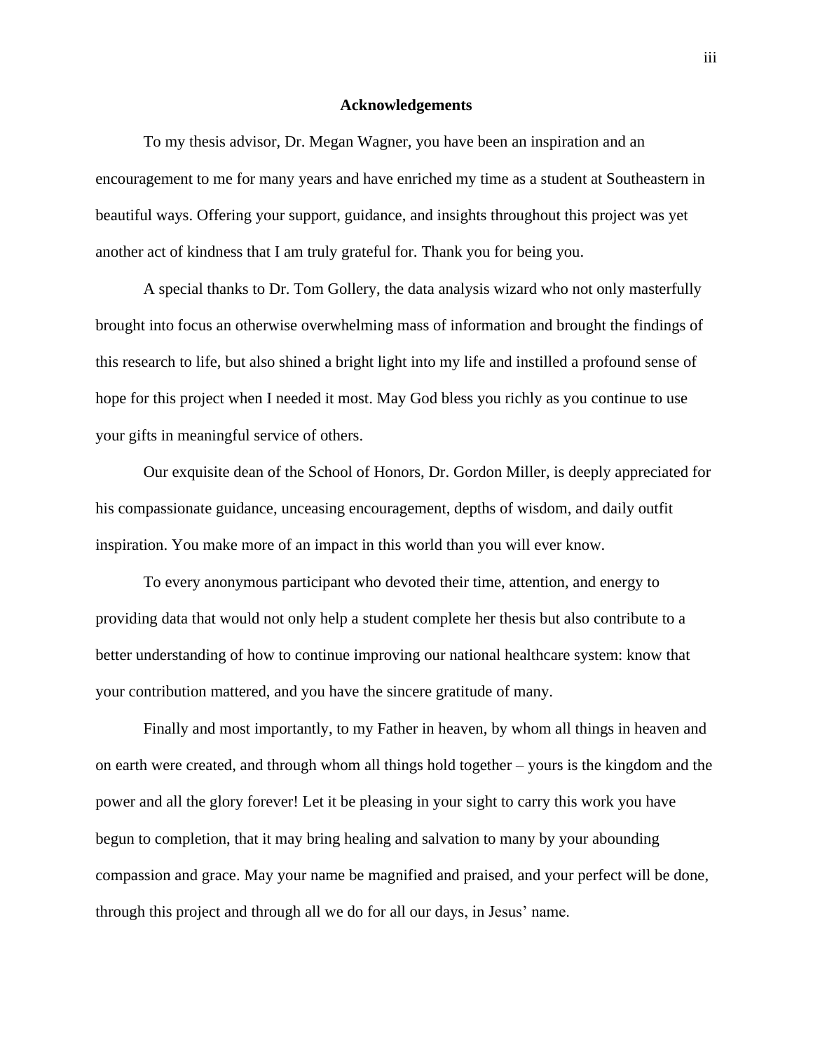# Acknowledgements

To my thesis advisor, Dr. Megan Wagner, you have been an inspiration and an encouragement to me for many years and have enriched my time as a student at Southeastern in beautiful ways. Offering your support, guidance, and insights throughout this project was yet another act of kindness that I am truly grateful for. Thank you for being you.

A special thanks to Dr. Tom Gollery, the data analysis wizard who not only masterfully brought into focus an otherwise overwhelming mass of information and brought the findings of this research to life, but also shined a bright light into my life and instilled a profound sense of hope for this project when I needed it most. May God bless you richly as you continue to use your gifts in meaningful service of others.

Our exquisite dean of the School of Honors, Dr. Gordon Miller, is deeply appreciated for his compassionate guidance, unceasing encouragement, depths of wisdom, and daily outfit inspiration. You make more of an impact in this world than you will ever know.

To every anonymous participant who devoted their time, attention, and energy to providing data that would not only help a student complete her thesis but also contribute to a better understanding of how to continue improving our national healthcare system: know that your contribution mattered, and you have the sincere gratitude of many.

Finally and most importantly, to my Father in heaven, by whom all things in heaven and on earth were created, and through whom all things hold together – yours is the kingdom and the power and all the glory forever! Let it be pleasing in your sight to carry this work you have begun to completion, that it may bring healing and salvation to many by your abounding compassion and grace. May your name be magnified and praised, and your perfect will be done, through this project and through all we do for all our days, in Jesus' name.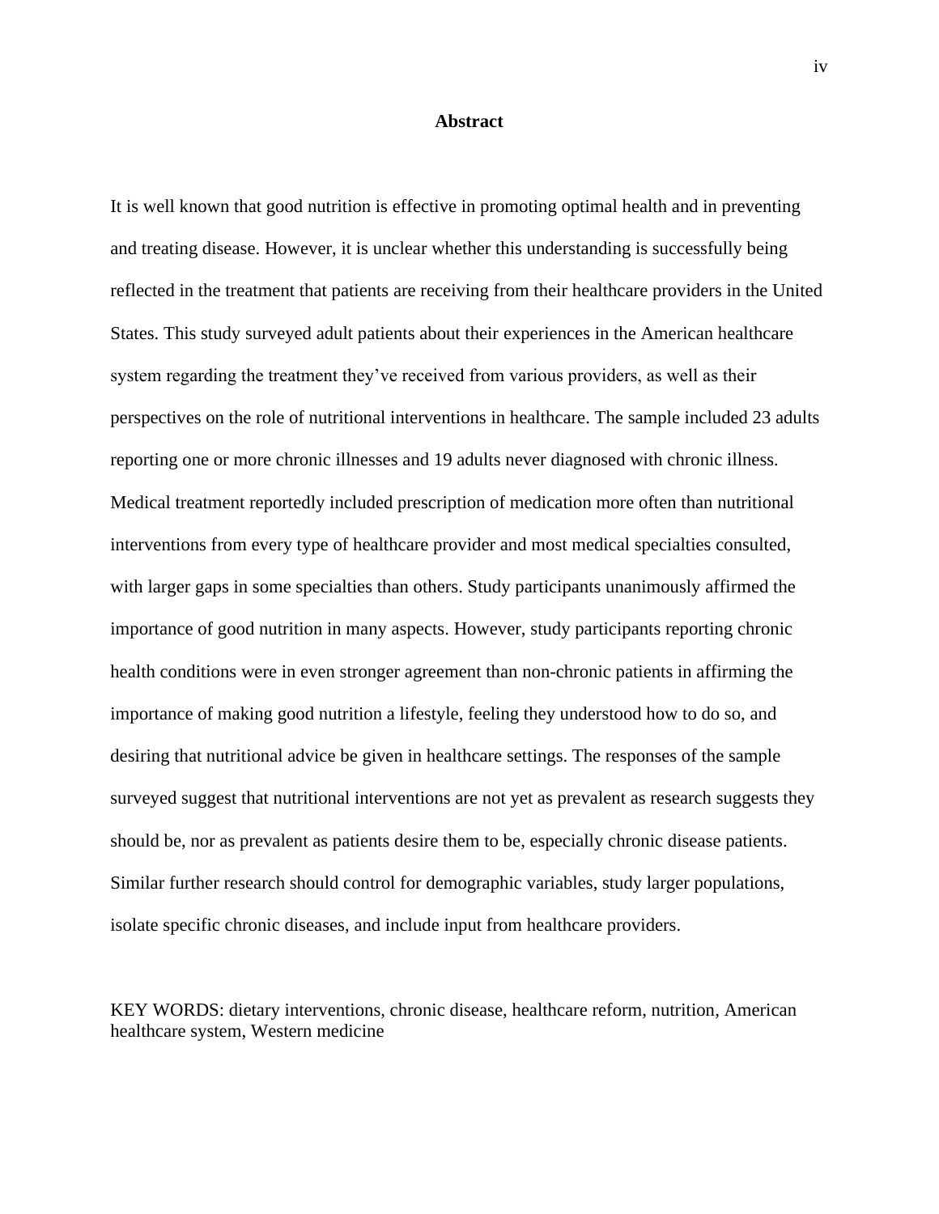# Abstract

It is well known that good nutrition is effective in promoting optimal health and in preventing and treating disease. However, it is unclear whether this understanding is successfully being reflected in the treatment that patients are receiving from their healthcare providers in the United States. This study surveyed adult patients about their experiences in the American healthcare system regarding the treatment they've received from various providers, as well as their perspectives on the role of nutritional interventions in healthcare. The sample included 23 adults reporting one or more chronic illnesses and 19 adults never diagnosed with chronic illness. Medical treatment reportedly included prescription of medication more often than nutritional interventions from every type of healthcare provider and most medical specialties consulted, with larger gaps in some specialties than others. Study participants unanimously affirmed the importance of good nutrition in many aspects. However, study participants reporting chronic health conditions were in even stronger agreement than non-chronic patients in affirming the importance of making good nutrition a lifestyle, feeling they understood how to do so, and desiring that nutritional advice be given in healthcare settings. The responses of the sample surveyed suggest that nutritional interventions are not yet as prevalent as research suggests they should be, nor as prevalent as patients desire them to be, especially chronic disease patients. Similar further research should control for demographic variables, study larger populations, isolate specific chronic diseases, and include input from healthcare providers.

KEY WORDS: dietary interventions, chronic disease, healthcare reform, nutrition, American healthcare system, Western medicine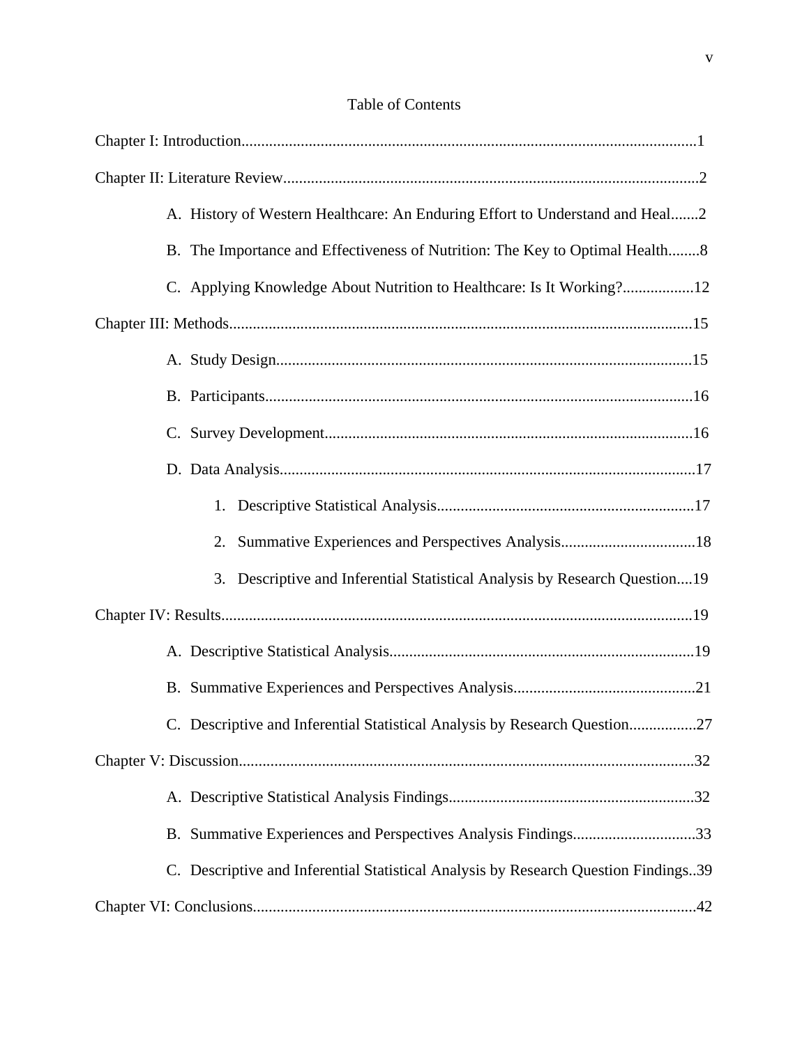# Table of Contents

Chapter I: Introduction..................................................................................................................1

Chapter II: Literature Review........................................................................................................2

- A. History of Western Healthcare: An Enduring Effort to Understand and Heal.......2
- B. The Importance and Effectiveness of Nutrition: The Key to Optimal Health........8
- C. Applying Knowledge About Nutrition to Healthcare: Is It Working?..................12

Chapter III: Methods....................................................................................................................15

- A. Study Design........................................................................................................15
- B. Participants...........................................................................................................16
- C. Survey Development............................................................................................16
- D. Data Analysis........................................................................................................17
    1. Descriptive Statistical Analysis................................................................17
    2. Summative Experiences and Perspectives Analysis..................................18
    3. Descriptive and Inferential Statistical Analysis by Research Question....19

Chapter IV: Results......................................................................................................................19

- A. Descriptive Statistical Analysis............................................................................19
- B. Summative Experiences and Perspectives Analysis.............................................21
- C. Descriptive and Inferential Statistical Analysis by Research Question.................27

Chapter V: Discussion..................................................................................................................32

- A. Descriptive Statistical Analysis Findings.............................................................32
- B. Summative Experiences and Perspectives Analysis Findings...............................33
- C. Descriptive and Inferential Statistical Analysis by Research Question Findings..39

Chapter VI: Conclusions...............................................................................................................42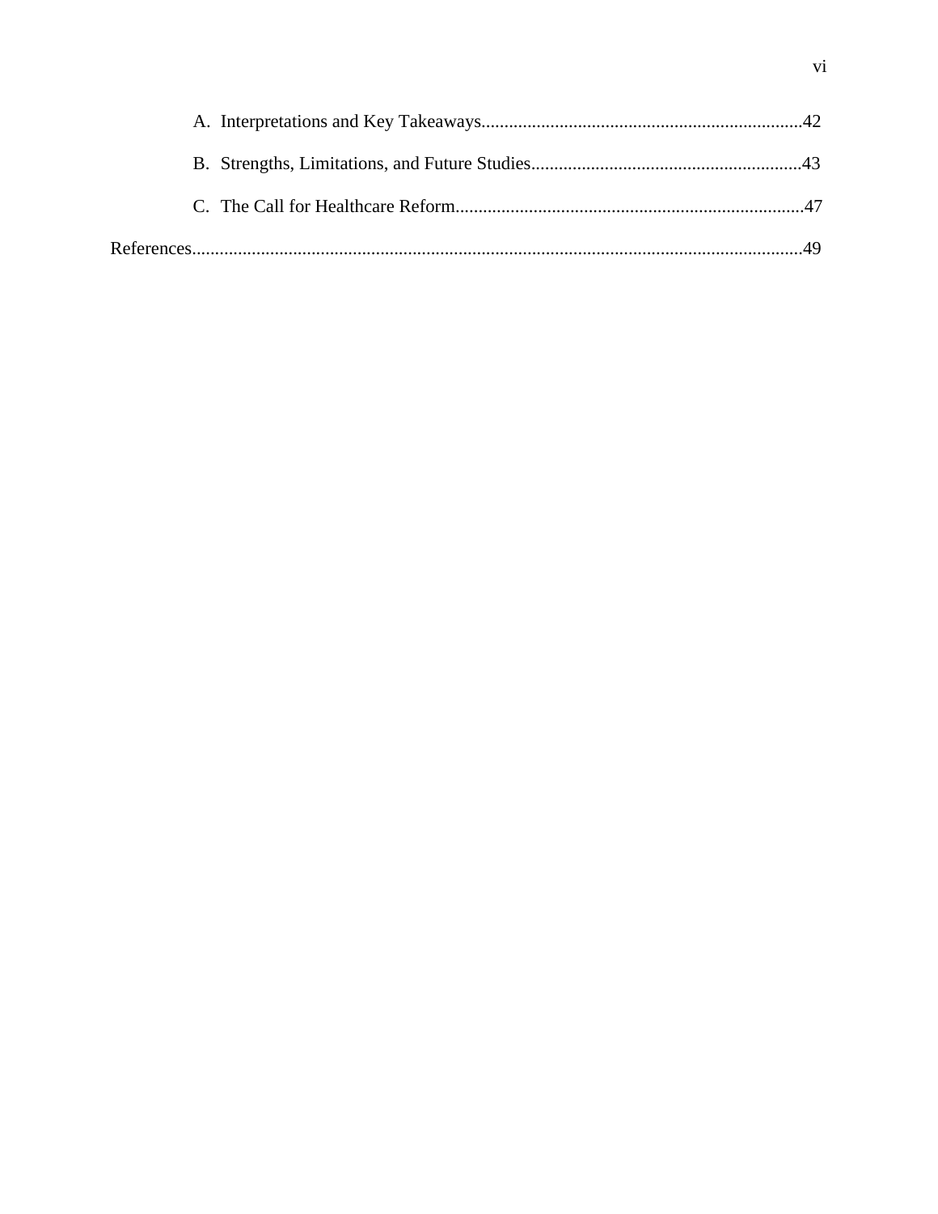A. Interpretations and Key Takeaways......................................................................42

B. Strengths, Limitations, and Future Studies...........................................................43

C. The Call for Healthcare Reform............................................................................47

References.....................................................................................................................49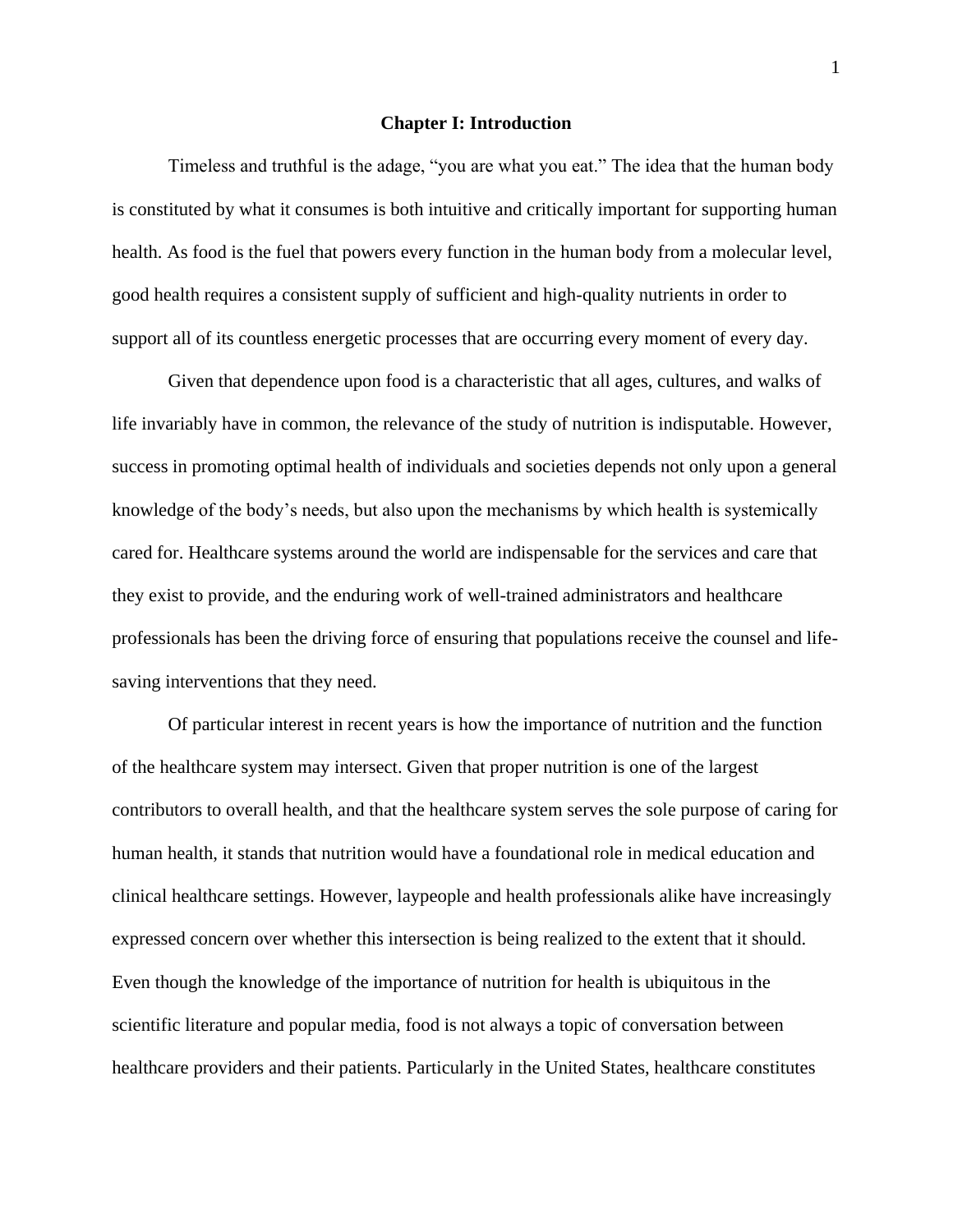# Chapter I: Introduction

Timeless and truthful is the adage, "you are what you eat." The idea that the human body is constituted by what it consumes is both intuitive and critically important for supporting human health. As food is the fuel that powers every function in the human body from a molecular level, good health requires a consistent supply of sufficient and high-quality nutrients in order to support all of its countless energetic processes that are occurring every moment of every day.

Given that dependence upon food is a characteristic that all ages, cultures, and walks of life invariably have in common, the relevance of the study of nutrition is indisputable. However, success in promoting optimal health of individuals and societies depends not only upon a general knowledge of the body's needs, but also upon the mechanisms by which health is systemically cared for. Healthcare systems around the world are indispensable for the services and care that they exist to provide, and the enduring work of well-trained administrators and healthcare professionals has been the driving force of ensuring that populations receive the counsel and life-saving interventions that they need.

Of particular interest in recent years is how the importance of nutrition and the function of the healthcare system may intersect. Given that proper nutrition is one of the largest contributors to overall health, and that the healthcare system serves the sole purpose of caring for human health, it stands that nutrition would have a foundational role in medical education and clinical healthcare settings. However, laypeople and health professionals alike have increasingly expressed concern over whether this intersection is being realized to the extent that it should. Even though the knowledge of the importance of nutrition for health is ubiquitous in the scientific literature and popular media, food is not always a topic of conversation between healthcare providers and their patients. Particularly in the United States, healthcare constitutes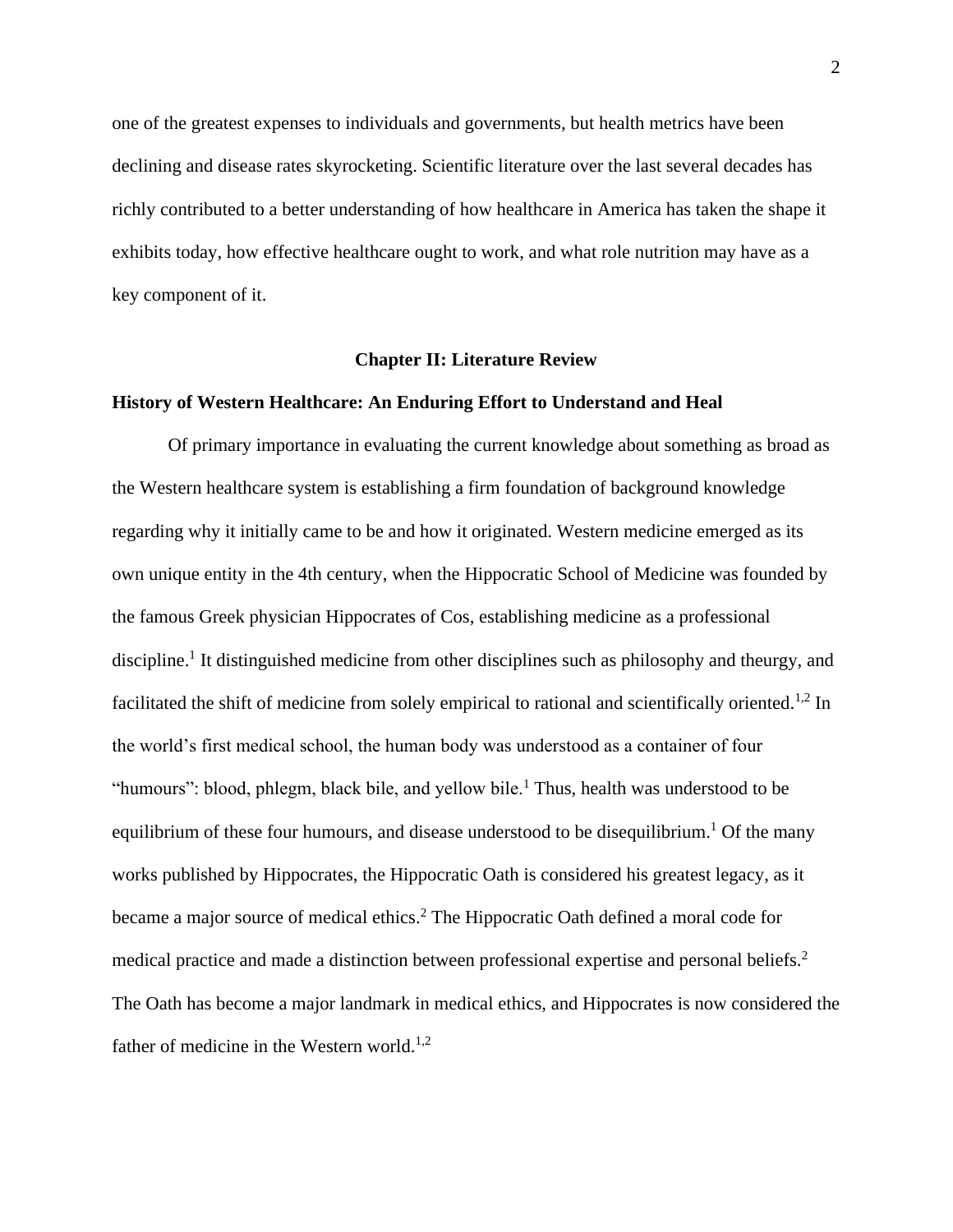one of the greatest expenses to individuals and governments, but health metrics have been declining and disease rates skyrocketing. Scientific literature over the last several decades has richly contributed to a better understanding of how healthcare in America has taken the shape it exhibits today, how effective healthcare ought to work, and what role nutrition may have as a key component of it.

## Chapter II: Literature Review

### History of Western Healthcare: An Enduring Effort to Understand and Heal

Of primary importance in evaluating the current knowledge about something as broad as the Western healthcare system is establishing a firm foundation of background knowledge regarding why it initially came to be and how it originated. Western medicine emerged as its own unique entity in the 4th century, when the Hippocratic School of Medicine was founded by the famous Greek physician Hippocrates of Cos, establishing medicine as a professional discipline.[1] It distinguished medicine from other disciplines such as philosophy and theurgy, and facilitated the shift of medicine from solely empirical to rational and scientifically oriented.[1,2] In the world's first medical school, the human body was understood as a container of four "humours": blood, phlegm, black bile, and yellow bile.[1] Thus, health was understood to be equilibrium of these four humours, and disease understood to be disequilibrium.[1] Of the many works published by Hippocrates, the Hippocratic Oath is considered his greatest legacy, as it became a major source of medical ethics.[2] The Hippocratic Oath defined a moral code for medical practice and made a distinction between professional expertise and personal beliefs.[2] The Oath has become a major landmark in medical ethics, and Hippocrates is now considered the father of medicine in the Western world.[1,2]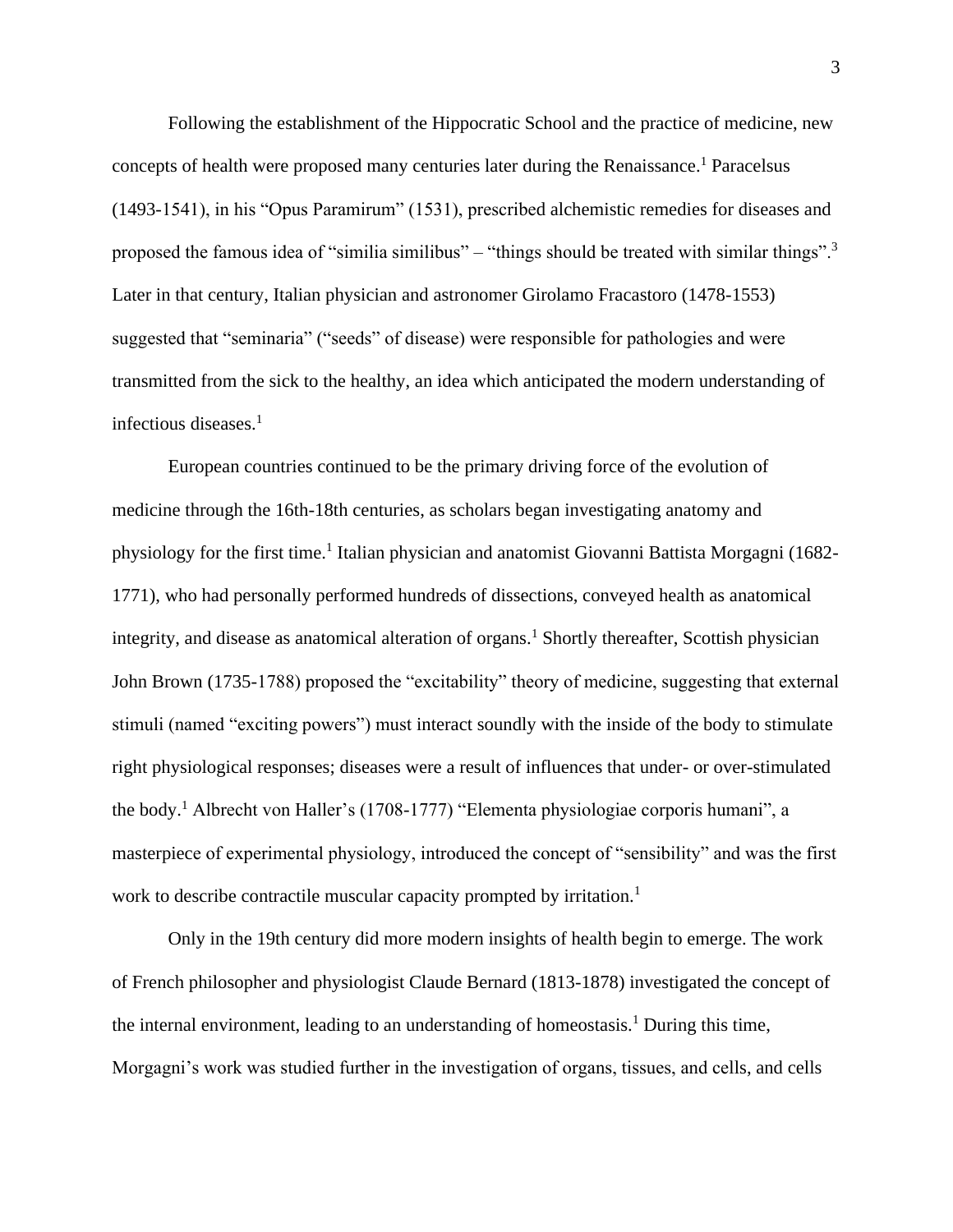Following the establishment of the Hippocratic School and the practice of medicine, new concepts of health were proposed many centuries later during the Renaissance.[1] Paracelsus (1493-1541), in his "Opus Paramirum" (1531), prescribed alchemistic remedies for diseases and proposed the famous idea of "similia similibus" – "things should be treated with similar things".[3] Later in that century, Italian physician and astronomer Girolamo Fracastoro (1478-1553) suggested that "seminaria" ("seeds" of disease) were responsible for pathologies and were transmitted from the sick to the healthy, an idea which anticipated the modern understanding of infectious diseases.[1]

European countries continued to be the primary driving force of the evolution of medicine through the 16th-18th centuries, as scholars began investigating anatomy and physiology for the first time.[1] Italian physician and anatomist Giovanni Battista Morgagni (1682-1771), who had personally performed hundreds of dissections, conveyed health as anatomical integrity, and disease as anatomical alteration of organs.[1] Shortly thereafter, Scottish physician John Brown (1735-1788) proposed the "excitability" theory of medicine, suggesting that external stimuli (named "exciting powers") must interact soundly with the inside of the body to stimulate right physiological responses; diseases were a result of influences that under- or over-stimulated the body.[1] Albrecht von Haller's (1708-1777) "Elementa physiologiae corporis humani", a masterpiece of experimental physiology, introduced the concept of "sensibility" and was the first work to describe contractile muscular capacity prompted by irritation.[1]

Only in the 19th century did more modern insights of health begin to emerge. The work of French philosopher and physiologist Claude Bernard (1813-1878) investigated the concept of the internal environment, leading to an understanding of homeostasis.[1] During this time, Morgagni's work was studied further in the investigation of organs, tissues, and cells, and cells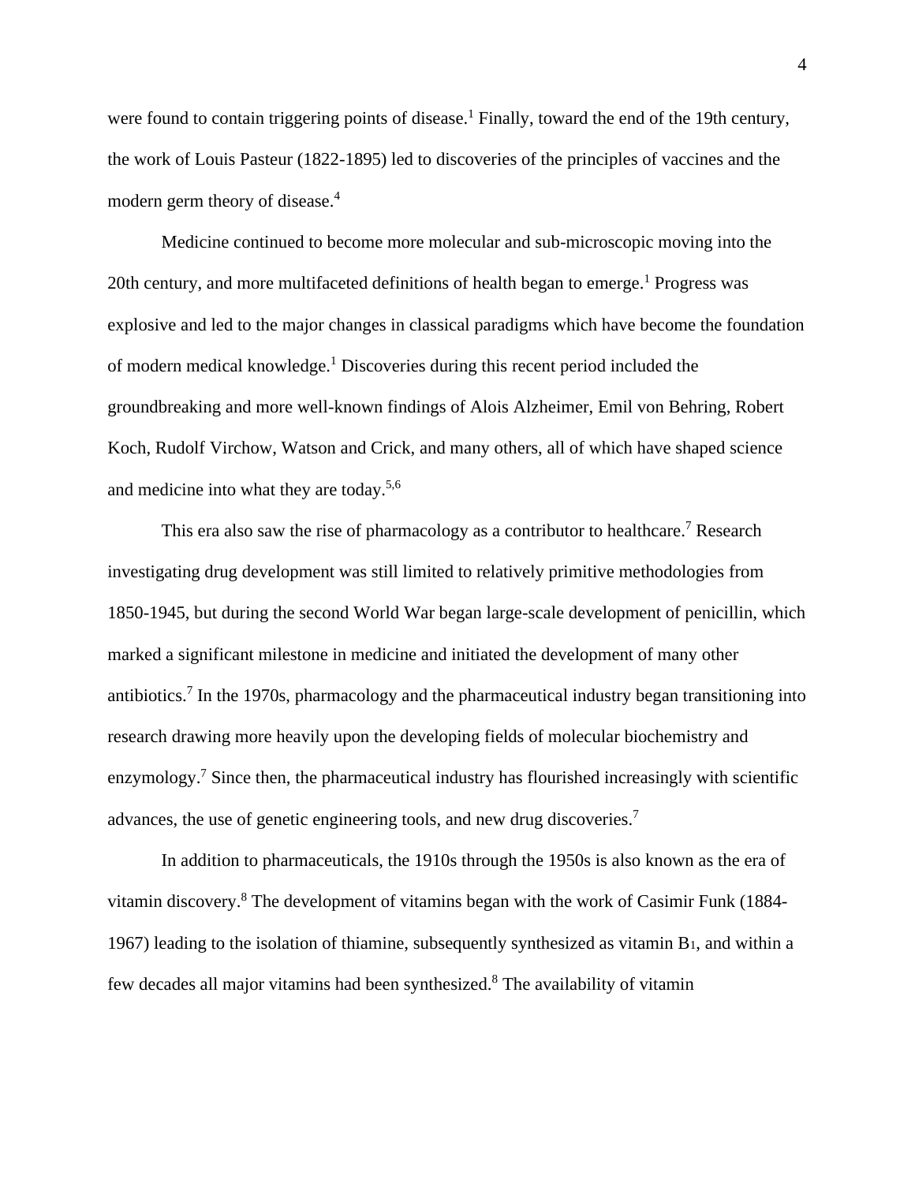were found to contain triggering points of disease.[1] Finally, toward the end of the 19th century, the work of Louis Pasteur (1822-1895) led to discoveries of the principles of vaccines and the modern germ theory of disease.[4]

Medicine continued to become more molecular and sub-microscopic moving into the 20th century, and more multifaceted definitions of health began to emerge.[1] Progress was explosive and led to the major changes in classical paradigms which have become the foundation of modern medical knowledge.[1] Discoveries during this recent period included the groundbreaking and more well-known findings of Alois Alzheimer, Emil von Behring, Robert Koch, Rudolf Virchow, Watson and Crick, and many others, all of which have shaped science and medicine into what they are today.[5,6]

This era also saw the rise of pharmacology as a contributor to healthcare.[7] Research investigating drug development was still limited to relatively primitive methodologies from 1850-1945, but during the second World War began large-scale development of penicillin, which marked a significant milestone in medicine and initiated the development of many other antibiotics.[7] In the 1970s, pharmacology and the pharmaceutical industry began transitioning into research drawing more heavily upon the developing fields of molecular biochemistry and enzymology.[7] Since then, the pharmaceutical industry has flourished increasingly with scientific advances, the use of genetic engineering tools, and new drug discoveries.[7]

In addition to pharmaceuticals, the 1910s through the 1950s is also known as the era of vitamin discovery.[8] The development of vitamins began with the work of Casimir Funk (1884-1967) leading to the isolation of thiamine, subsequently synthesized as vitamin $B_1$, and within a few decades all major vitamins had been synthesized.[8] The availability of vitamin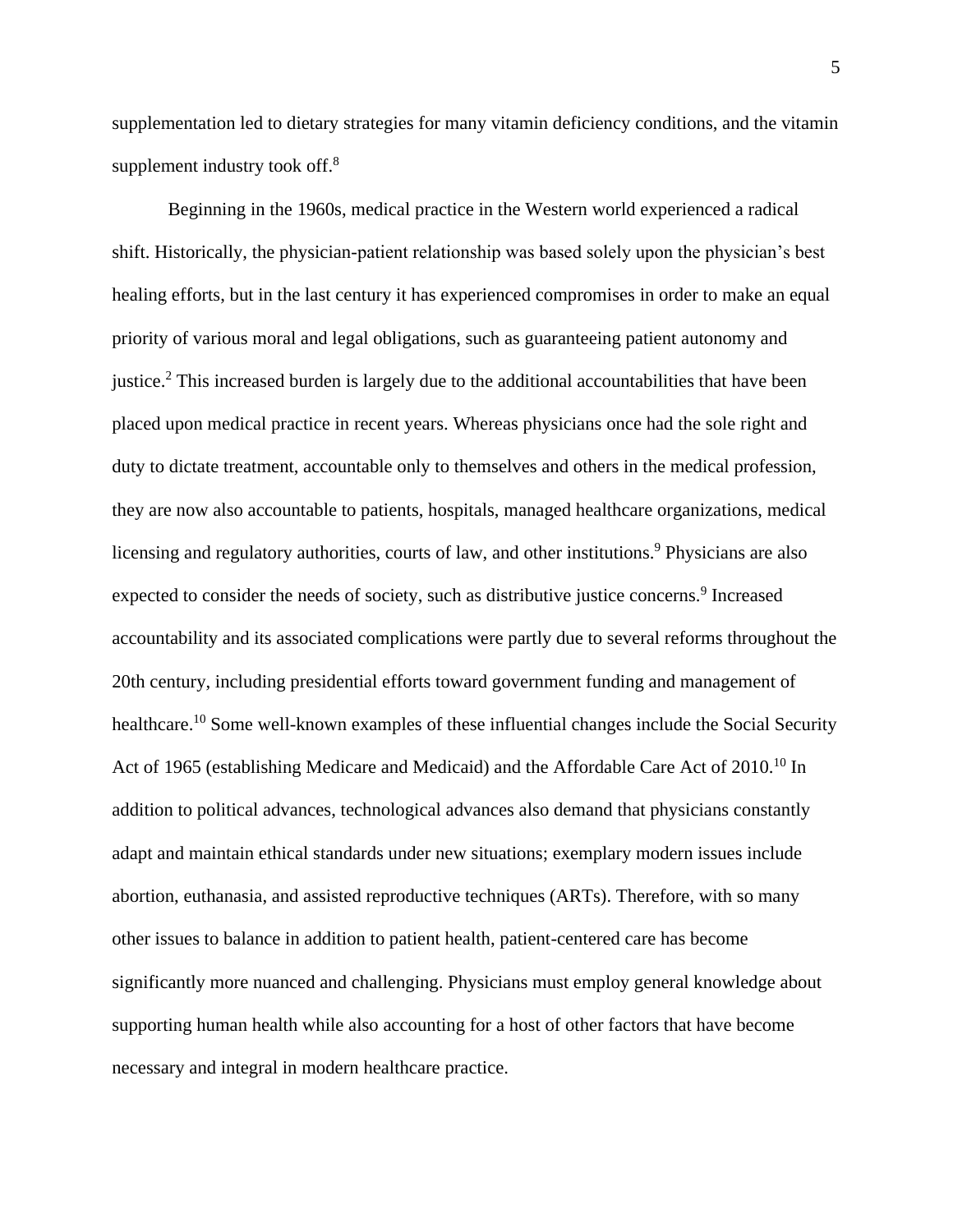supplementation led to dietary strategies for many vitamin deficiency conditions, and the vitamin supplement industry took off.[8]

Beginning in the 1960s, medical practice in the Western world experienced a radical shift. Historically, the physician-patient relationship was based solely upon the physician's best healing efforts, but in the last century it has experienced compromises in order to make an equal priority of various moral and legal obligations, such as guaranteeing patient autonomy and justice.[2] This increased burden is largely due to the additional accountabilities that have been placed upon medical practice in recent years. Whereas physicians once had the sole right and duty to dictate treatment, accountable only to themselves and others in the medical profession, they are now also accountable to patients, hospitals, managed healthcare organizations, medical licensing and regulatory authorities, courts of law, and other institutions.[9] Physicians are also expected to consider the needs of society, such as distributive justice concerns.[9] Increased accountability and its associated complications were partly due to several reforms throughout the 20th century, including presidential efforts toward government funding and management of healthcare.[10] Some well-known examples of these influential changes include the Social Security Act of 1965 (establishing Medicare and Medicaid) and the Affordable Care Act of 2010.[10] In addition to political advances, technological advances also demand that physicians constantly adapt and maintain ethical standards under new situations; exemplary modern issues include abortion, euthanasia, and assisted reproductive techniques (ARTs). Therefore, with so many other issues to balance in addition to patient health, patient-centered care has become significantly more nuanced and challenging. Physicians must employ general knowledge about supporting human health while also accounting for a host of other factors that have become necessary and integral in modern healthcare practice.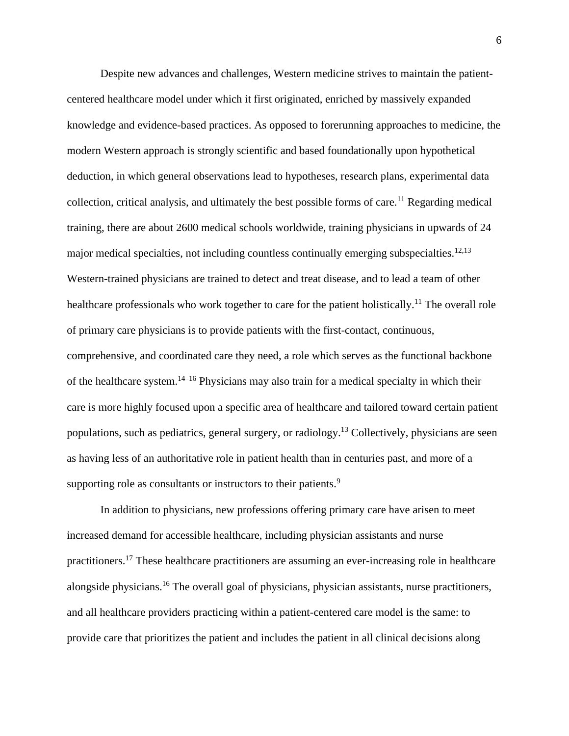Despite new advances and challenges, Western medicine strives to maintain the patient-centered healthcare model under which it first originated, enriched by massively expanded knowledge and evidence-based practices. As opposed to forerunning approaches to medicine, the modern Western approach is strongly scientific and based foundationally upon hypothetical deduction, in which general observations lead to hypotheses, research plans, experimental data collection, critical analysis, and ultimately the best possible forms of care.[11] Regarding medical training, there are about 2600 medical schools worldwide, training physicians in upwards of 24 major medical specialties, not including countless continually emerging subspecialties.[12,13] Western-trained physicians are trained to detect and treat disease, and to lead a team of other healthcare professionals who work together to care for the patient holistically.[11] The overall role of primary care physicians is to provide patients with the first-contact, continuous, comprehensive, and coordinated care they need, a role which serves as the functional backbone of the healthcare system.[14–16] Physicians may also train for a medical specialty in which their care is more highly focused upon a specific area of healthcare and tailored toward certain patient populations, such as pediatrics, general surgery, or radiology.[13] Collectively, physicians are seen as having less of an authoritative role in patient health than in centuries past, and more of a supporting role as consultants or instructors to their patients.[9]

In addition to physicians, new professions offering primary care have arisen to meet increased demand for accessible healthcare, including physician assistants and nurse practitioners.[17] These healthcare practitioners are assuming an ever-increasing role in healthcare alongside physicians.[16] The overall goal of physicians, physician assistants, nurse practitioners, and all healthcare providers practicing within a patient-centered care model is the same: to provide care that prioritizes the patient and includes the patient in all clinical decisions along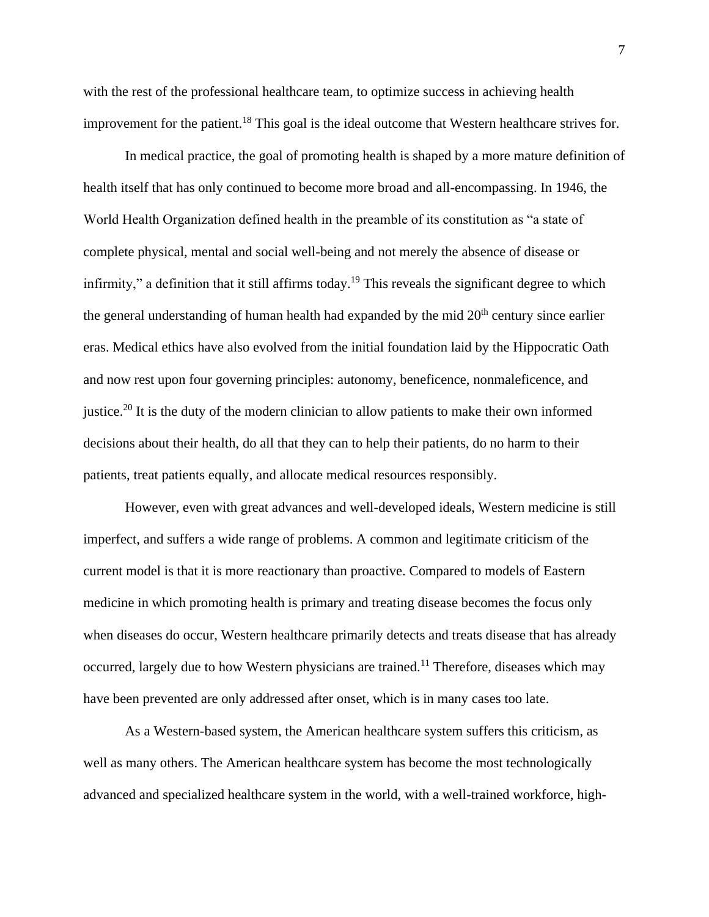with the rest of the professional healthcare team, to optimize success in achieving health improvement for the patient.[18] This goal is the ideal outcome that Western healthcare strives for.

In medical practice, the goal of promoting health is shaped by a more mature definition of health itself that has only continued to become more broad and all-encompassing. In 1946, the World Health Organization defined health in the preamble of its constitution as "a state of complete physical, mental and social well-being and not merely the absence of disease or infirmity," a definition that it still affirms today.[19] This reveals the significant degree to which the general understanding of human health had expanded by the mid 20th century since earlier eras. Medical ethics have also evolved from the initial foundation laid by the Hippocratic Oath and now rest upon four governing principles: autonomy, beneficence, nonmaleficence, and justice.[20] It is the duty of the modern clinician to allow patients to make their own informed decisions about their health, do all that they can to help their patients, do no harm to their patients, treat patients equally, and allocate medical resources responsibly.

However, even with great advances and well-developed ideals, Western medicine is still imperfect, and suffers a wide range of problems. A common and legitimate criticism of the current model is that it is more reactionary than proactive. Compared to models of Eastern medicine in which promoting health is primary and treating disease becomes the focus only when diseases do occur, Western healthcare primarily detects and treats disease that has already occurred, largely due to how Western physicians are trained.[11] Therefore, diseases which may have been prevented are only addressed after onset, which is in many cases too late.

As a Western-based system, the American healthcare system suffers this criticism, as well as many others. The American healthcare system has become the most technologically advanced and specialized healthcare system in the world, with a well-trained workforce, high-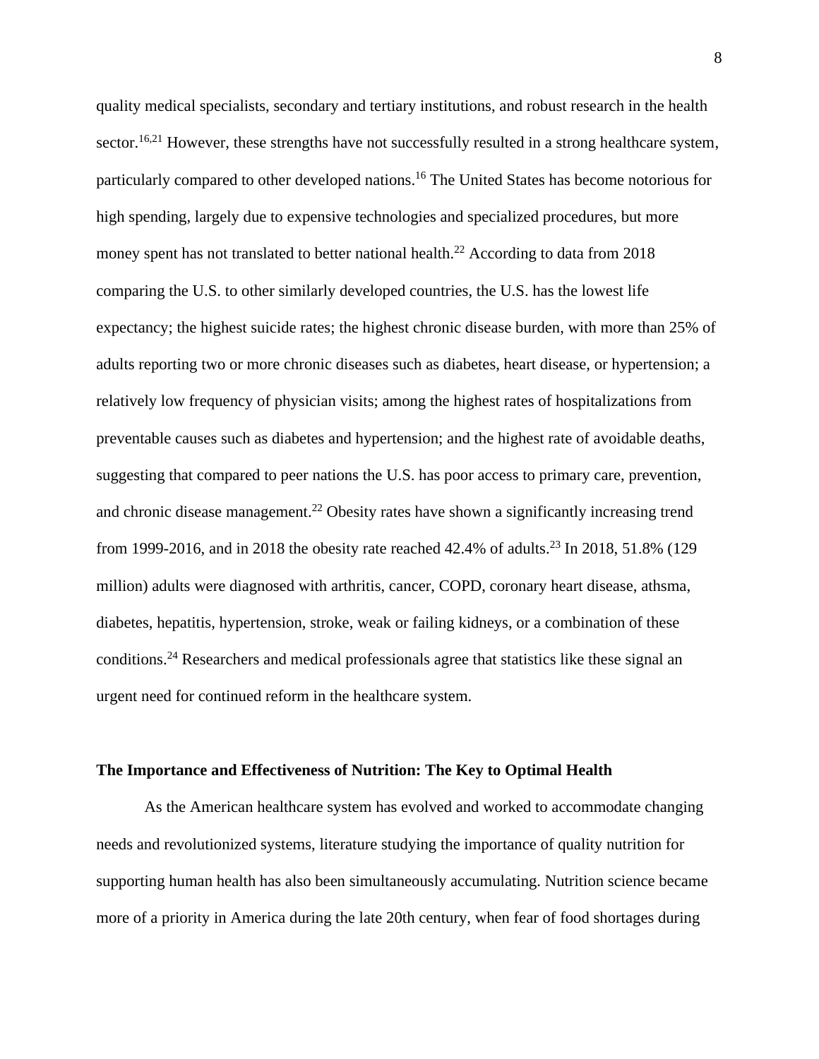quality medical specialists, secondary and tertiary institutions, and robust research in the health sector.[16,21] However, these strengths have not successfully resulted in a strong healthcare system, particularly compared to other developed nations.[16] The United States has become notorious for high spending, largely due to expensive technologies and specialized procedures, but more money spent has not translated to better national health.[22] According to data from 2018 comparing the U.S. to other similarly developed countries, the U.S. has the lowest life expectancy; the highest suicide rates; the highest chronic disease burden, with more than 25% of adults reporting two or more chronic diseases such as diabetes, heart disease, or hypertension; a relatively low frequency of physician visits; among the highest rates of hospitalizations from preventable causes such as diabetes and hypertension; and the highest rate of avoidable deaths, suggesting that compared to peer nations the U.S. has poor access to primary care, prevention, and chronic disease management.[22] Obesity rates have shown a significantly increasing trend from 1999-2016, and in 2018 the obesity rate reached 42.4% of adults.[23] In 2018, 51.8% (129 million) adults were diagnosed with arthritis, cancer, COPD, coronary heart disease, athsma, diabetes, hepatitis, hypertension, stroke, weak or failing kidneys, or a combination of these conditions.[24] Researchers and medical professionals agree that statistics like these signal an urgent need for continued reform in the healthcare system.

## The Importance and Effectiveness of Nutrition: The Key to Optimal Health

As the American healthcare system has evolved and worked to accommodate changing needs and revolutionized systems, literature studying the importance of quality nutrition for supporting human health has also been simultaneously accumulating. Nutrition science became more of a priority in America during the late 20th century, when fear of food shortages during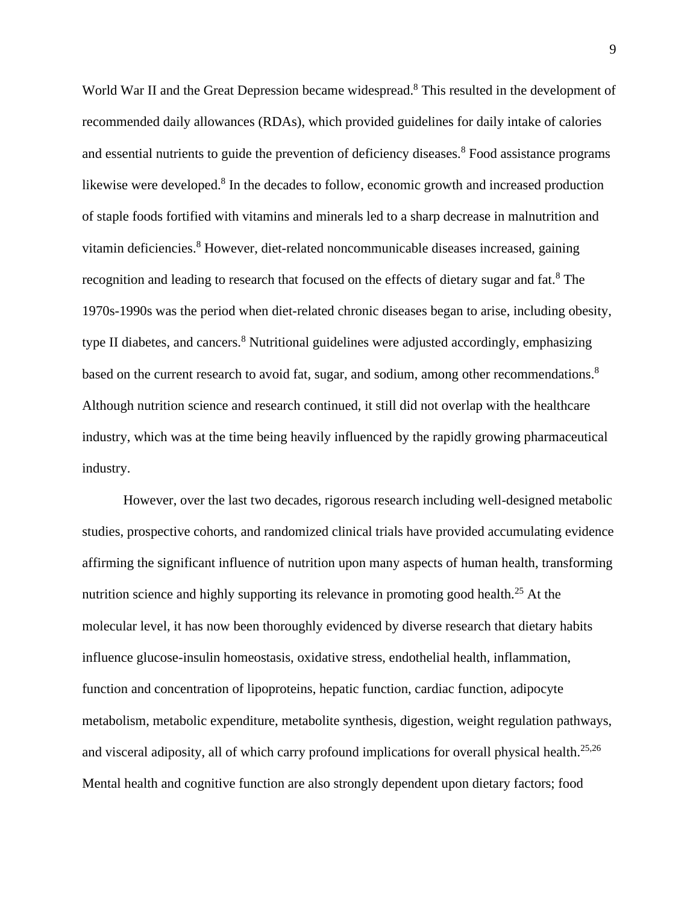World War II and the Great Depression became widespread.[8] This resulted in the development of recommended daily allowances (RDAs), which provided guidelines for daily intake of calories and essential nutrients to guide the prevention of deficiency diseases.[8] Food assistance programs likewise were developed.[8] In the decades to follow, economic growth and increased production of staple foods fortified with vitamins and minerals led to a sharp decrease in malnutrition and vitamin deficiencies.[8] However, diet-related noncommunicable diseases increased, gaining recognition and leading to research that focused on the effects of dietary sugar and fat.[8] The 1970s-1990s was the period when diet-related chronic diseases began to arise, including obesity, type II diabetes, and cancers.[8] Nutritional guidelines were adjusted accordingly, emphasizing based on the current research to avoid fat, sugar, and sodium, among other recommendations.[8] Although nutrition science and research continued, it still did not overlap with the healthcare industry, which was at the time being heavily influenced by the rapidly growing pharmaceutical industry.

However, over the last two decades, rigorous research including well-designed metabolic studies, prospective cohorts, and randomized clinical trials have provided accumulating evidence affirming the significant influence of nutrition upon many aspects of human health, transforming nutrition science and highly supporting its relevance in promoting good health.[25] At the molecular level, it has now been thoroughly evidenced by diverse research that dietary habits influence glucose-insulin homeostasis, oxidative stress, endothelial health, inflammation, function and concentration of lipoproteins, hepatic function, cardiac function, adipocyte metabolism, metabolic expenditure, metabolite synthesis, digestion, weight regulation pathways, and visceral adiposity, all of which carry profound implications for overall physical health.[25,26] Mental health and cognitive function are also strongly dependent upon dietary factors; food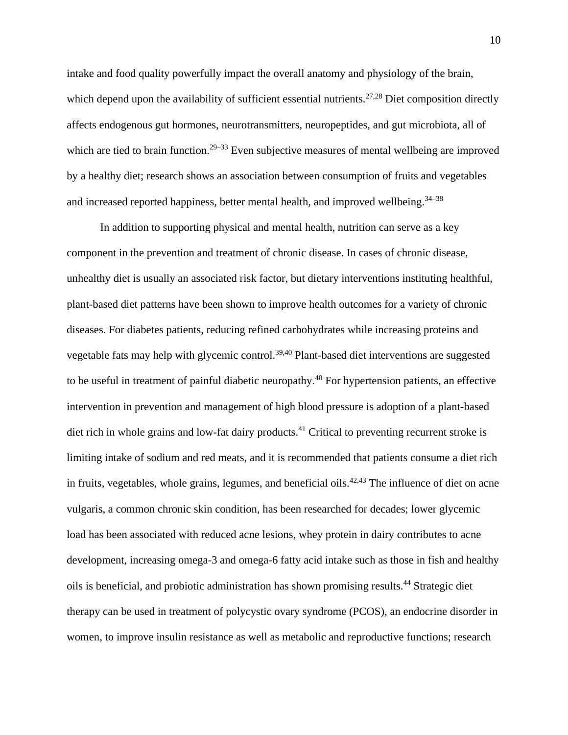intake and food quality powerfully impact the overall anatomy and physiology of the brain, which depend upon the availability of sufficient essential nutrients.[27,28] Diet composition directly affects endogenous gut hormones, neurotransmitters, neuropeptides, and gut microbiota, all of which are tied to brain function.[29–33] Even subjective measures of mental wellbeing are improved by a healthy diet; research shows an association between consumption of fruits and vegetables and increased reported happiness, better mental health, and improved wellbeing.[34–38]

In addition to supporting physical and mental health, nutrition can serve as a key component in the prevention and treatment of chronic disease. In cases of chronic disease, unhealthy diet is usually an associated risk factor, but dietary interventions instituting healthful, plant-based diet patterns have been shown to improve health outcomes for a variety of chronic diseases. For diabetes patients, reducing refined carbohydrates while increasing proteins and vegetable fats may help with glycemic control.[39,40] Plant-based diet interventions are suggested to be useful in treatment of painful diabetic neuropathy.[40] For hypertension patients, an effective intervention in prevention and management of high blood pressure is adoption of a plant-based diet rich in whole grains and low-fat dairy products.[41] Critical to preventing recurrent stroke is limiting intake of sodium and red meats, and it is recommended that patients consume a diet rich in fruits, vegetables, whole grains, legumes, and beneficial oils.[42,43] The influence of diet on acne vulgaris, a common chronic skin condition, has been researched for decades; lower glycemic load has been associated with reduced acne lesions, whey protein in dairy contributes to acne development, increasing omega-3 and omega-6 fatty acid intake such as those in fish and healthy oils is beneficial, and probiotic administration has shown promising results.[44] Strategic diet therapy can be used in treatment of polycystic ovary syndrome (PCOS), an endocrine disorder in women, to improve insulin resistance as well as metabolic and reproductive functions; research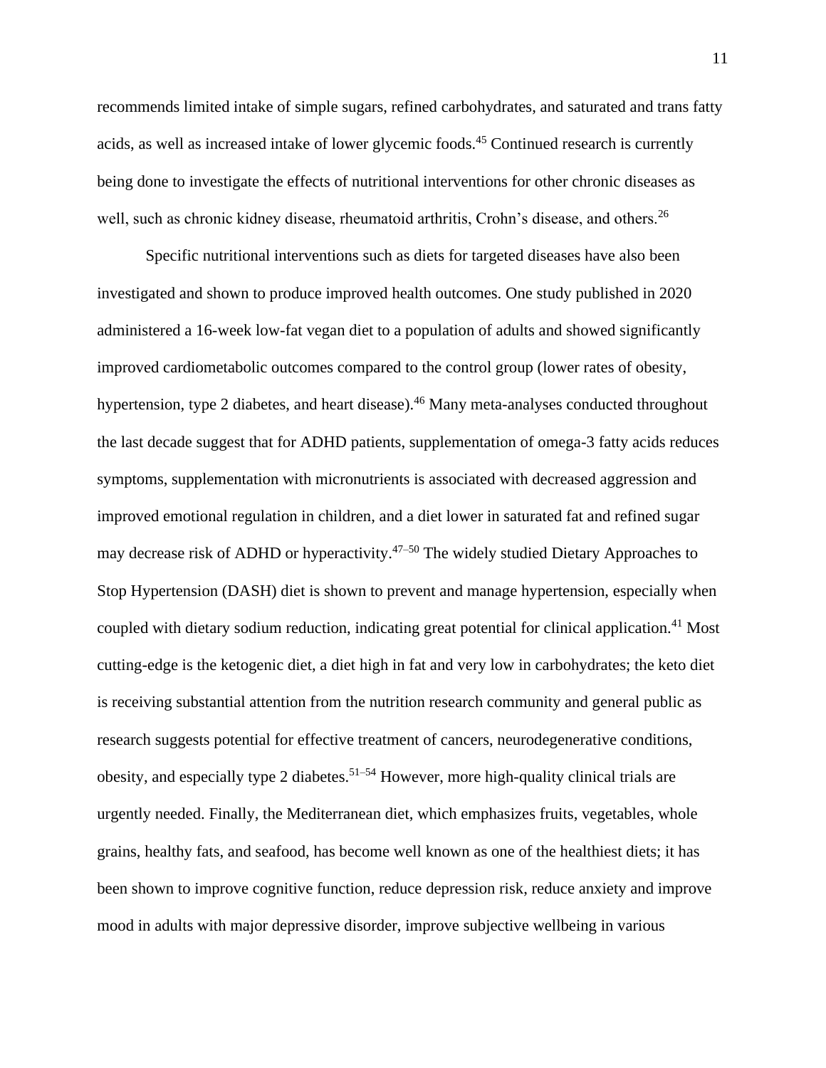recommends limited intake of simple sugars, refined carbohydrates, and saturated and trans fatty acids, as well as increased intake of lower glycemic foods.[45] Continued research is currently being done to investigate the effects of nutritional interventions for other chronic diseases as well, such as chronic kidney disease, rheumatoid arthritis, Crohn's disease, and others.[26]

Specific nutritional interventions such as diets for targeted diseases have also been investigated and shown to produce improved health outcomes. One study published in 2020 administered a 16-week low-fat vegan diet to a population of adults and showed significantly improved cardiometabolic outcomes compared to the control group (lower rates of obesity, hypertension, type 2 diabetes, and heart disease).[46] Many meta-analyses conducted throughout the last decade suggest that for ADHD patients, supplementation of omega-3 fatty acids reduces symptoms, supplementation with micronutrients is associated with decreased aggression and improved emotional regulation in children, and a diet lower in saturated fat and refined sugar may decrease risk of ADHD or hyperactivity.[47–50] The widely studied Dietary Approaches to Stop Hypertension (DASH) diet is shown to prevent and manage hypertension, especially when coupled with dietary sodium reduction, indicating great potential for clinical application.[41] Most cutting-edge is the ketogenic diet, a diet high in fat and very low in carbohydrates; the keto diet is receiving substantial attention from the nutrition research community and general public as research suggests potential for effective treatment of cancers, neurodegenerative conditions, obesity, and especially type 2 diabetes.[51–54] However, more high-quality clinical trials are urgently needed. Finally, the Mediterranean diet, which emphasizes fruits, vegetables, whole grains, healthy fats, and seafood, has become well known as one of the healthiest diets; it has been shown to improve cognitive function, reduce depression risk, reduce anxiety and improve mood in adults with major depressive disorder, improve subjective wellbeing in various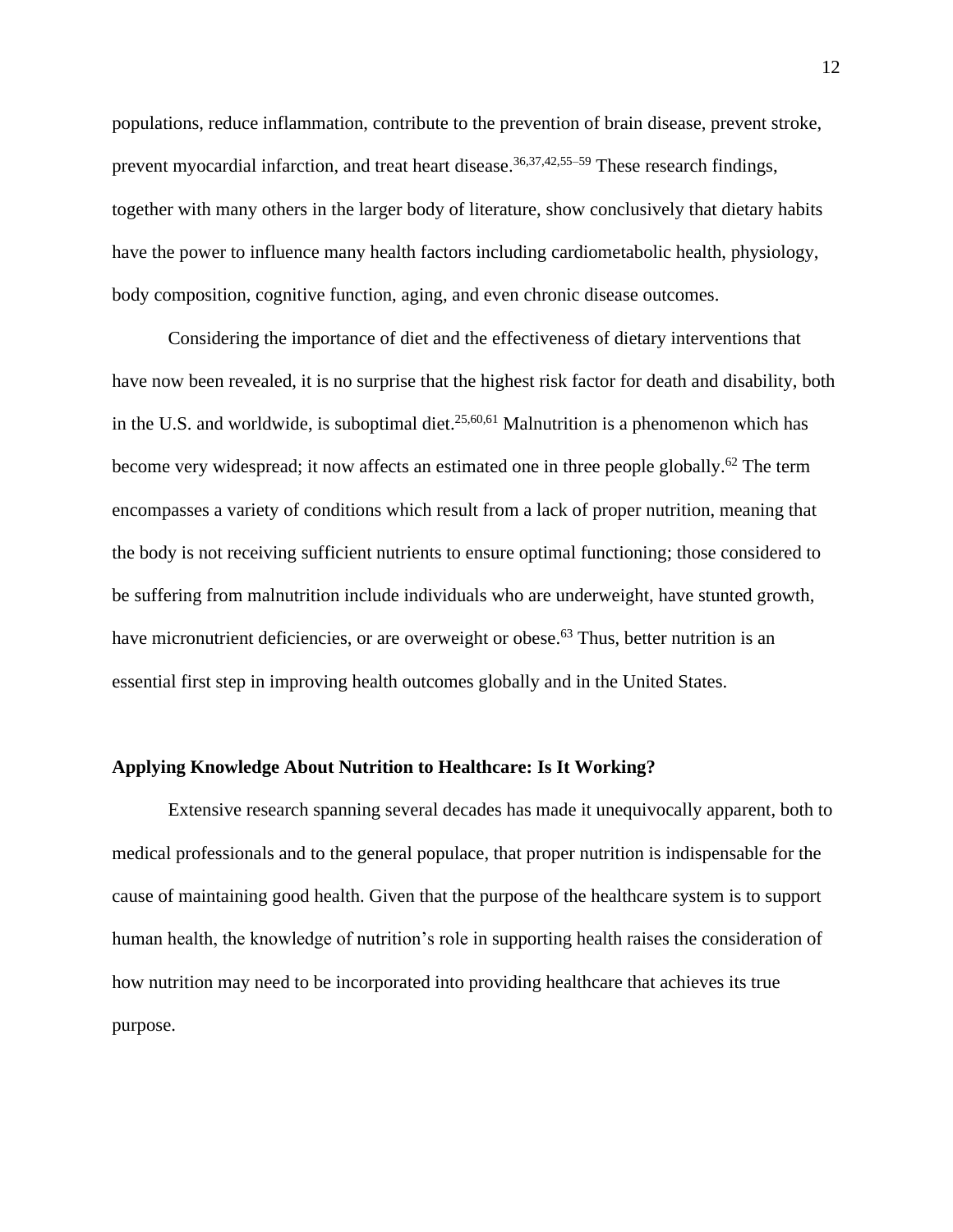populations, reduce inflammation, contribute to the prevention of brain disease, prevent stroke, prevent myocardial infarction, and treat heart disease.[36,37,42,55–59] These research findings, together with many others in the larger body of literature, show conclusively that dietary habits have the power to influence many health factors including cardiometabolic health, physiology, body composition, cognitive function, aging, and even chronic disease outcomes.

Considering the importance of diet and the effectiveness of dietary interventions that have now been revealed, it is no surprise that the highest risk factor for death and disability, both in the U.S. and worldwide, is suboptimal diet.[25,60,61] Malnutrition is a phenomenon which has become very widespread; it now affects an estimated one in three people globally.[62] The term encompasses a variety of conditions which result from a lack of proper nutrition, meaning that the body is not receiving sufficient nutrients to ensure optimal functioning; those considered to be suffering from malnutrition include individuals who are underweight, have stunted growth, have micronutrient deficiencies, or are overweight or obese.[63] Thus, better nutrition is an essential first step in improving health outcomes globally and in the United States.

## Applying Knowledge About Nutrition to Healthcare: Is It Working?

Extensive research spanning several decades has made it unequivocally apparent, both to medical professionals and to the general populace, that proper nutrition is indispensable for the cause of maintaining good health. Given that the purpose of the healthcare system is to support human health, the knowledge of nutrition's role in supporting health raises the consideration of how nutrition may need to be incorporated into providing healthcare that achieves its true purpose.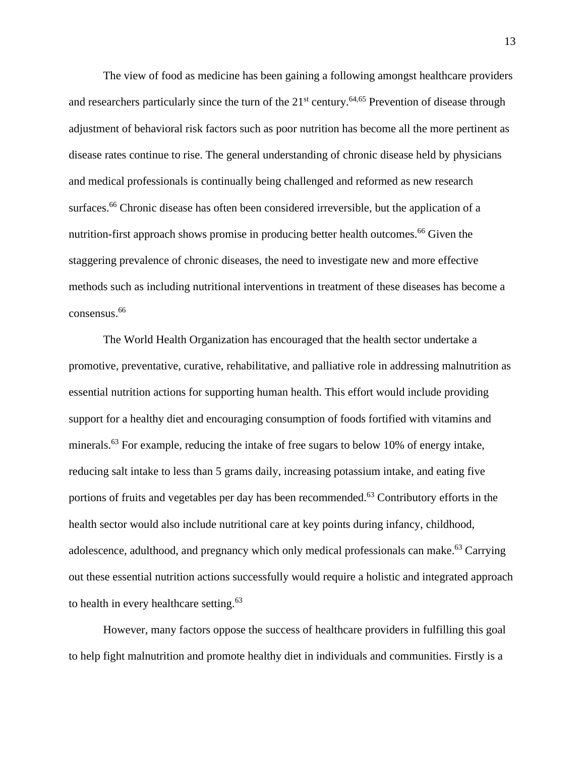The view of food as medicine has been gaining a following amongst healthcare providers and researchers particularly since the turn of the 21st century.[64,65] Prevention of disease through adjustment of behavioral risk factors such as poor nutrition has become all the more pertinent as disease rates continue to rise. The general understanding of chronic disease held by physicians and medical professionals is continually being challenged and reformed as new research surfaces.[66] Chronic disease has often been considered irreversible, but the application of a nutrition-first approach shows promise in producing better health outcomes.[66] Given the staggering prevalence of chronic diseases, the need to investigate new and more effective methods such as including nutritional interventions in treatment of these diseases has become a consensus.[66]

The World Health Organization has encouraged that the health sector undertake a promotive, preventative, curative, rehabilitative, and palliative role in addressing malnutrition as essential nutrition actions for supporting human health. This effort would include providing support for a healthy diet and encouraging consumption of foods fortified with vitamins and minerals.[63] For example, reducing the intake of free sugars to below 10% of energy intake, reducing salt intake to less than 5 grams daily, increasing potassium intake, and eating five portions of fruits and vegetables per day has been recommended.[63] Contributory efforts in the health sector would also include nutritional care at key points during infancy, childhood, adolescence, adulthood, and pregnancy which only medical professionals can make.[63] Carrying out these essential nutrition actions successfully would require a holistic and integrated approach to health in every healthcare setting.[63]

However, many factors oppose the success of healthcare providers in fulfilling this goal to help fight malnutrition and promote healthy diet in individuals and communities. Firstly is a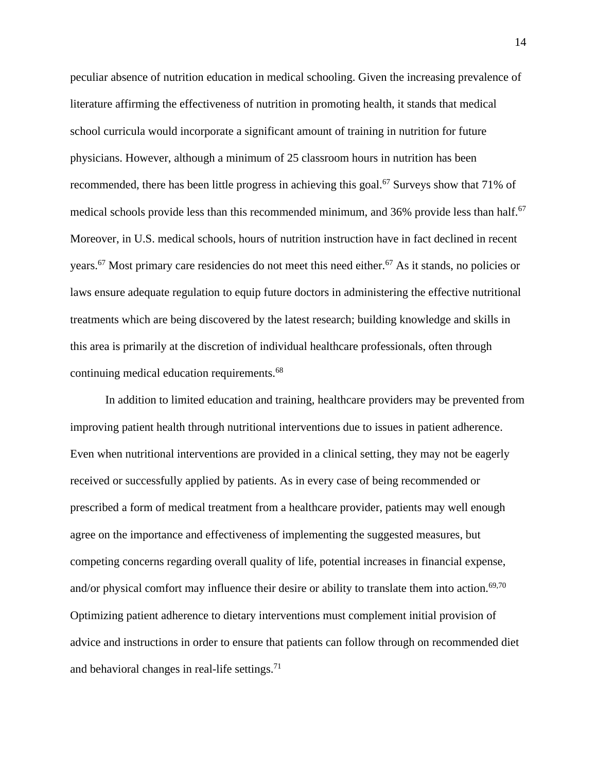peculiar absence of nutrition education in medical schooling. Given the increasing prevalence of literature affirming the effectiveness of nutrition in promoting health, it stands that medical school curricula would incorporate a significant amount of training in nutrition for future physicians. However, although a minimum of 25 classroom hours in nutrition has been recommended, there has been little progress in achieving this goal.[67] Surveys show that 71% of medical schools provide less than this recommended minimum, and 36% provide less than half.[67] Moreover, in U.S. medical schools, hours of nutrition instruction have in fact declined in recent years.[67] Most primary care residencies do not meet this need either.[67] As it stands, no policies or laws ensure adequate regulation to equip future doctors in administering the effective nutritional treatments which are being discovered by the latest research; building knowledge and skills in this area is primarily at the discretion of individual healthcare professionals, often through continuing medical education requirements.[68]

In addition to limited education and training, healthcare providers may be prevented from improving patient health through nutritional interventions due to issues in patient adherence. Even when nutritional interventions are provided in a clinical setting, they may not be eagerly received or successfully applied by patients. As in every case of being recommended or prescribed a form of medical treatment from a healthcare provider, patients may well enough agree on the importance and effectiveness of implementing the suggested measures, but competing concerns regarding overall quality of life, potential increases in financial expense, and/or physical comfort may influence their desire or ability to translate them into action.[69,70] Optimizing patient adherence to dietary interventions must complement initial provision of advice and instructions in order to ensure that patients can follow through on recommended diet and behavioral changes in real-life settings.[71]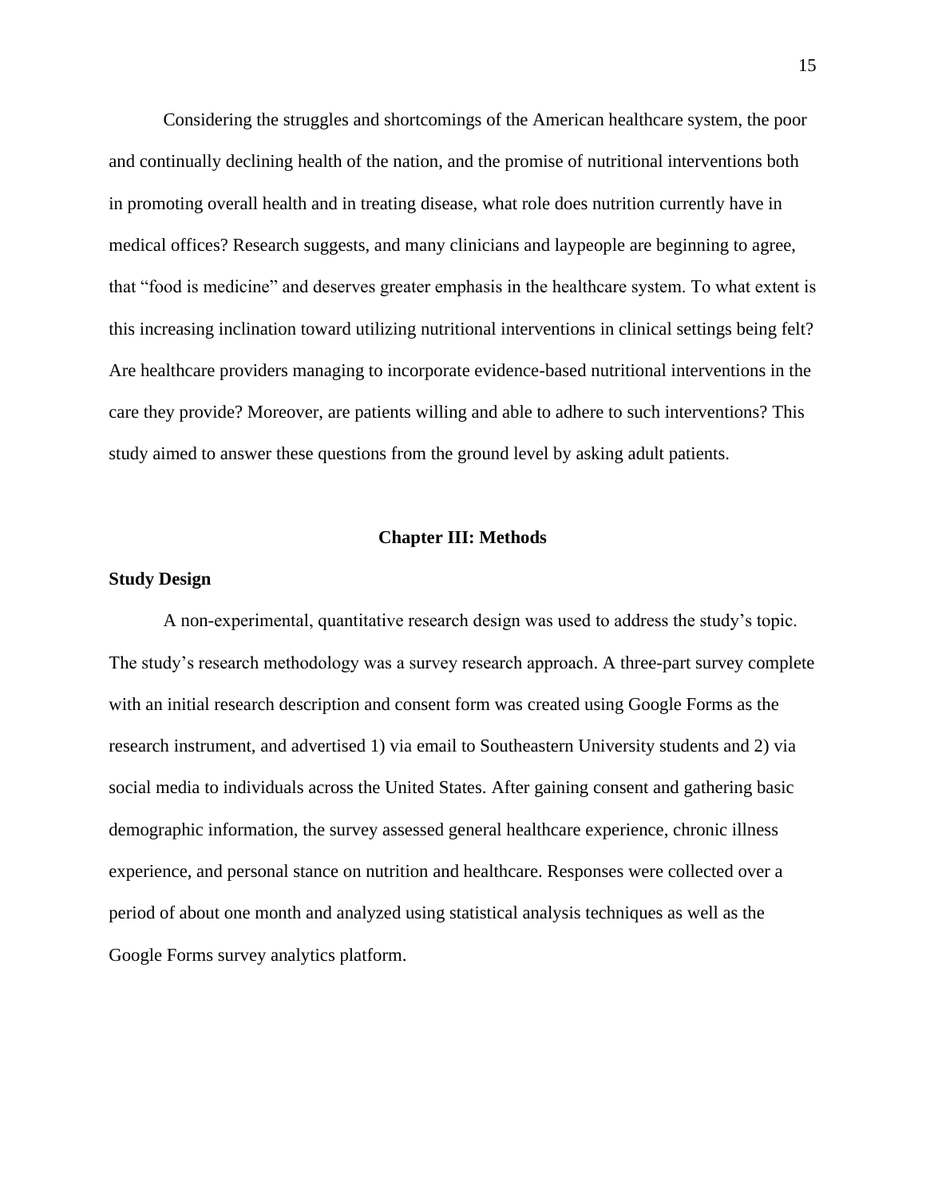Considering the struggles and shortcomings of the American healthcare system, the poor and continually declining health of the nation, and the promise of nutritional interventions both in promoting overall health and in treating disease, what role does nutrition currently have in medical offices? Research suggests, and many clinicians and laypeople are beginning to agree, that "food is medicine" and deserves greater emphasis in the healthcare system. To what extent is this increasing inclination toward utilizing nutritional interventions in clinical settings being felt? Are healthcare providers managing to incorporate evidence-based nutritional interventions in the care they provide? Moreover, are patients willing and able to adhere to such interventions? This study aimed to answer these questions from the ground level by asking adult patients.

# Chapter III: Methods

## Study Design

A non-experimental, quantitative research design was used to address the study's topic. The study's research methodology was a survey research approach. A three-part survey complete with an initial research description and consent form was created using Google Forms as the research instrument, and advertised 1) via email to Southeastern University students and 2) via social media to individuals across the United States. After gaining consent and gathering basic demographic information, the survey assessed general healthcare experience, chronic illness experience, and personal stance on nutrition and healthcare. Responses were collected over a period of about one month and analyzed using statistical analysis techniques as well as the Google Forms survey analytics platform.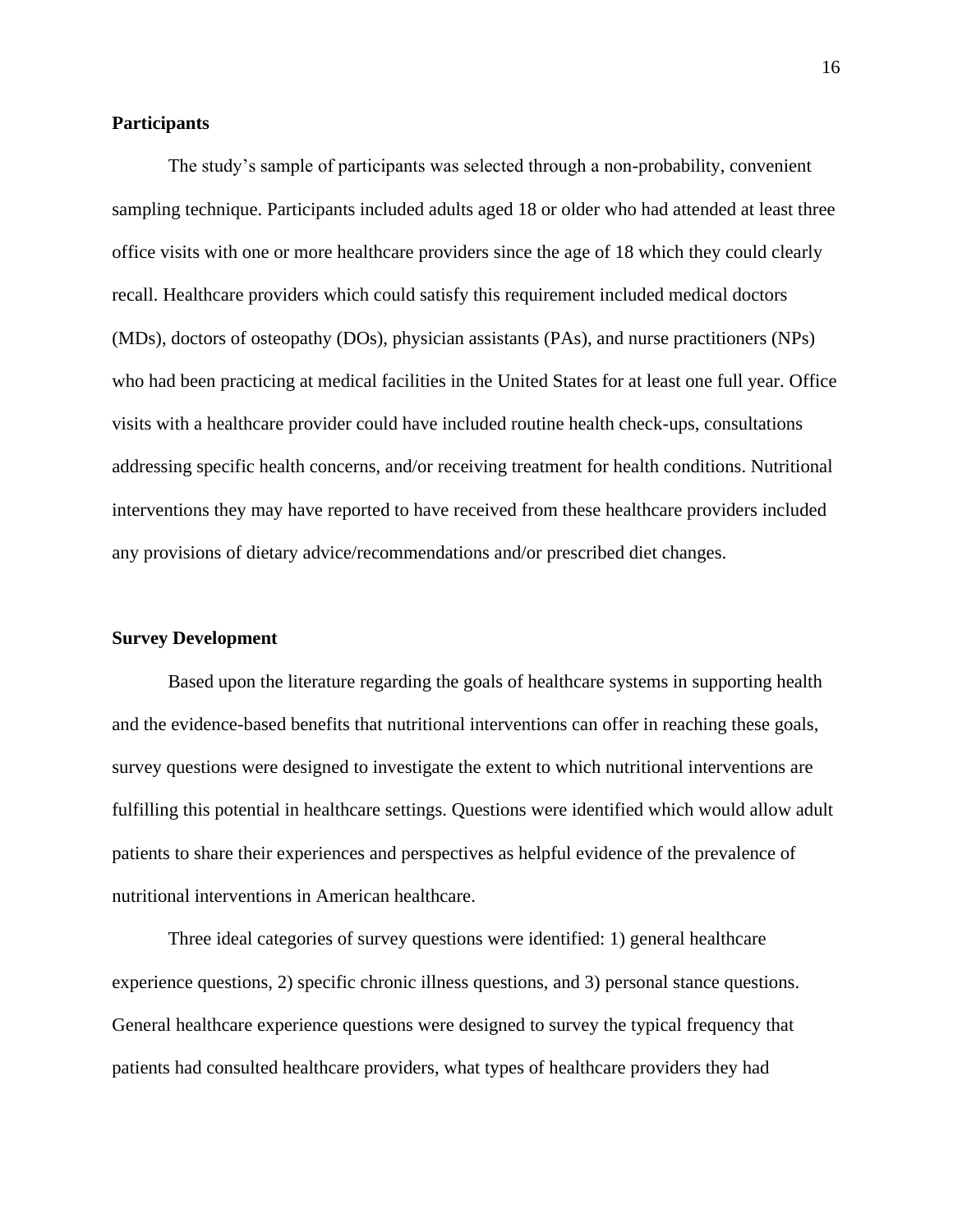**Participants**

The study's sample of participants was selected through a non-probability, convenient sampling technique. Participants included adults aged 18 or older who had attended at least three office visits with one or more healthcare providers since the age of 18 which they could clearly recall. Healthcare providers which could satisfy this requirement included medical doctors (MDs), doctors of osteopathy (DOs), physician assistants (PAs), and nurse practitioners (NPs) who had been practicing at medical facilities in the United States for at least one full year. Office visits with a healthcare provider could have included routine health check-ups, consultations addressing specific health concerns, and/or receiving treatment for health conditions. Nutritional interventions they may have reported to have received from these healthcare providers included any provisions of dietary advice/recommendations and/or prescribed diet changes.

**Survey Development**

Based upon the literature regarding the goals of healthcare systems in supporting health and the evidence-based benefits that nutritional interventions can offer in reaching these goals, survey questions were designed to investigate the extent to which nutritional interventions are fulfilling this potential in healthcare settings. Questions were identified which would allow adult patients to share their experiences and perspectives as helpful evidence of the prevalence of nutritional interventions in American healthcare.

Three ideal categories of survey questions were identified: 1) general healthcare experience questions, 2) specific chronic illness questions, and 3) personal stance questions. General healthcare experience questions were designed to survey the typical frequency that patients had consulted healthcare providers, what types of healthcare providers they had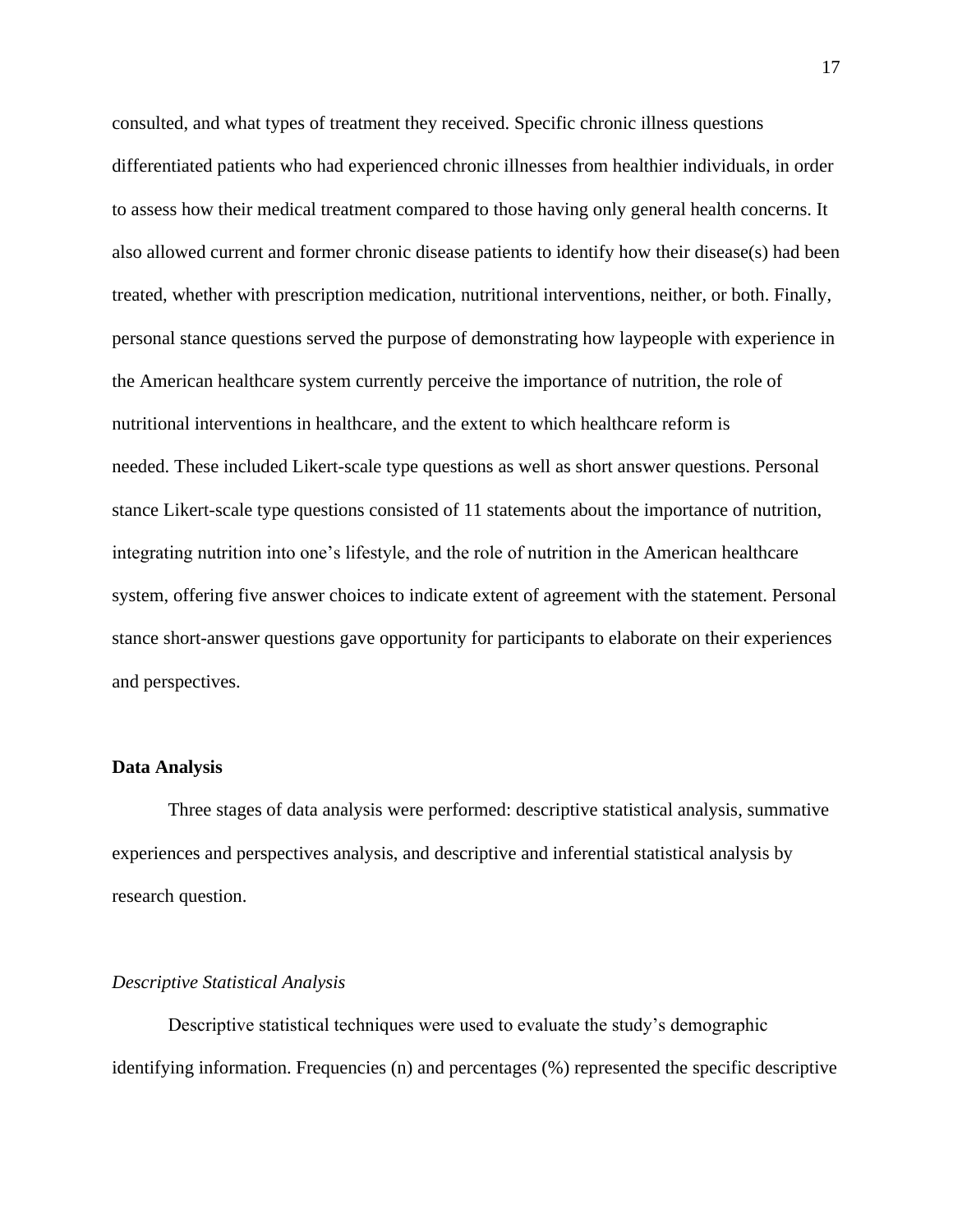consulted, and what types of treatment they received. Specific chronic illness questions differentiated patients who had experienced chronic illnesses from healthier individuals, in order to assess how their medical treatment compared to those having only general health concerns. It also allowed current and former chronic disease patients to identify how their disease(s) had been treated, whether with prescription medication, nutritional interventions, neither, or both. Finally, personal stance questions served the purpose of demonstrating how laypeople with experience in the American healthcare system currently perceive the importance of nutrition, the role of nutritional interventions in healthcare, and the extent to which healthcare reform is needed. These included Likert-scale type questions as well as short answer questions. Personal stance Likert-scale type questions consisted of 11 statements about the importance of nutrition, integrating nutrition into one's lifestyle, and the role of nutrition in the American healthcare system, offering five answer choices to indicate extent of agreement with the statement. Personal stance short-answer questions gave opportunity for participants to elaborate on their experiences and perspectives.

**Data Analysis**

Three stages of data analysis were performed: descriptive statistical analysis, summative experiences and perspectives analysis, and descriptive and inferential statistical analysis by research question.

*Descriptive Statistical Analysis*

Descriptive statistical techniques were used to evaluate the study's demographic identifying information. Frequencies (n) and percentages (%) represented the specific descriptive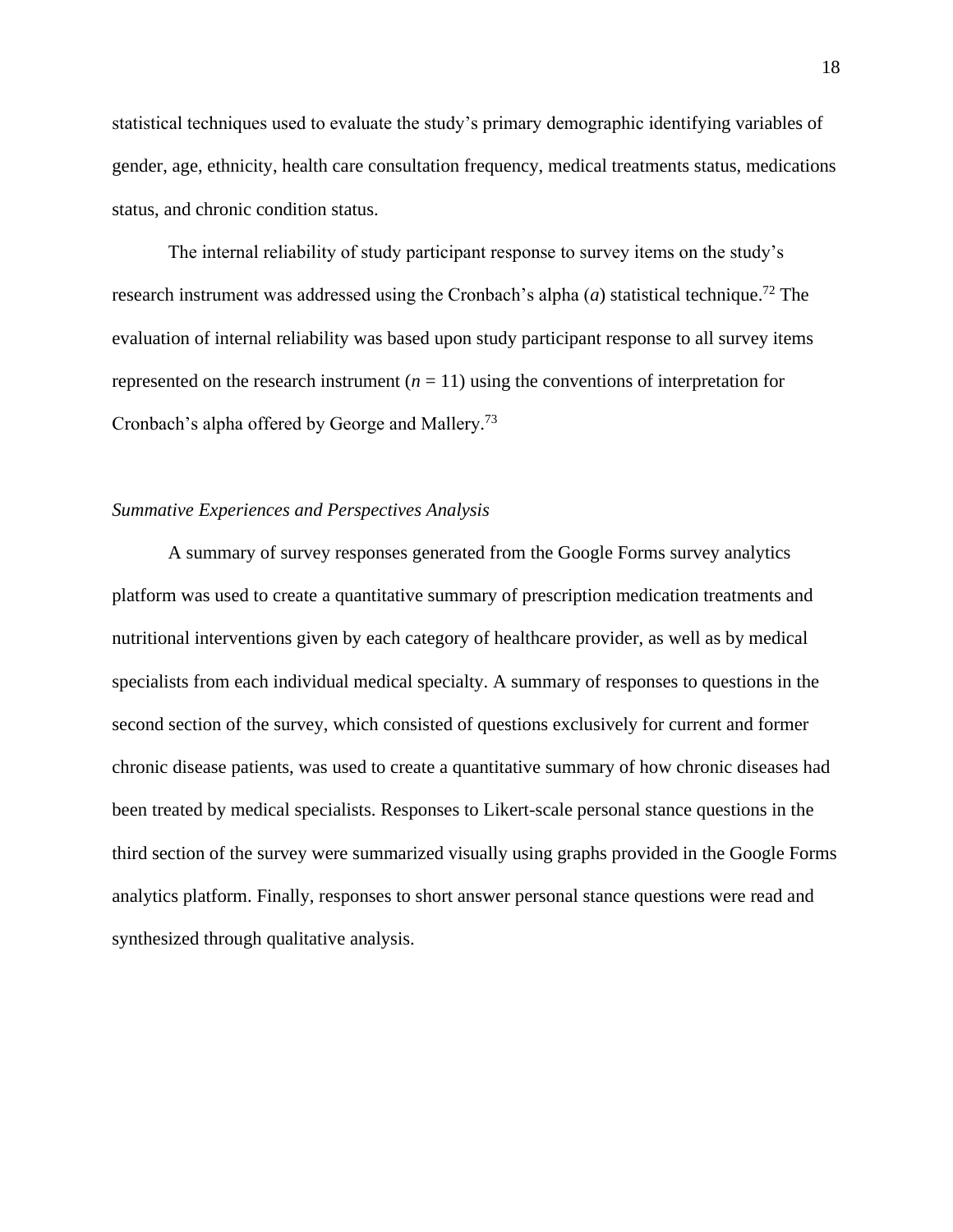statistical techniques used to evaluate the study's primary demographic identifying variables of gender, age, ethnicity, health care consultation frequency, medical treatments status, medications status, and chronic condition status.

The internal reliability of study participant response to survey items on the study's research instrument was addressed using the Cronbach's alpha ($a$) statistical technique.[72] The evaluation of internal reliability was based upon study participant response to all survey items represented on the research instrument ($n = 11$) using the conventions of interpretation for Cronbach's alpha offered by George and Mallery.[73]

*Summative Experiences and Perspectives Analysis*

A summary of survey responses generated from the Google Forms survey analytics platform was used to create a quantitative summary of prescription medication treatments and nutritional interventions given by each category of healthcare provider, as well as by medical specialists from each individual medical specialty. A summary of responses to questions in the second section of the survey, which consisted of questions exclusively for current and former chronic disease patients, was used to create a quantitative summary of how chronic diseases had been treated by medical specialists. Responses to Likert-scale personal stance questions in the third section of the survey were summarized visually using graphs provided in the Google Forms analytics platform. Finally, responses to short answer personal stance questions were read and synthesized through qualitative analysis.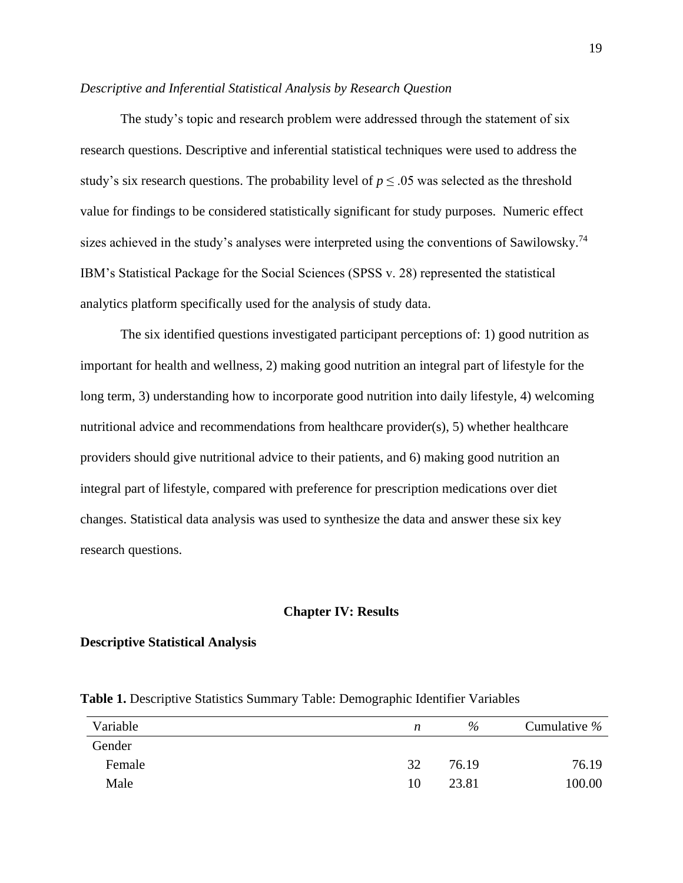*Descriptive and Inferential Statistical Analysis by Research Question*

The study's topic and research problem were addressed through the statement of six research questions. Descriptive and inferential statistical techniques were used to address the study's six research questions. The probability level of $p \leq .05$ was selected as the threshold value for findings to be considered statistically significant for study purposes. Numeric effect sizes achieved in the study's analyses were interpreted using the conventions of Sawilowsky.[74] IBM's Statistical Package for the Social Sciences (SPSS v. 28) represented the statistical analytics platform specifically used for the analysis of study data.

The six identified questions investigated participant perceptions of: 1) good nutrition as important for health and wellness, 2) making good nutrition an integral part of lifestyle for the long term, 3) understanding how to incorporate good nutrition into daily lifestyle, 4) welcoming nutritional advice and recommendations from healthcare provider(s), 5) whether healthcare providers should give nutritional advice to their patients, and 6) making good nutrition an integral part of lifestyle, compared with preference for prescription medications over diet changes. Statistical data analysis was used to synthesize the data and answer these six key research questions.

# Chapter IV: Results

## Descriptive Statistical Analysis

**Table 1.** Descriptive Statistics Summary Table: Demographic Identifier Variables

| Variable | *n* | % | Cumulative % |
|---|---|---|---|
| Gender | | | |
| Female | 32 | 76.19 | 76.19 |
| Male | 10 | 23.81 | 100.00 |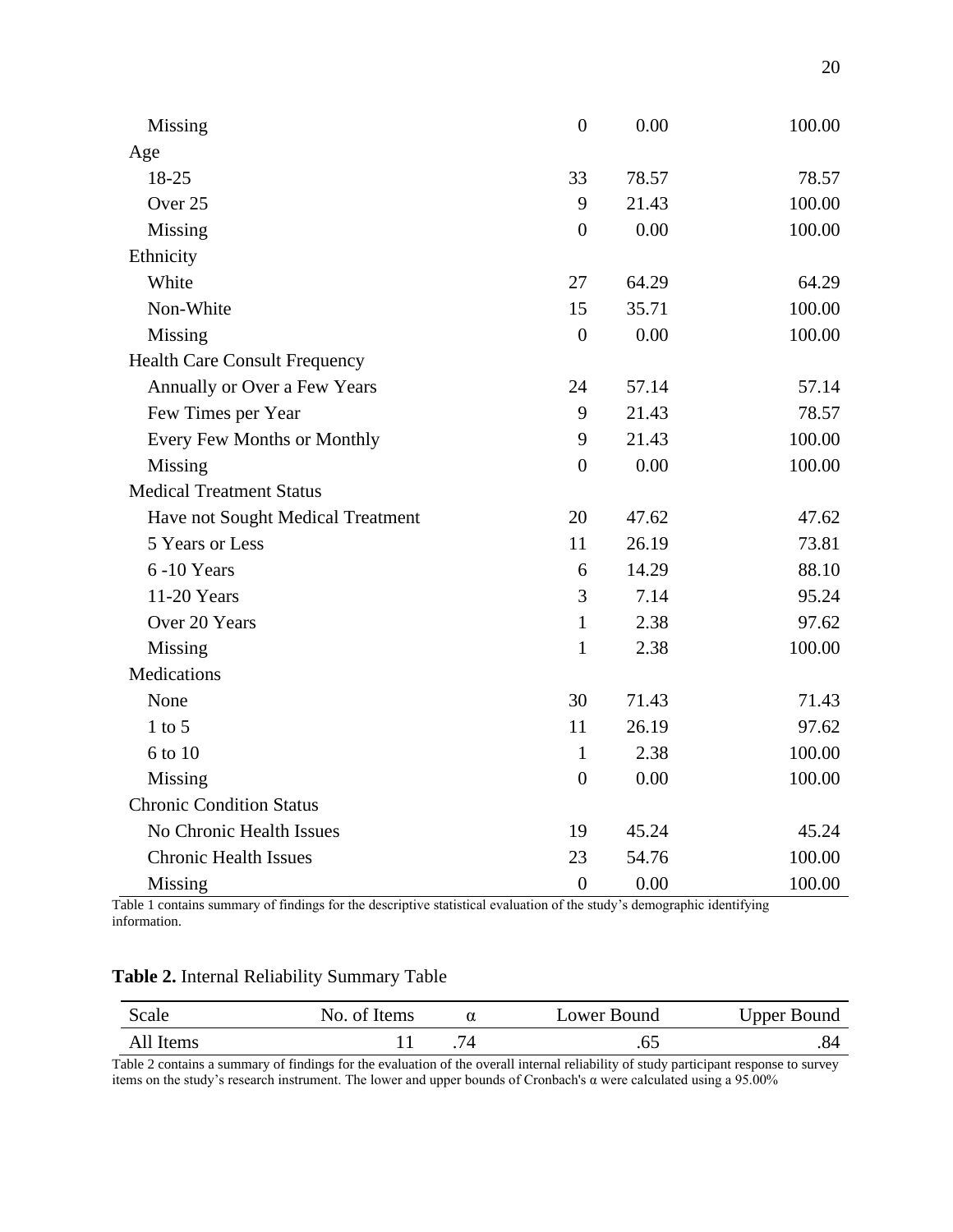| | | | |
|---|---|---|---|
| Missing | 0 | 0.00 | 100.00 |
| Age | | | |
| 18-25 | 33 | 78.57 | 78.57 |
| Over 25 | 9 | 21.43 | 100.00 |
| Missing | 0 | 0.00 | 100.00 |
| Ethnicity | | | |
| White | 27 | 64.29 | 64.29 |
| Non-White | 15 | 35.71 | 100.00 |
| Missing | 0 | 0.00 | 100.00 |
| Health Care Consult Frequency | | | |
| Annually or Over a Few Years | 24 | 57.14 | 57.14 |
| Few Times per Year | 9 | 21.43 | 78.57 |
| Every Few Months or Monthly | 9 | 21.43 | 100.00 |
| Missing | 0 | 0.00 | 100.00 |
| Medical Treatment Status | | | |
| Have not Sought Medical Treatment | 20 | 47.62 | 47.62 |
| 5 Years or Less | 11 | 26.19 | 73.81 |
| 6 -10 Years | 6 | 14.29 | 88.10 |
| 11-20 Years | 3 | 7.14 | 95.24 |
| Over 20 Years | 1 | 2.38 | 97.62 |
| Missing | 1 | 2.38 | 100.00 |
| Medications | | | |
| None | 30 | 71.43 | 71.43 |
| 1 to 5 | 11 | 26.19 | 97.62 |
| 6 to 10 | 1 | 2.38 | 100.00 |
| Missing | 0 | 0.00 | 100.00 |
| Chronic Condition Status | | | |
| No Chronic Health Issues | 19 | 45.24 | 45.24 |
| Chronic Health Issues | 23 | 54.76 | 100.00 |
| Missing | 0 | 0.00 | 100.00 |

Table 1 contains summary of findings for the descriptive statistical evaluation of the study's demographic identifying information.

**Table 2.** Internal Reliability Summary Table

| Scale | No. of Items | α | Lower Bound | Upper Bound |
|---|---|---|---|---|
| All Items | 11 | .74 | .65 | .84 |

Table 2 contains a summary of findings for the evaluation of the overall internal reliability of study participant response to survey items on the study's research instrument. The lower and upper bounds of Cronbach's α were calculated using a 95.00%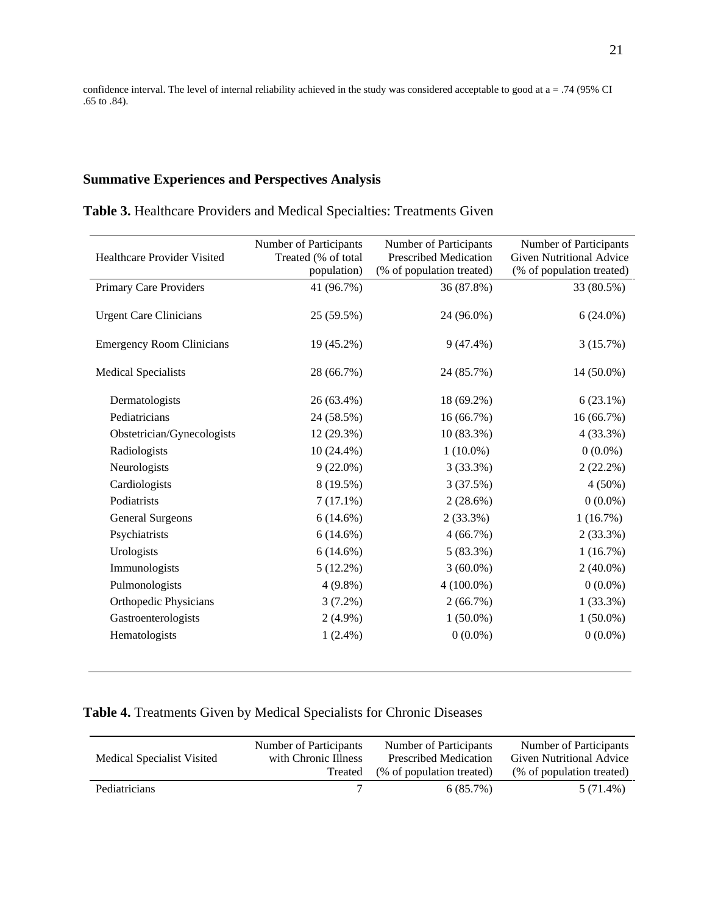confidence interval. The level of internal reliability achieved in the study was considered acceptable to good at a = .74 (95% CI .65 to .84).

## Summative Experiences and Perspectives Analysis

**Table 3.** Healthcare Providers and Medical Specialties: Treatments Given

| Healthcare Provider Visited | Number of Participants Treated (% of total population) | Number of Participants Prescribed Medication (% of population treated) | Number of Participants Given Nutritional Advice (% of population treated) |
|---|---|---|---|
| Primary Care Providers | 41 (96.7%) | 36 (87.8%) | 33 (80.5%) |
| Urgent Care Clinicians | 25 (59.5%) | 24 (96.0%) | 6 (24.0%) |
| Emergency Room Clinicians | 19 (45.2%) | 9 (47.4%) | 3 (15.7%) |
| Medical Specialists | 28 (66.7%) | 24 (85.7%) | 14 (50.0%) |
| Dermatologists | 26 (63.4%) | 18 (69.2%) | 6 (23.1%) |
| Pediatricians | 24 (58.5%) | 16 (66.7%) | 16 (66.7%) |
| Obstetrician/Gynecologists | 12 (29.3%) | 10 (83.3%) | 4 (33.3%) |
| Radiologists | 10 (24.4%) | 1 (10.0%) | 0 (0.0%) |
| Neurologists | 9 (22.0%) | 3 (33.3%) | 2 (22.2%) |
| Cardiologists | 8 (19.5%) | 3 (37.5%) | 4 (50%) |
| Podiatrists | 7 (17.1%) | 2 (28.6%) | 0 (0.0%) |
| General Surgeons | 6 (14.6%) | 2 (33.3%) | 1 (16.7%) |
| Psychiatrists | 6 (14.6%) | 4 (66.7%) | 2 (33.3%) |
| Urologists | 6 (14.6%) | 5 (83.3%) | 1 (16.7%) |
| Immunologists | 5 (12.2%) | 3 (60.0%) | 2 (40.0%) |
| Pulmonologists | 4 (9.8%) | 4 (100.0%) | 0 (0.0%) |
| Orthopedic Physicians | 3 (7.2%) | 2 (66.7%) | 1 (33.3%) |
| Gastroenterologists | 2 (4.9%) | 1 (50.0%) | 1 (50.0%) |
| Hematologists | 1 (2.4%) | 0 (0.0%) | 0 (0.0%) |

**Table 4.** Treatments Given by Medical Specialists for Chronic Diseases

| Medical Specialist Visited | Number of Participants with Chronic Illness Treated | Number of Participants Prescribed Medication (% of population treated) | Number of Participants Given Nutritional Advice (% of population treated) |
|---|---|---|---|
| Pediatricians | 7 | 6 (85.7%) | 5 (71.4%) |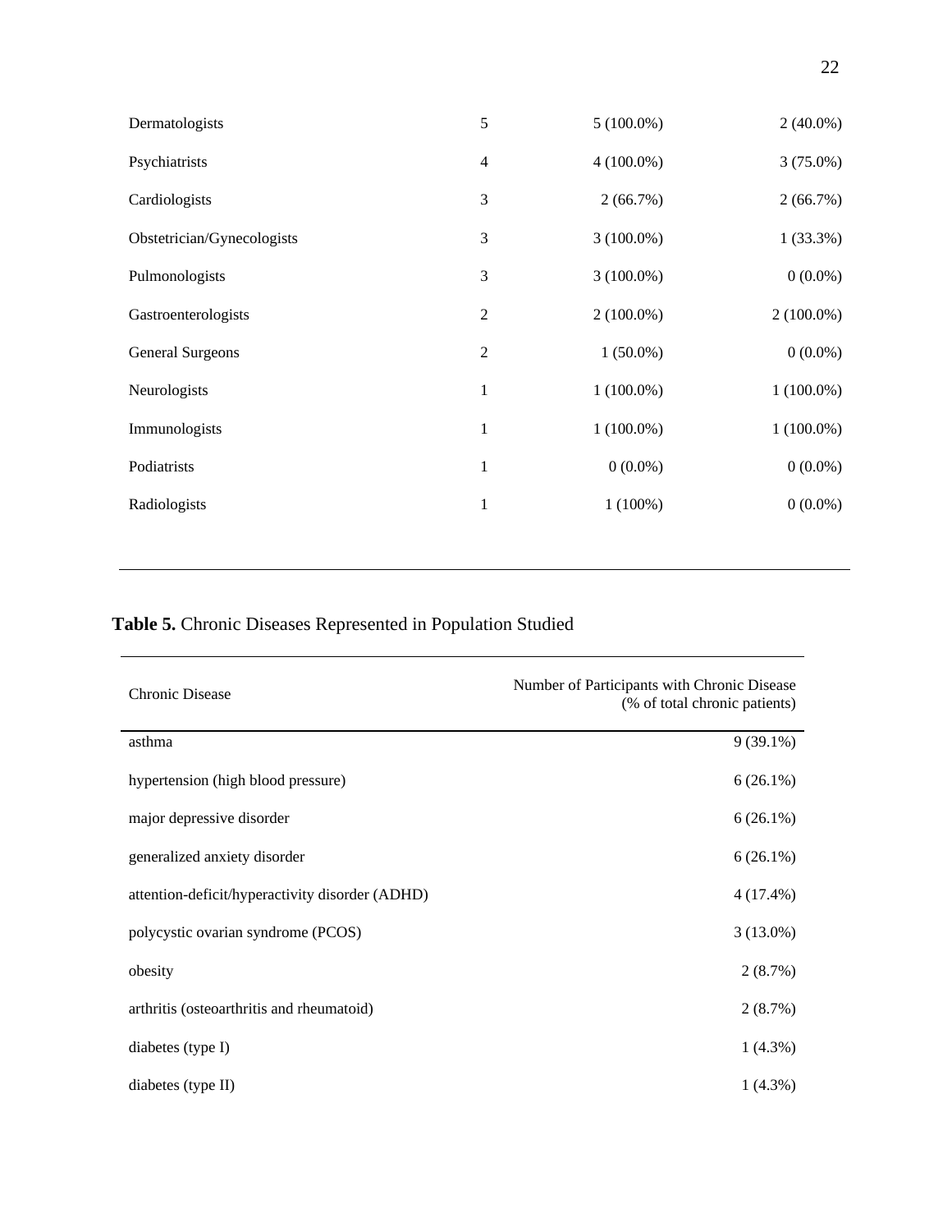| | | | |
|---|---|---|---|
| Dermatologists | 5 | 5 (100.0%) | 2 (40.0%) |
| Psychiatrists | 4 | 4 (100.0%) | 3 (75.0%) |
| Cardiologists | 3 | 2 (66.7%) | 2 (66.7%) |
| Obstetrician/Gynecologists | 3 | 3 (100.0%) | 1 (33.3%) |
| Pulmonologists | 3 | 3 (100.0%) | 0 (0.0%) |
| Gastroenterologists | 2 | 2 (100.0%) | 2 (100.0%) |
| General Surgeons | 2 | 1 (50.0%) | 0 (0.0%) |
| Neurologists | 1 | 1 (100.0%) | 1 (100.0%) |
| Immunologists | 1 | 1 (100.0%) | 1 (100.0%) |
| Podiatrists | 1 | 0 (0.0%) | 0 (0.0%) |
| Radiologists | 1 | 1 (100%) | 0 (0.0%) |

**Table 5.** Chronic Diseases Represented in Population Studied

| Chronic Disease | Number of Participants with Chronic Disease (% of total chronic patients) |
|---|---|
| asthma | 9 (39.1%) |
| hypertension (high blood pressure) | 6 (26.1%) |
| major depressive disorder | 6 (26.1%) |
| generalized anxiety disorder | 6 (26.1%) |
| attention-deficit/hyperactivity disorder (ADHD) | 4 (17.4%) |
| polycystic ovarian syndrome (PCOS) | 3 (13.0%) |
| obesity | 2 (8.7%) |
| arthritis (osteoarthritis and rheumatoid) | 2 (8.7%) |
| diabetes (type I) | 1 (4.3%) |
| diabetes (type II) | 1 (4.3%) |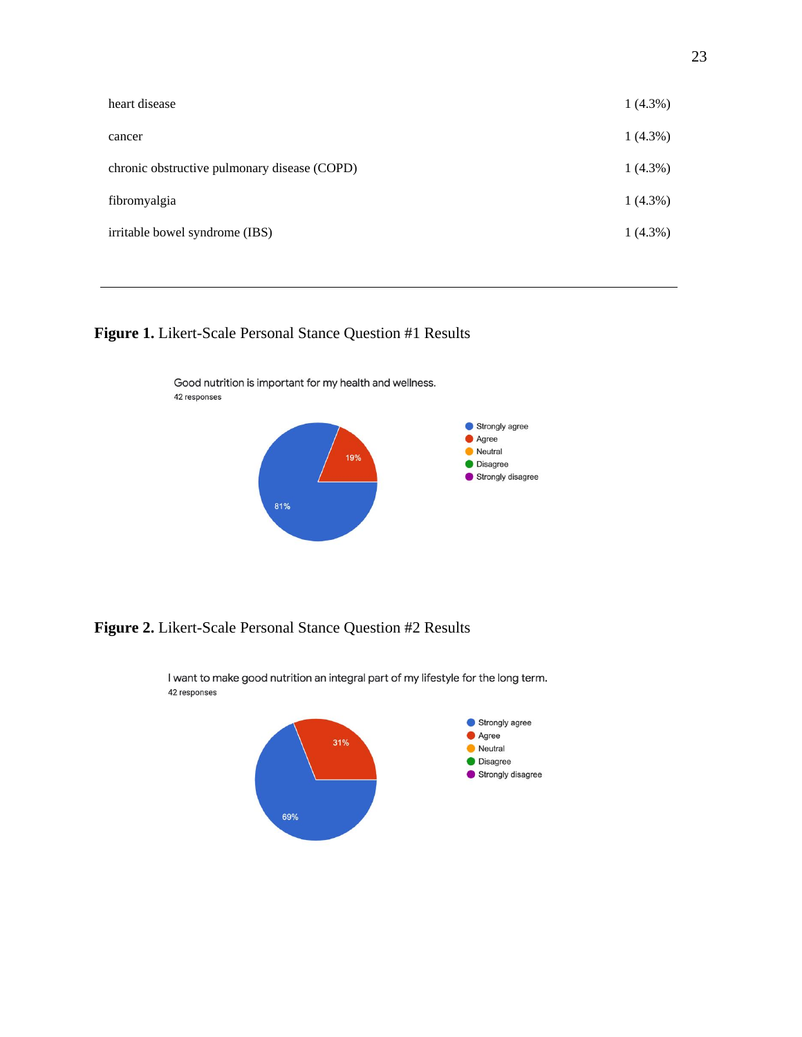| | |
|---|---|
| heart disease | 1 (4.3%) |
| cancer | 1 (4.3%) |
| chronic obstructive pulmonary disease (COPD) | 1 (4.3%) |
| fibromyalgia | 1 (4.3%) |
| irritable bowel syndrome (IBS) | 1 (4.3%) |

**Figure 1.** Likert-Scale Personal Stance Question #1 Results

Good nutrition is important for my health and wellness.
42 responses

- Strongly agree: 81%
- Agree: 19%
- Neutral
- Disagree
- Strongly disagree

**Figure 2.** Likert-Scale Personal Stance Question #2 Results

I want to make good nutrition an integral part of my lifestyle for the long term.
42 responses

- Strongly agree: 69%
- Agree: 31%
- Neutral
- Disagree
- Strongly disagree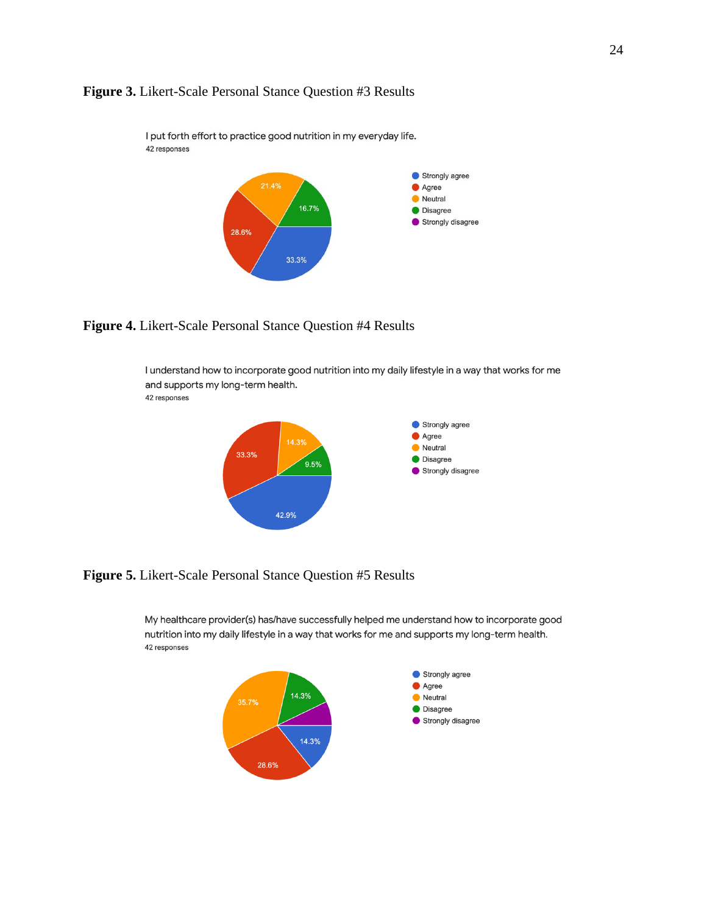**Figure 3.** Likert-Scale Personal Stance Question #3 Results

I put forth effort to practice good nutrition in my everyday life.
42 responses

- Strongly agree: 33.3%
- Agree: 28.6%
- Neutral: 21.4%
- Disagree: 16.7%
- Strongly disagree

**Figure 4.** Likert-Scale Personal Stance Question #4 Results

I understand how to incorporate good nutrition into my daily lifestyle in a way that works for me and supports my long-term health.
42 responses

- Strongly agree: 42.9%
- Agree: 33.3%
- Neutral: 14.3%
- Disagree: 9.5%
- Strongly disagree

**Figure 5.** Likert-Scale Personal Stance Question #5 Results

My healthcare provider(s) has/have successfully helped me understand how to incorporate good nutrition into my daily lifestyle in a way that works for me and supports my long-term health.
42 responses

- Strongly agree: 14.3%
- Agree: 28.6%
- Neutral: 35.7%
- Disagree: 14.3%
- Strongly disagree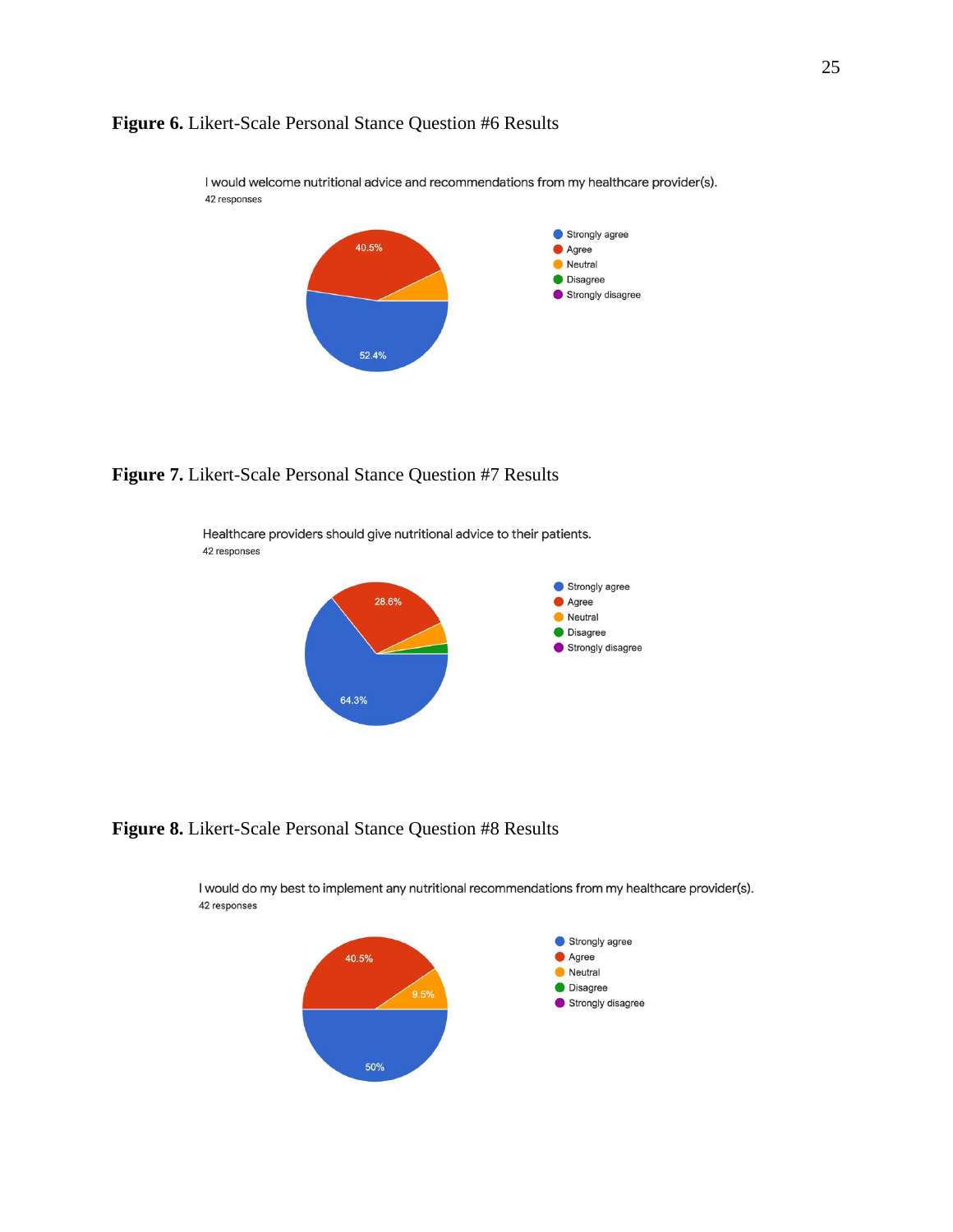**Figure 6.** Likert-Scale Personal Stance Question #6 Results

I would welcome nutritional advice and recommendations from my healthcare provider(s).
42 responses

- Strongly agree: 52.4%
- Agree: 40.5%
- Neutral
- Disagree
- Strongly disagree

**Figure 7.** Likert-Scale Personal Stance Question #7 Results

Healthcare providers should give nutritional advice to their patients.
42 responses

- Strongly agree: 64.3%
- Agree: 28.6%
- Neutral
- Disagree
- Strongly disagree

**Figure 8.** Likert-Scale Personal Stance Question #8 Results

I would do my best to implement any nutritional recommendations from my healthcare provider(s).
42 responses

- Strongly agree: 50%
- Agree: 40.5%
- Neutral: 9.5%
- Disagree
- Strongly disagree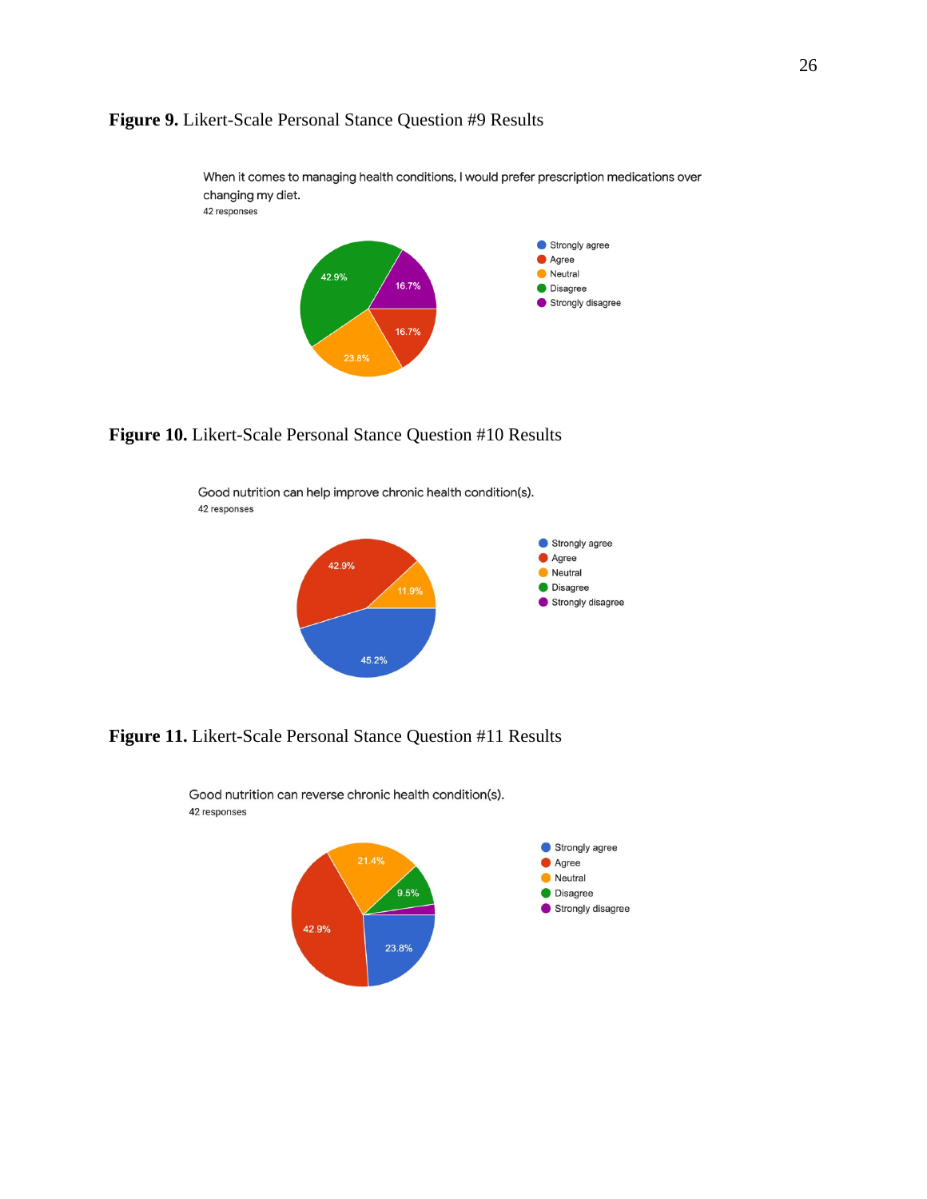**Figure 9.** Likert-Scale Personal Stance Question #9 Results

When it comes to managing health conditions, I would prefer prescription medications over changing my diet.
42 responses

- Strongly agree
- Agree: 16.7%
- Neutral: 23.8%
- Disagree: 42.9%
- Strongly disagree: 16.7%

**Figure 10.** Likert-Scale Personal Stance Question #10 Results

Good nutrition can help improve chronic health condition(s).
42 responses

- Strongly agree: 45.2%
- Agree: 42.9%
- Neutral: 11.9%
- Disagree
- Strongly disagree

**Figure 11.** Likert-Scale Personal Stance Question #11 Results

Good nutrition can reverse chronic health condition(s).
42 responses

- Strongly agree: 23.8%
- Agree: 42.9%
- Neutral: 21.4%
- Disagree: 9.5%
- Strongly disagree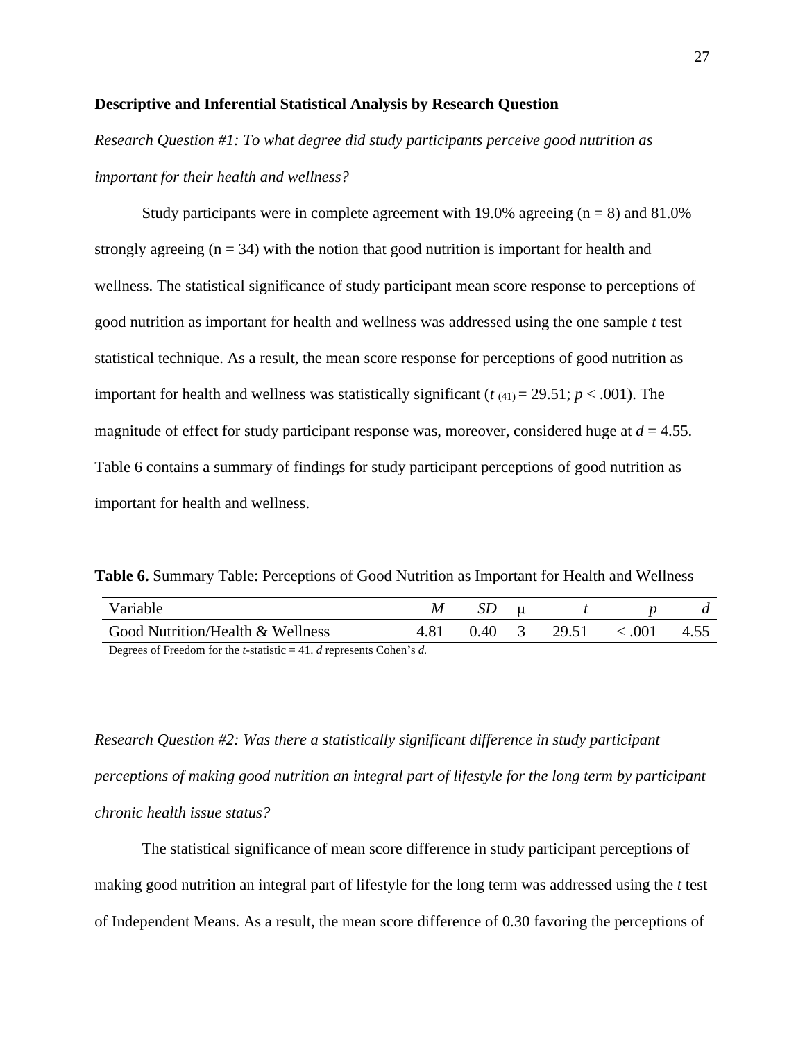**Descriptive and Inferential Statistical Analysis by Research Question**

*Research Question #1: To what degree did study participants perceive good nutrition as important for their health and wellness?*

Study participants were in complete agreement with 19.0% agreeing (n = 8) and 81.0% strongly agreeing (n = 34) with the notion that good nutrition is important for health and wellness. The statistical significance of study participant mean score response to perceptions of good nutrition as important for health and wellness was addressed using the one sample *t* test statistical technique. As a result, the mean score response for perceptions of good nutrition as important for health and wellness was statistically significant ($t_{(41)} = 29.51$; $p < .001$). The magnitude of effect for study participant response was, moreover, considered huge at $d = 4.55$. Table 6 contains a summary of findings for study participant perceptions of good nutrition as important for health and wellness.

**Table 6.** Summary Table: Perceptions of Good Nutrition as Important for Health and Wellness

| Variable | *M* | *SD* | μ | *t* | *p* | *d* |
|---|---|---|---|---|---|---|
| Good Nutrition/Health & Wellness | 4.81 | 0.40 | 3 | 29.51 | < .001 | 4.55 |

Degrees of Freedom for the *t*-statistic = 41. *d* represents Cohen's *d.*

*Research Question #2: Was there a statistically significant difference in study participant perceptions of making good nutrition an integral part of lifestyle for the long term by participant chronic health issue status?*

The statistical significance of mean score difference in study participant perceptions of making good nutrition an integral part of lifestyle for the long term was addressed using the *t* test of Independent Means. As a result, the mean score difference of 0.30 favoring the perceptions of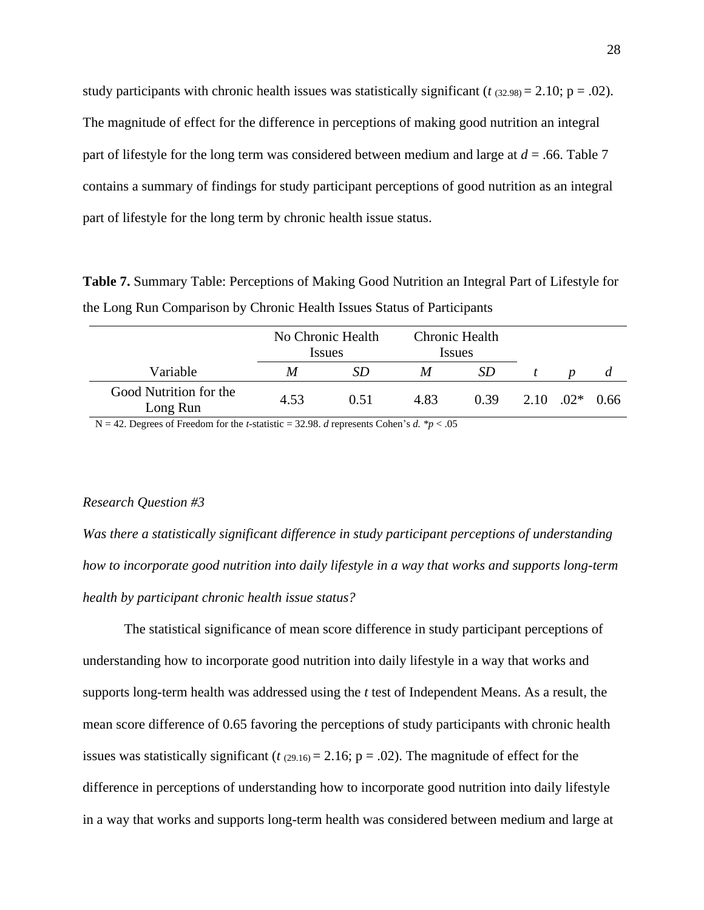study participants with chronic health issues was statistically significant ($t_{(32.98)} = 2.10$; $p = .02$). The magnitude of effect for the difference in perceptions of making good nutrition an integral part of lifestyle for the long term was considered between medium and large at $d = .66$. Table 7 contains a summary of findings for study participant perceptions of good nutrition as an integral part of lifestyle for the long term by chronic health issue status.

**Table 7.** Summary Table: Perceptions of Making Good Nutrition an Integral Part of Lifestyle for the Long Run Comparison by Chronic Health Issues Status of Participants

| | No Chronic Health Issues | | Chronic Health Issues | | | | |
|---|---|---|---|---|---|---|---|
| Variable | *M* | *SD* | *M* | *SD* | *t* | *p* | *d* |
| Good Nutrition for the Long Run | 4.53 | 0.51 | 4.83 | 0.39 | 2.10 | .02* | 0.66 |

N = 42. Degrees of Freedom for the *t*-statistic = 32.98. *d* represents Cohen's *d*. $*p < .05$

*Research Question #3*

*Was there a statistically significant difference in study participant perceptions of understanding how to incorporate good nutrition into daily lifestyle in a way that works and supports long-term health by participant chronic health issue status?*

The statistical significance of mean score difference in study participant perceptions of understanding how to incorporate good nutrition into daily lifestyle in a way that works and supports long-term health was addressed using the *t* test of Independent Means. As a result, the mean score difference of 0.65 favoring the perceptions of study participants with chronic health issues was statistically significant ($t_{(29.16)} = 2.16$; $p = .02$). The magnitude of effect for the difference in perceptions of understanding how to incorporate good nutrition into daily lifestyle in a way that works and supports long-term health was considered between medium and large at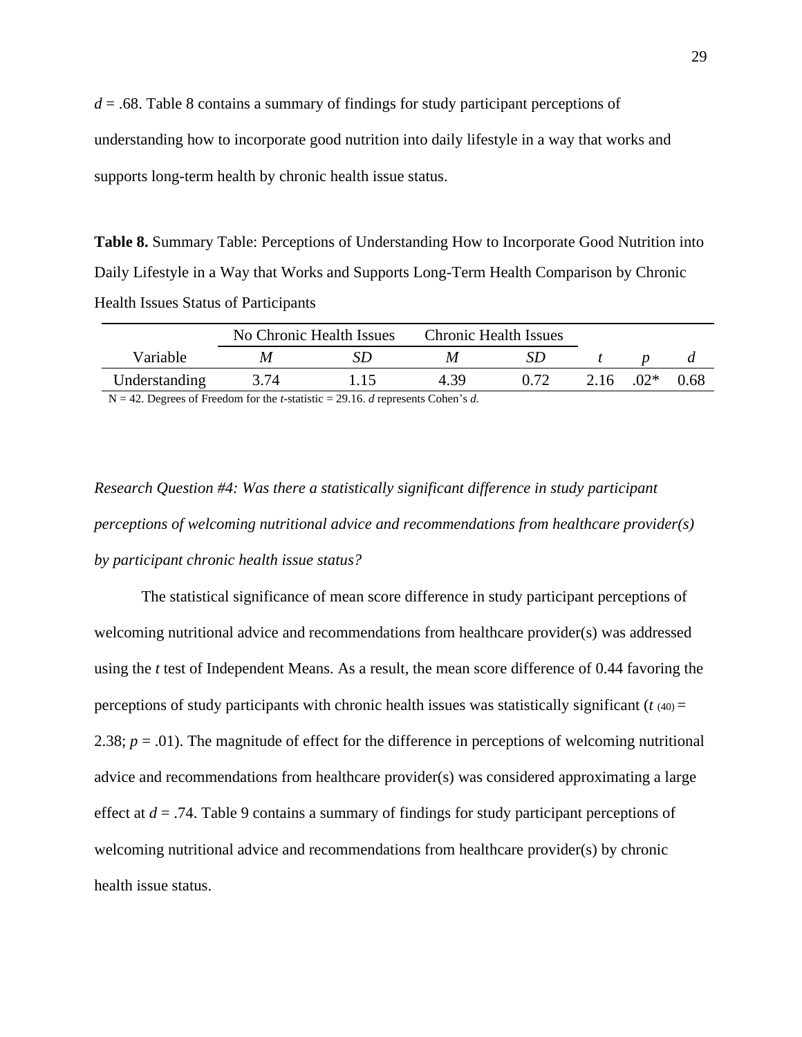$d = .68$. Table 8 contains a summary of findings for study participant perceptions of understanding how to incorporate good nutrition into daily lifestyle in a way that works and supports long-term health by chronic health issue status.

**Table 8.** Summary Table: Perceptions of Understanding How to Incorporate Good Nutrition into Daily Lifestyle in a Way that Works and Supports Long-Term Health Comparison by Chronic Health Issues Status of Participants

| | No Chronic Health Issues | | Chronic Health Issues | | | | |
|---|---|---|---|---|---|---|---|
| Variable | *M* | *SD* | *M* | *SD* | *t* | *p* | *d* |
| Understanding | 3.74 | 1.15 | 4.39 | 0.72 | 2.16 | .02* | 0.68 |

N = 42. Degrees of Freedom for the *t*-statistic = 29.16. *d* represents Cohen's *d.*

*Research Question #4: Was there a statistically significant difference in study participant perceptions of welcoming nutritional advice and recommendations from healthcare provider(s) by participant chronic health issue status?*

The statistical significance of mean score difference in study participant perceptions of welcoming nutritional advice and recommendations from healthcare provider(s) was addressed using the *t* test of Independent Means. As a result, the mean score difference of 0.44 favoring the perceptions of study participants with chronic health issues was statistically significant ($t_{(40)} = 2.38$; $p = .01$). The magnitude of effect for the difference in perceptions of welcoming nutritional advice and recommendations from healthcare provider(s) was considered approximating a large effect at $d = .74$. Table 9 contains a summary of findings for study participant perceptions of welcoming nutritional advice and recommendations from healthcare provider(s) by chronic health issue status.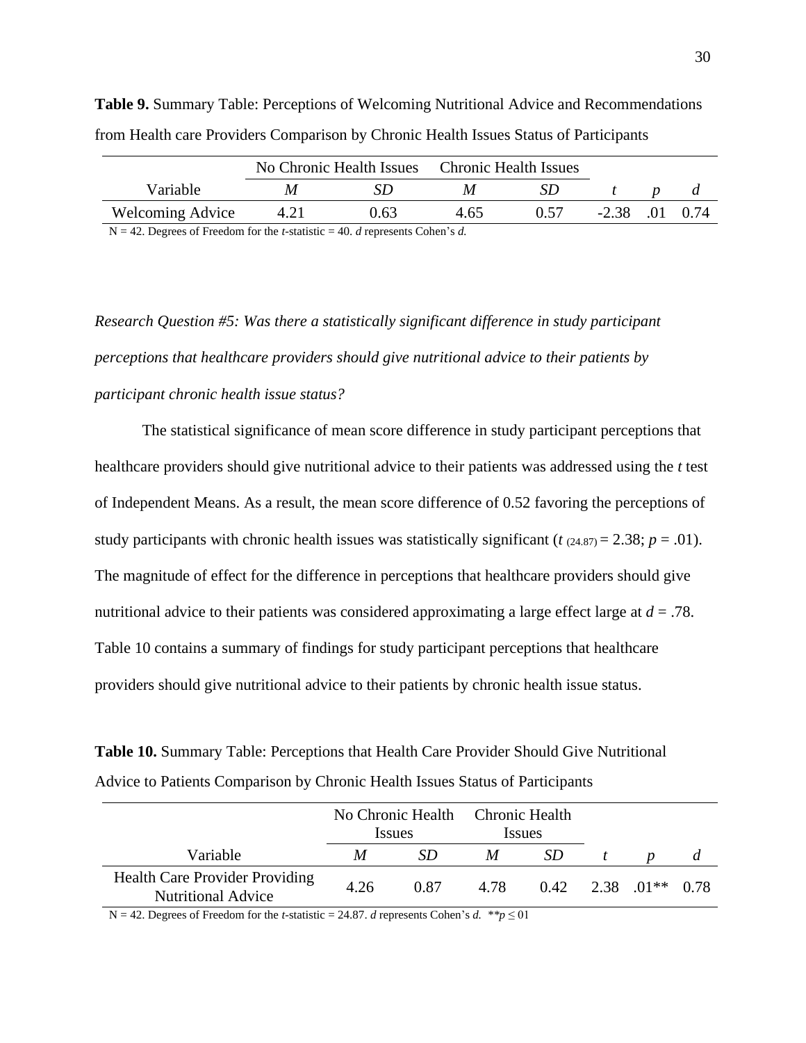**Table 9.** Summary Table: Perceptions of Welcoming Nutritional Advice and Recommendations from Health care Providers Comparison by Chronic Health Issues Status of Participants

| | No Chronic Health Issues | | Chronic Health Issues | | | | |
|---|---|---|---|---|---|---|---|
| Variable | *M* | *SD* | *M* | *SD* | *t* | *p* | *d* |
| Welcoming Advice | 4.21 | 0.63 | 4.65 | 0.57 | -2.38 | .01 | 0.74 |

N = 42. Degrees of Freedom for the *t*-statistic = 40. *d* represents Cohen's *d.*

*Research Question #5: Was there a statistically significant difference in study participant perceptions that healthcare providers should give nutritional advice to their patients by participant chronic health issue status?*

The statistical significance of mean score difference in study participant perceptions that healthcare providers should give nutritional advice to their patients was addressed using the *t* test of Independent Means. As a result, the mean score difference of 0.52 favoring the perceptions of study participants with chronic health issues was statistically significant ($t_{(24.87)} = 2.38$; $p = .01$). The magnitude of effect for the difference in perceptions that healthcare providers should give nutritional advice to their patients was considered approximating a large effect large at $d = .78$. Table 10 contains a summary of findings for study participant perceptions that healthcare providers should give nutritional advice to their patients by chronic health issue status.

**Table 10.** Summary Table: Perceptions that Health Care Provider Should Give Nutritional Advice to Patients Comparison by Chronic Health Issues Status of Participants

| | No Chronic Health Issues | | Chronic Health Issues | | | | |
|---|---|---|---|---|---|---|---|
| Variable | *M* | *SD* | *M* | *SD* | *t* | *p* | *d* |
| Health Care Provider Providing Nutritional Advice | 4.26 | 0.87 | 4.78 | 0.42 | 2.38 | .01** | 0.78 |

N = 42. Degrees of Freedom for the *t*-statistic = 24.87. *d* represents Cohen's *d.* ** $p \leq 01$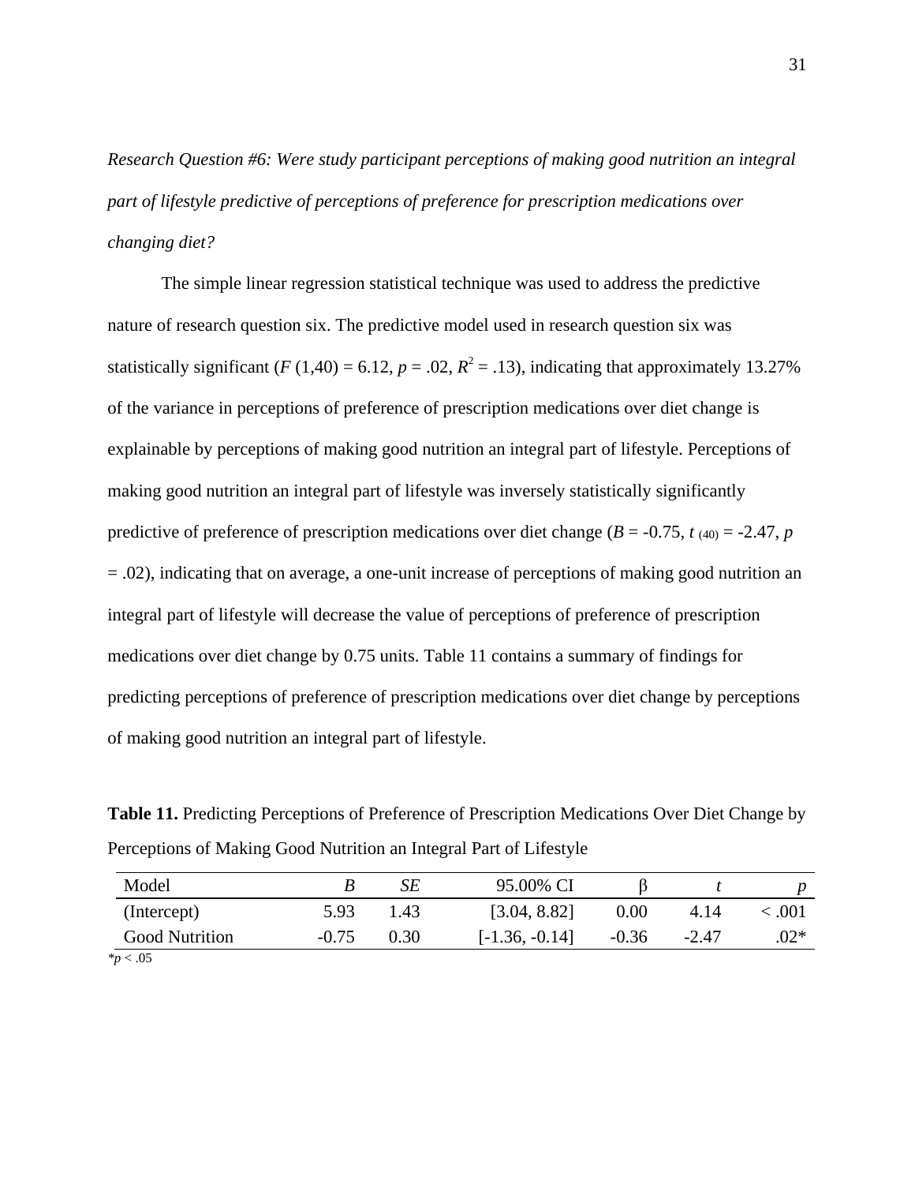*Research Question #6: Were study participant perceptions of making good nutrition an integral part of lifestyle predictive of perceptions of preference for prescription medications over changing diet?*

The simple linear regression statistical technique was used to address the predictive nature of research question six. The predictive model used in research question six was statistically significant ($F$ (1,40) = 6.12, $p$ = .02, $R^2$ = .13), indicating that approximately 13.27% of the variance in perceptions of preference of prescription medications over diet change is explainable by perceptions of making good nutrition an integral part of lifestyle. Perceptions of making good nutrition an integral part of lifestyle was inversely statistically significantly predictive of preference of prescription medications over diet change ($B$ = -0.75, $t_{(40)}$ = -2.47, $p$ = .02), indicating that on average, a one-unit increase of perceptions of making good nutrition an integral part of lifestyle will decrease the value of perceptions of preference of prescription medications over diet change by 0.75 units. Table 11 contains a summary of findings for predicting perceptions of preference of prescription medications over diet change by perceptions of making good nutrition an integral part of lifestyle.

**Table 11.** Predicting Perceptions of Preference of Prescription Medications Over Diet Change by Perceptions of Making Good Nutrition an Integral Part of Lifestyle

| Model | $B$ | $SE$ | 95.00% CI | β | $t$ | $p$ |
|---|---|---|---|---|---|---|
| (Intercept) | 5.93 | 1.43 | [3.04, 8.82] | 0.00 | 4.14 | < .001 |
| Good Nutrition | -0.75 | 0.30 | [-1.36, -0.14] | -0.36 | -2.47 | .02* |

*$p$ < .05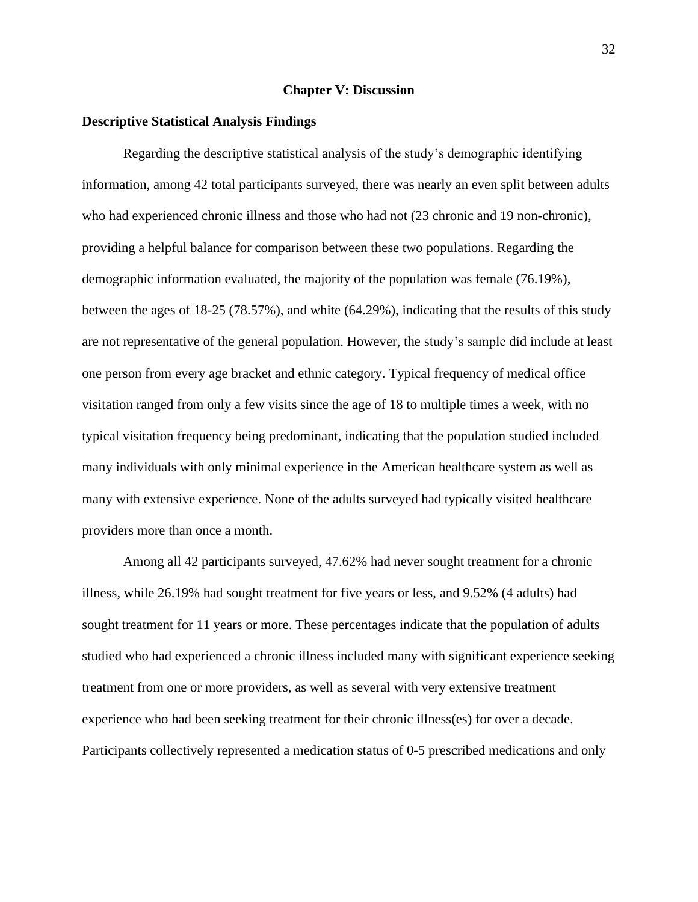# Chapter V: Discussion

## Descriptive Statistical Analysis Findings

Regarding the descriptive statistical analysis of the study's demographic identifying information, among 42 total participants surveyed, there was nearly an even split between adults who had experienced chronic illness and those who had not (23 chronic and 19 non-chronic), providing a helpful balance for comparison between these two populations. Regarding the demographic information evaluated, the majority of the population was female (76.19%), between the ages of 18-25 (78.57%), and white (64.29%), indicating that the results of this study are not representative of the general population. However, the study's sample did include at least one person from every age bracket and ethnic category. Typical frequency of medical office visitation ranged from only a few visits since the age of 18 to multiple times a week, with no typical visitation frequency being predominant, indicating that the population studied included many individuals with only minimal experience in the American healthcare system as well as many with extensive experience. None of the adults surveyed had typically visited healthcare providers more than once a month.

Among all 42 participants surveyed, 47.62% had never sought treatment for a chronic illness, while 26.19% had sought treatment for five years or less, and 9.52% (4 adults) had sought treatment for 11 years or more. These percentages indicate that the population of adults studied who had experienced a chronic illness included many with significant experience seeking treatment from one or more providers, as well as several with very extensive treatment experience who had been seeking treatment for their chronic illness(es) for over a decade. Participants collectively represented a medication status of 0-5 prescribed medications and only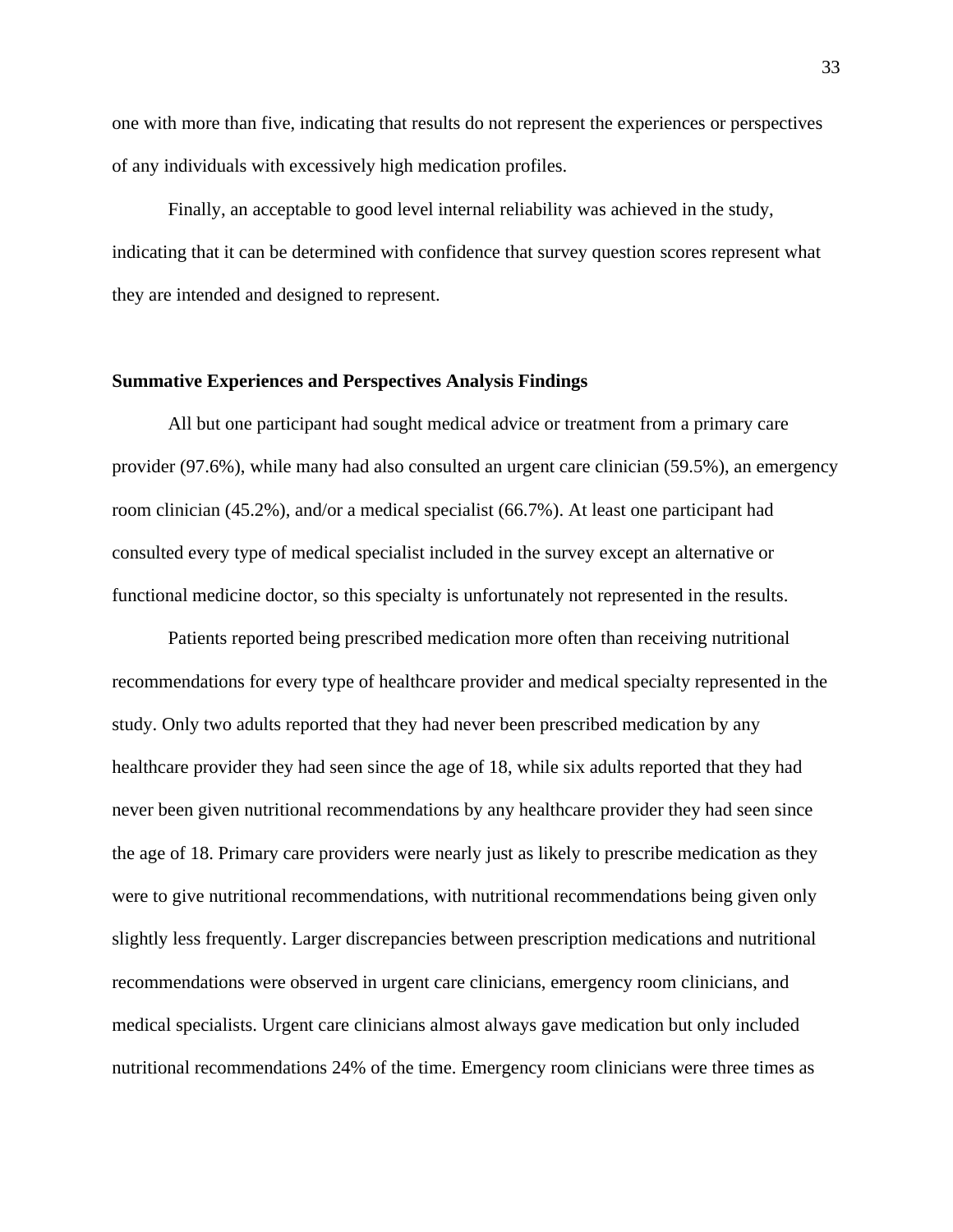one with more than five, indicating that results do not represent the experiences or perspectives of any individuals with excessively high medication profiles.

Finally, an acceptable to good level internal reliability was achieved in the study, indicating that it can be determined with confidence that survey question scores represent what they are intended and designed to represent.

**Summative Experiences and Perspectives Analysis Findings**

All but one participant had sought medical advice or treatment from a primary care provider (97.6%), while many had also consulted an urgent care clinician (59.5%), an emergency room clinician (45.2%), and/or a medical specialist (66.7%). At least one participant had consulted every type of medical specialist included in the survey except an alternative or functional medicine doctor, so this specialty is unfortunately not represented in the results.

Patients reported being prescribed medication more often than receiving nutritional recommendations for every type of healthcare provider and medical specialty represented in the study. Only two adults reported that they had never been prescribed medication by any healthcare provider they had seen since the age of 18, while six adults reported that they had never been given nutritional recommendations by any healthcare provider they had seen since the age of 18. Primary care providers were nearly just as likely to prescribe medication as they were to give nutritional recommendations, with nutritional recommendations being given only slightly less frequently. Larger discrepancies between prescription medications and nutritional recommendations were observed in urgent care clinicians, emergency room clinicians, and medical specialists. Urgent care clinicians almost always gave medication but only included nutritional recommendations 24% of the time. Emergency room clinicians were three times as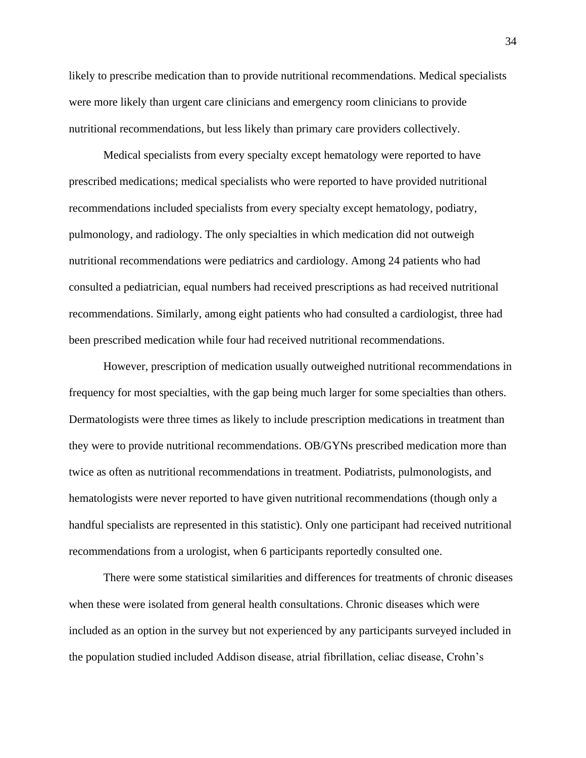likely to prescribe medication than to provide nutritional recommendations. Medical specialists were more likely than urgent care clinicians and emergency room clinicians to provide nutritional recommendations, but less likely than primary care providers collectively.

Medical specialists from every specialty except hematology were reported to have prescribed medications; medical specialists who were reported to have provided nutritional recommendations included specialists from every specialty except hematology, podiatry, pulmonology, and radiology. The only specialties in which medication did not outweigh nutritional recommendations were pediatrics and cardiology. Among 24 patients who had consulted a pediatrician, equal numbers had received prescriptions as had received nutritional recommendations. Similarly, among eight patients who had consulted a cardiologist, three had been prescribed medication while four had received nutritional recommendations.

However, prescription of medication usually outweighed nutritional recommendations in frequency for most specialties, with the gap being much larger for some specialties than others. Dermatologists were three times as likely to include prescription medications in treatment than they were to provide nutritional recommendations. OB/GYNs prescribed medication more than twice as often as nutritional recommendations in treatment. Podiatrists, pulmonologists, and hematologists were never reported to have given nutritional recommendations (though only a handful specialists are represented in this statistic). Only one participant had received nutritional recommendations from a urologist, when 6 participants reportedly consulted one.

There were some statistical similarities and differences for treatments of chronic diseases when these were isolated from general health consultations. Chronic diseases which were included as an option in the survey but not experienced by any participants surveyed included in the population studied included Addison disease, atrial fibrillation, celiac disease, Crohn's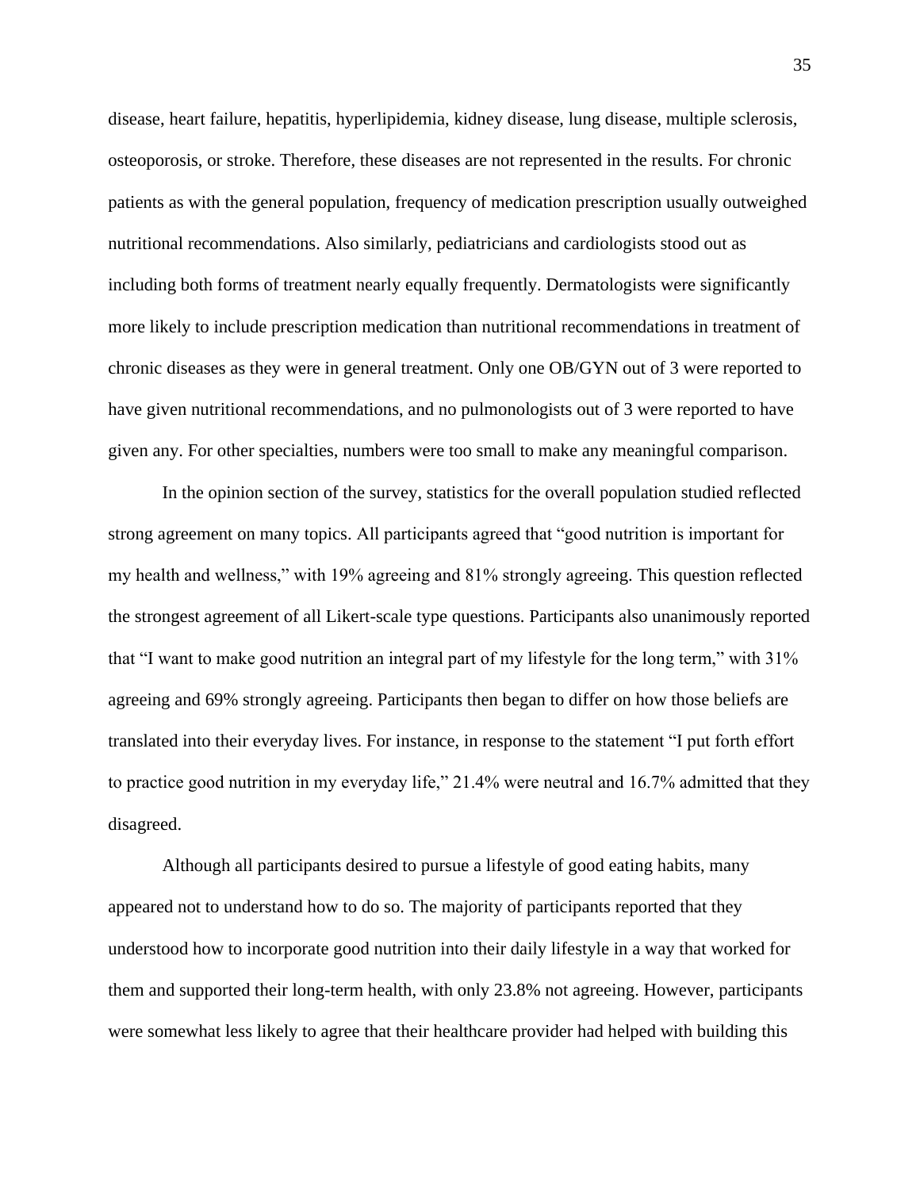disease, heart failure, hepatitis, hyperlipidemia, kidney disease, lung disease, multiple sclerosis, osteoporosis, or stroke. Therefore, these diseases are not represented in the results. For chronic patients as with the general population, frequency of medication prescription usually outweighed nutritional recommendations. Also similarly, pediatricians and cardiologists stood out as including both forms of treatment nearly equally frequently. Dermatologists were significantly more likely to include prescription medication than nutritional recommendations in treatment of chronic diseases as they were in general treatment. Only one OB/GYN out of 3 were reported to have given nutritional recommendations, and no pulmonologists out of 3 were reported to have given any. For other specialties, numbers were too small to make any meaningful comparison.

In the opinion section of the survey, statistics for the overall population studied reflected strong agreement on many topics. All participants agreed that "good nutrition is important for my health and wellness," with 19% agreeing and 81% strongly agreeing. This question reflected the strongest agreement of all Likert-scale type questions. Participants also unanimously reported that "I want to make good nutrition an integral part of my lifestyle for the long term," with 31% agreeing and 69% strongly agreeing. Participants then began to differ on how those beliefs are translated into their everyday lives. For instance, in response to the statement "I put forth effort to practice good nutrition in my everyday life," 21.4% were neutral and 16.7% admitted that they disagreed.

Although all participants desired to pursue a lifestyle of good eating habits, many appeared not to understand how to do so. The majority of participants reported that they understood how to incorporate good nutrition into their daily lifestyle in a way that worked for them and supported their long-term health, with only 23.8% not agreeing. However, participants were somewhat less likely to agree that their healthcare provider had helped with building this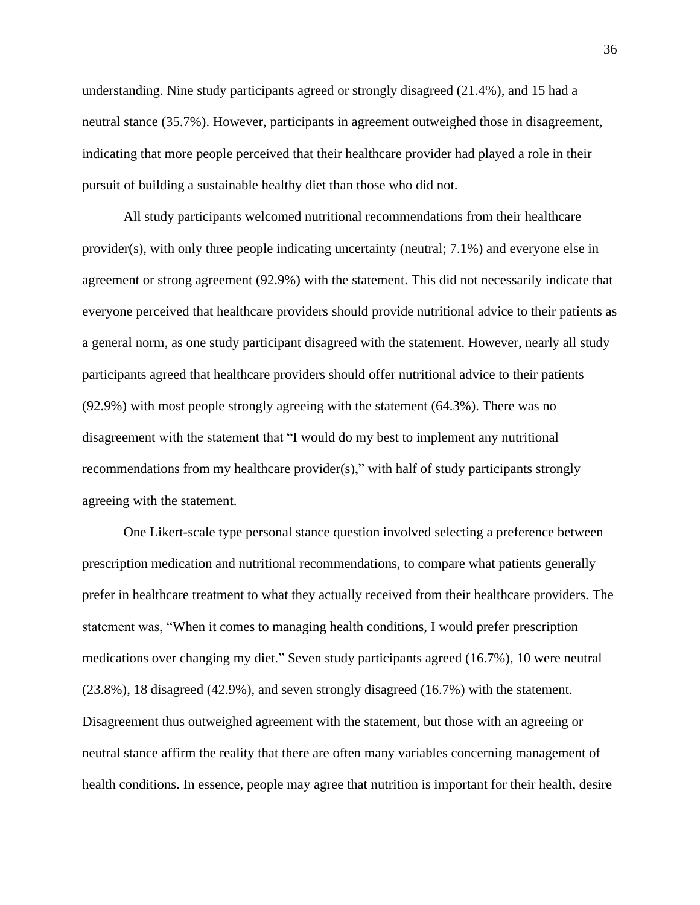understanding. Nine study participants agreed or strongly disagreed (21.4%), and 15 had a neutral stance (35.7%). However, participants in agreement outweighed those in disagreement, indicating that more people perceived that their healthcare provider had played a role in their pursuit of building a sustainable healthy diet than those who did not.

All study participants welcomed nutritional recommendations from their healthcare provider(s), with only three people indicating uncertainty (neutral; 7.1%) and everyone else in agreement or strong agreement (92.9%) with the statement. This did not necessarily indicate that everyone perceived that healthcare providers should provide nutritional advice to their patients as a general norm, as one study participant disagreed with the statement. However, nearly all study participants agreed that healthcare providers should offer nutritional advice to their patients (92.9%) with most people strongly agreeing with the statement (64.3%). There was no disagreement with the statement that "I would do my best to implement any nutritional recommendations from my healthcare provider(s)," with half of study participants strongly agreeing with the statement.

One Likert-scale type personal stance question involved selecting a preference between prescription medication and nutritional recommendations, to compare what patients generally prefer in healthcare treatment to what they actually received from their healthcare providers. The statement was, "When it comes to managing health conditions, I would prefer prescription medications over changing my diet." Seven study participants agreed (16.7%), 10 were neutral (23.8%), 18 disagreed (42.9%), and seven strongly disagreed (16.7%) with the statement. Disagreement thus outweighed agreement with the statement, but those with an agreeing or neutral stance affirm the reality that there are often many variables concerning management of health conditions. In essence, people may agree that nutrition is important for their health, desire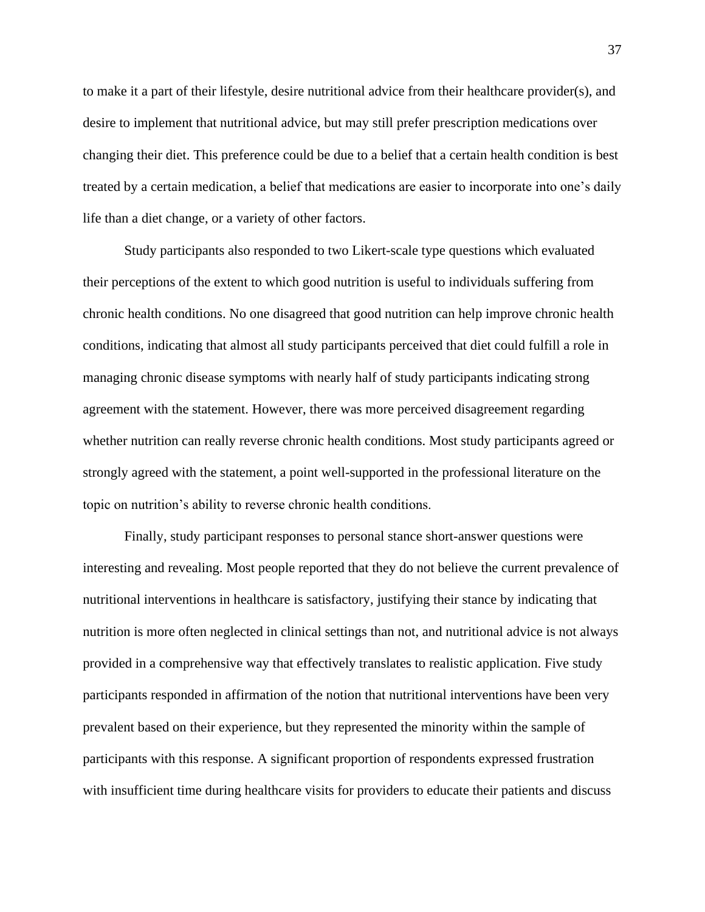to make it a part of their lifestyle, desire nutritional advice from their healthcare provider(s), and desire to implement that nutritional advice, but may still prefer prescription medications over changing their diet. This preference could be due to a belief that a certain health condition is best treated by a certain medication, a belief that medications are easier to incorporate into one's daily life than a diet change, or a variety of other factors.

Study participants also responded to two Likert-scale type questions which evaluated their perceptions of the extent to which good nutrition is useful to individuals suffering from chronic health conditions. No one disagreed that good nutrition can help improve chronic health conditions, indicating that almost all study participants perceived that diet could fulfill a role in managing chronic disease symptoms with nearly half of study participants indicating strong agreement with the statement. However, there was more perceived disagreement regarding whether nutrition can really reverse chronic health conditions. Most study participants agreed or strongly agreed with the statement, a point well-supported in the professional literature on the topic on nutrition's ability to reverse chronic health conditions.

Finally, study participant responses to personal stance short-answer questions were interesting and revealing. Most people reported that they do not believe the current prevalence of nutritional interventions in healthcare is satisfactory, justifying their stance by indicating that nutrition is more often neglected in clinical settings than not, and nutritional advice is not always provided in a comprehensive way that effectively translates to realistic application. Five study participants responded in affirmation of the notion that nutritional interventions have been very prevalent based on their experience, but they represented the minority within the sample of participants with this response. A significant proportion of respondents expressed frustration with insufficient time during healthcare visits for providers to educate their patients and discuss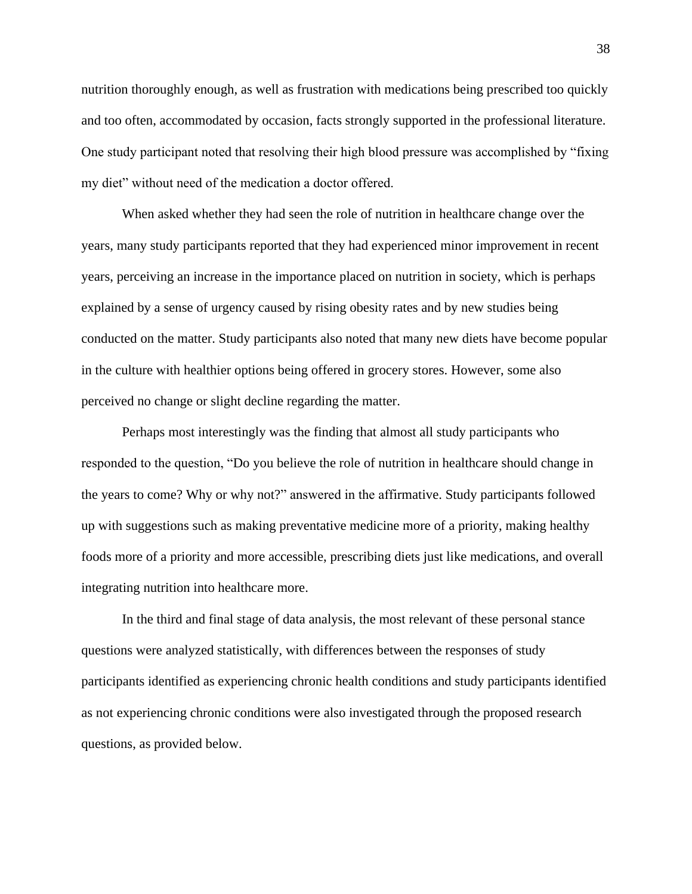nutrition thoroughly enough, as well as frustration with medications being prescribed too quickly and too often, accommodated by occasion, facts strongly supported in the professional literature. One study participant noted that resolving their high blood pressure was accomplished by "fixing my diet" without need of the medication a doctor offered.

When asked whether they had seen the role of nutrition in healthcare change over the years, many study participants reported that they had experienced minor improvement in recent years, perceiving an increase in the importance placed on nutrition in society, which is perhaps explained by a sense of urgency caused by rising obesity rates and by new studies being conducted on the matter. Study participants also noted that many new diets have become popular in the culture with healthier options being offered in grocery stores. However, some also perceived no change or slight decline regarding the matter.

Perhaps most interestingly was the finding that almost all study participants who responded to the question, "Do you believe the role of nutrition in healthcare should change in the years to come? Why or why not?" answered in the affirmative. Study participants followed up with suggestions such as making preventative medicine more of a priority, making healthy foods more of a priority and more accessible, prescribing diets just like medications, and overall integrating nutrition into healthcare more.

In the third and final stage of data analysis, the most relevant of these personal stance questions were analyzed statistically, with differences between the responses of study participants identified as experiencing chronic health conditions and study participants identified as not experiencing chronic conditions were also investigated through the proposed research questions, as provided below.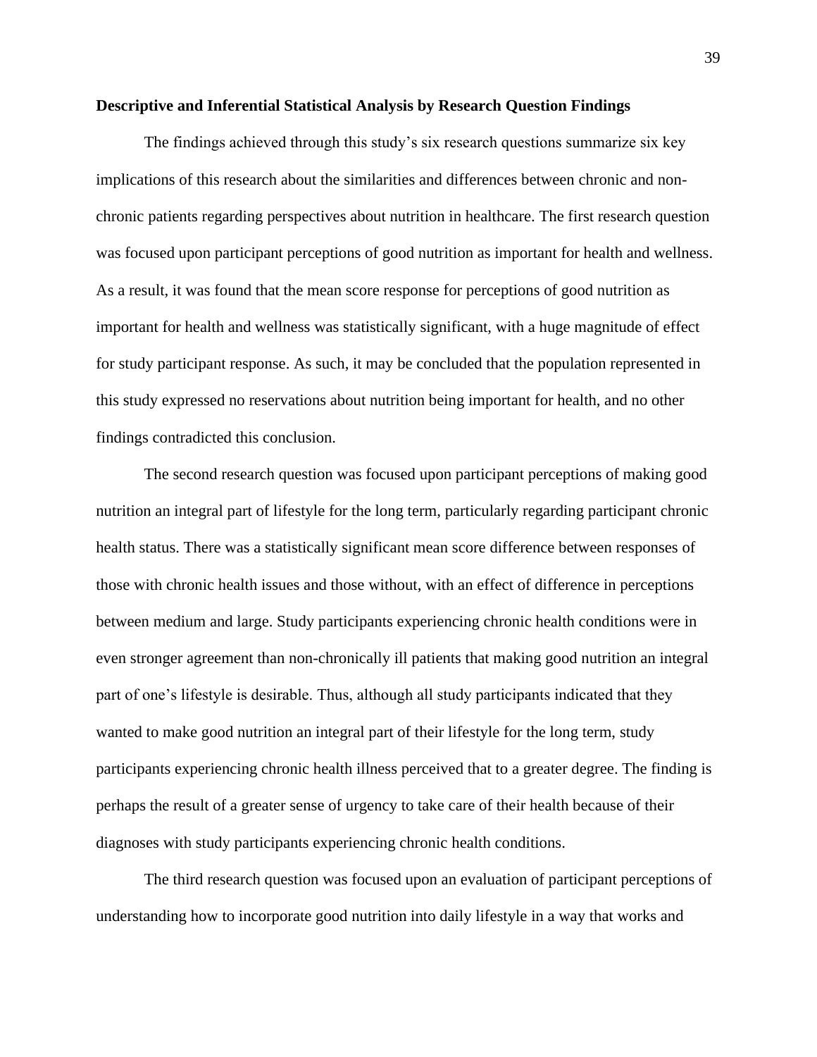**Descriptive and Inferential Statistical Analysis by Research Question Findings**

The findings achieved through this study's six research questions summarize six key implications of this research about the similarities and differences between chronic and non-chronic patients regarding perspectives about nutrition in healthcare. The first research question was focused upon participant perceptions of good nutrition as important for health and wellness. As a result, it was found that the mean score response for perceptions of good nutrition as important for health and wellness was statistically significant, with a huge magnitude of effect for study participant response. As such, it may be concluded that the population represented in this study expressed no reservations about nutrition being important for health, and no other findings contradicted this conclusion.

The second research question was focused upon participant perceptions of making good nutrition an integral part of lifestyle for the long term, particularly regarding participant chronic health status. There was a statistically significant mean score difference between responses of those with chronic health issues and those without, with an effect of difference in perceptions between medium and large. Study participants experiencing chronic health conditions were in even stronger agreement than non-chronically ill patients that making good nutrition an integral part of one's lifestyle is desirable. Thus, although all study participants indicated that they wanted to make good nutrition an integral part of their lifestyle for the long term, study participants experiencing chronic health illness perceived that to a greater degree. The finding is perhaps the result of a greater sense of urgency to take care of their health because of their diagnoses with study participants experiencing chronic health conditions.

The third research question was focused upon an evaluation of participant perceptions of understanding how to incorporate good nutrition into daily lifestyle in a way that works and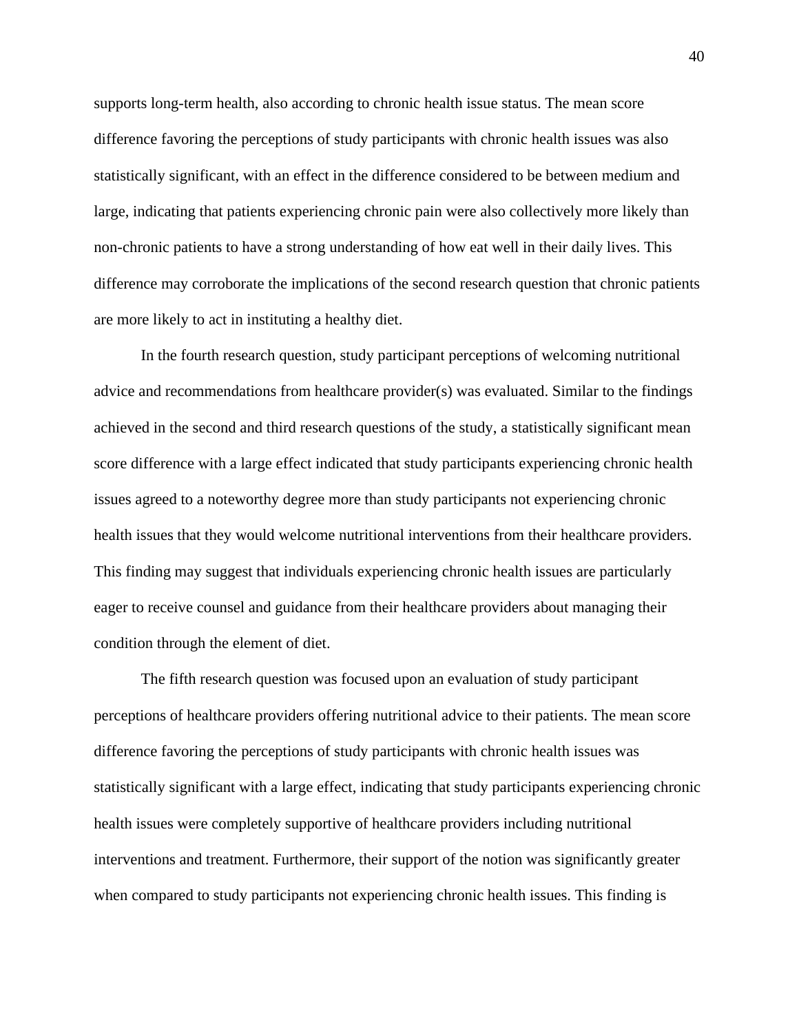supports long-term health, also according to chronic health issue status. The mean score difference favoring the perceptions of study participants with chronic health issues was also statistically significant, with an effect in the difference considered to be between medium and large, indicating that patients experiencing chronic pain were also collectively more likely than non-chronic patients to have a strong understanding of how eat well in their daily lives. This difference may corroborate the implications of the second research question that chronic patients are more likely to act in instituting a healthy diet.

In the fourth research question, study participant perceptions of welcoming nutritional advice and recommendations from healthcare provider(s) was evaluated. Similar to the findings achieved in the second and third research questions of the study, a statistically significant mean score difference with a large effect indicated that study participants experiencing chronic health issues agreed to a noteworthy degree more than study participants not experiencing chronic health issues that they would welcome nutritional interventions from their healthcare providers. This finding may suggest that individuals experiencing chronic health issues are particularly eager to receive counsel and guidance from their healthcare providers about managing their condition through the element of diet.

The fifth research question was focused upon an evaluation of study participant perceptions of healthcare providers offering nutritional advice to their patients. The mean score difference favoring the perceptions of study participants with chronic health issues was statistically significant with a large effect, indicating that study participants experiencing chronic health issues were completely supportive of healthcare providers including nutritional interventions and treatment. Furthermore, their support of the notion was significantly greater when compared to study participants not experiencing chronic health issues. This finding is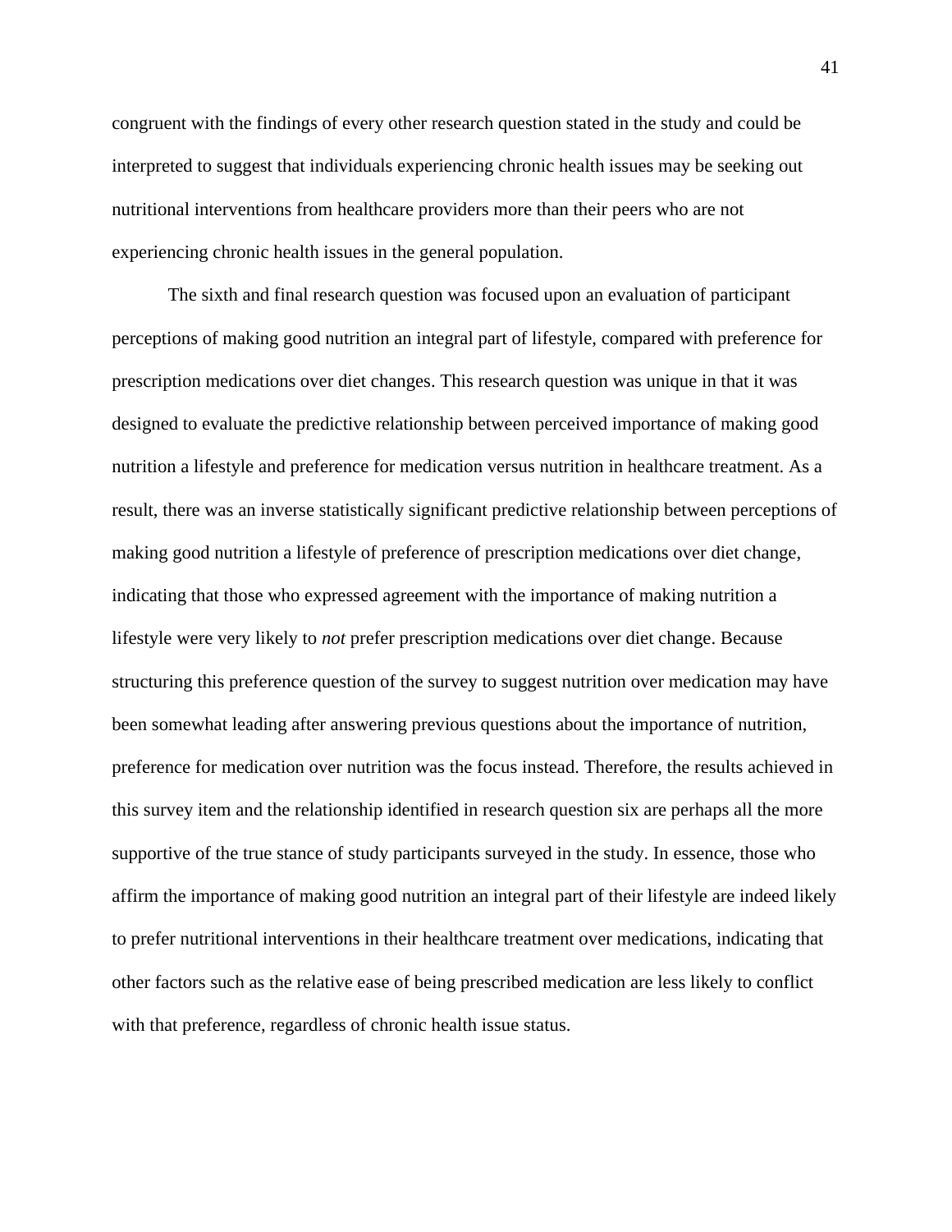congruent with the findings of every other research question stated in the study and could be interpreted to suggest that individuals experiencing chronic health issues may be seeking out nutritional interventions from healthcare providers more than their peers who are not experiencing chronic health issues in the general population.

The sixth and final research question was focused upon an evaluation of participant perceptions of making good nutrition an integral part of lifestyle, compared with preference for prescription medications over diet changes. This research question was unique in that it was designed to evaluate the predictive relationship between perceived importance of making good nutrition a lifestyle and preference for medication versus nutrition in healthcare treatment. As a result, there was an inverse statistically significant predictive relationship between perceptions of making good nutrition a lifestyle of preference of prescription medications over diet change, indicating that those who expressed agreement with the importance of making nutrition a lifestyle were very likely to *not* prefer prescription medications over diet change. Because structuring this preference question of the survey to suggest nutrition over medication may have been somewhat leading after answering previous questions about the importance of nutrition, preference for medication over nutrition was the focus instead. Therefore, the results achieved in this survey item and the relationship identified in research question six are perhaps all the more supportive of the true stance of study participants surveyed in the study. In essence, those who affirm the importance of making good nutrition an integral part of their lifestyle are indeed likely to prefer nutritional interventions in their healthcare treatment over medications, indicating that other factors such as the relative ease of being prescribed medication are less likely to conflict with that preference, regardless of chronic health issue status.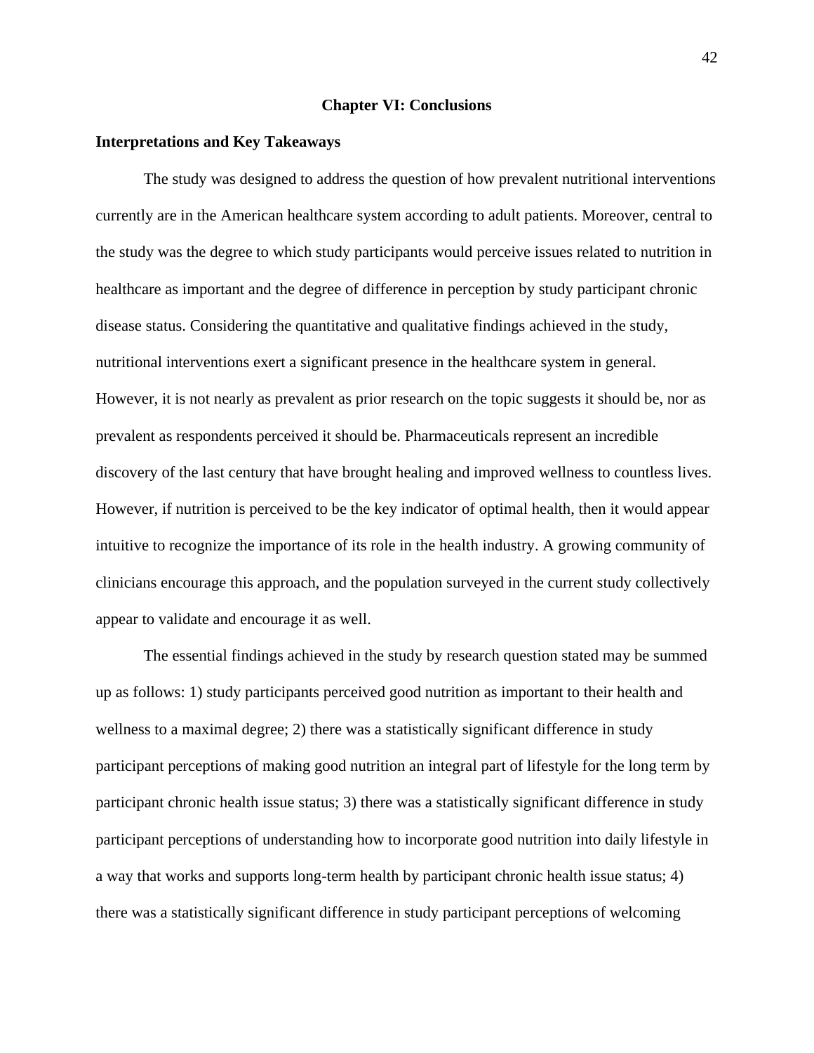# Chapter VI: Conclusions

## Interpretations and Key Takeaways

The study was designed to address the question of how prevalent nutritional interventions currently are in the American healthcare system according to adult patients. Moreover, central to the study was the degree to which study participants would perceive issues related to nutrition in healthcare as important and the degree of difference in perception by study participant chronic disease status. Considering the quantitative and qualitative findings achieved in the study, nutritional interventions exert a significant presence in the healthcare system in general. However, it is not nearly as prevalent as prior research on the topic suggests it should be, nor as prevalent as respondents perceived it should be. Pharmaceuticals represent an incredible discovery of the last century that have brought healing and improved wellness to countless lives. However, if nutrition is perceived to be the key indicator of optimal health, then it would appear intuitive to recognize the importance of its role in the health industry. A growing community of clinicians encourage this approach, and the population surveyed in the current study collectively appear to validate and encourage it as well.

The essential findings achieved in the study by research question stated may be summed up as follows: 1) study participants perceived good nutrition as important to their health and wellness to a maximal degree; 2) there was a statistically significant difference in study participant perceptions of making good nutrition an integral part of lifestyle for the long term by participant chronic health issue status; 3) there was a statistically significant difference in study participant perceptions of understanding how to incorporate good nutrition into daily lifestyle in a way that works and supports long-term health by participant chronic health issue status; 4) there was a statistically significant difference in study participant perceptions of welcoming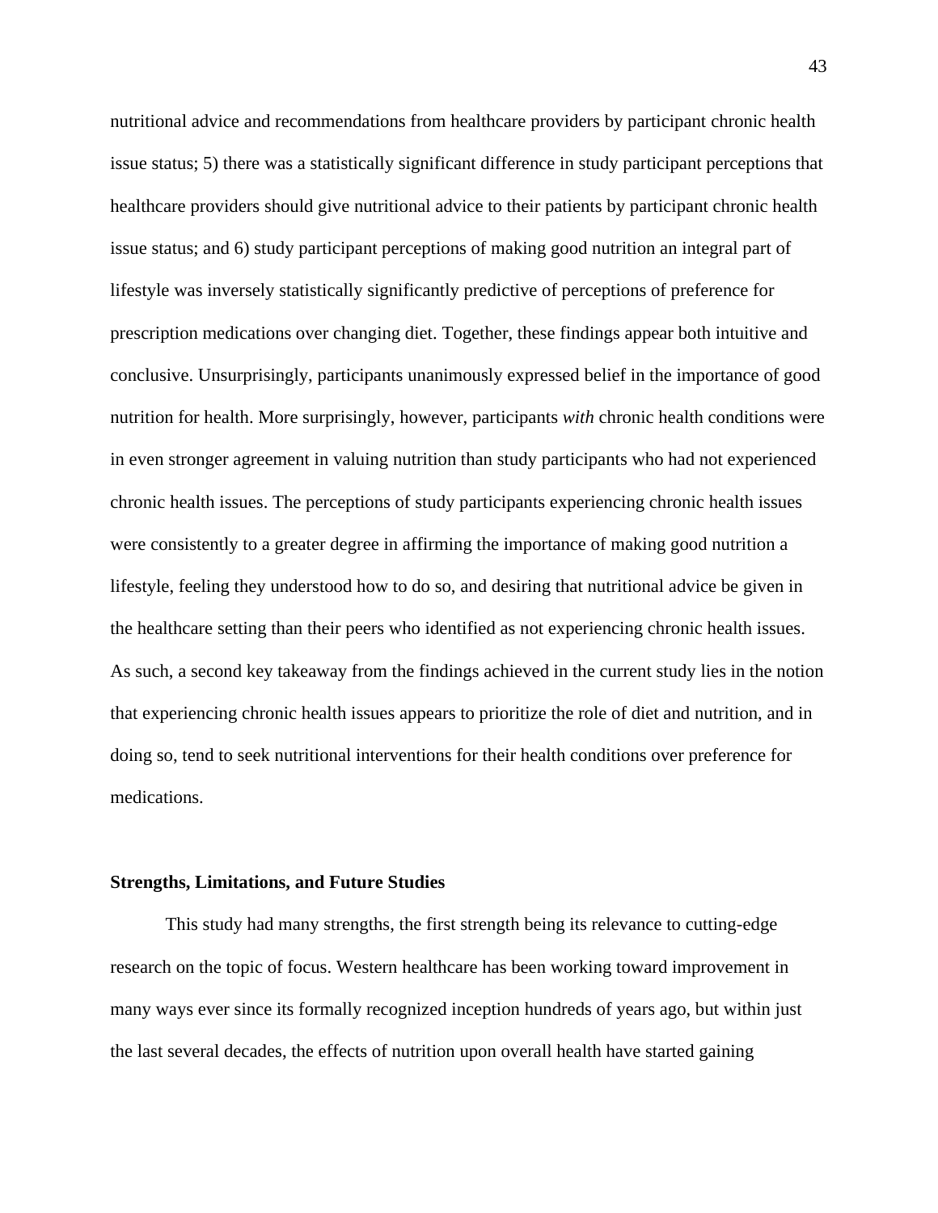nutritional advice and recommendations from healthcare providers by participant chronic health issue status; 5) there was a statistically significant difference in study participant perceptions that healthcare providers should give nutritional advice to their patients by participant chronic health issue status; and 6) study participant perceptions of making good nutrition an integral part of lifestyle was inversely statistically significantly predictive of perceptions of preference for prescription medications over changing diet. Together, these findings appear both intuitive and conclusive. Unsurprisingly, participants unanimously expressed belief in the importance of good nutrition for health. More surprisingly, however, participants *with* chronic health conditions were in even stronger agreement in valuing nutrition than study participants who had not experienced chronic health issues. The perceptions of study participants experiencing chronic health issues were consistently to a greater degree in affirming the importance of making good nutrition a lifestyle, feeling they understood how to do so, and desiring that nutritional advice be given in the healthcare setting than their peers who identified as not experiencing chronic health issues. As such, a second key takeaway from the findings achieved in the current study lies in the notion that experiencing chronic health issues appears to prioritize the role of diet and nutrition, and in doing so, tend to seek nutritional interventions for their health conditions over preference for medications.

**Strengths, Limitations, and Future Studies**

This study had many strengths, the first strength being its relevance to cutting-edge research on the topic of focus. Western healthcare has been working toward improvement in many ways ever since its formally recognized inception hundreds of years ago, but within just the last several decades, the effects of nutrition upon overall health have started gaining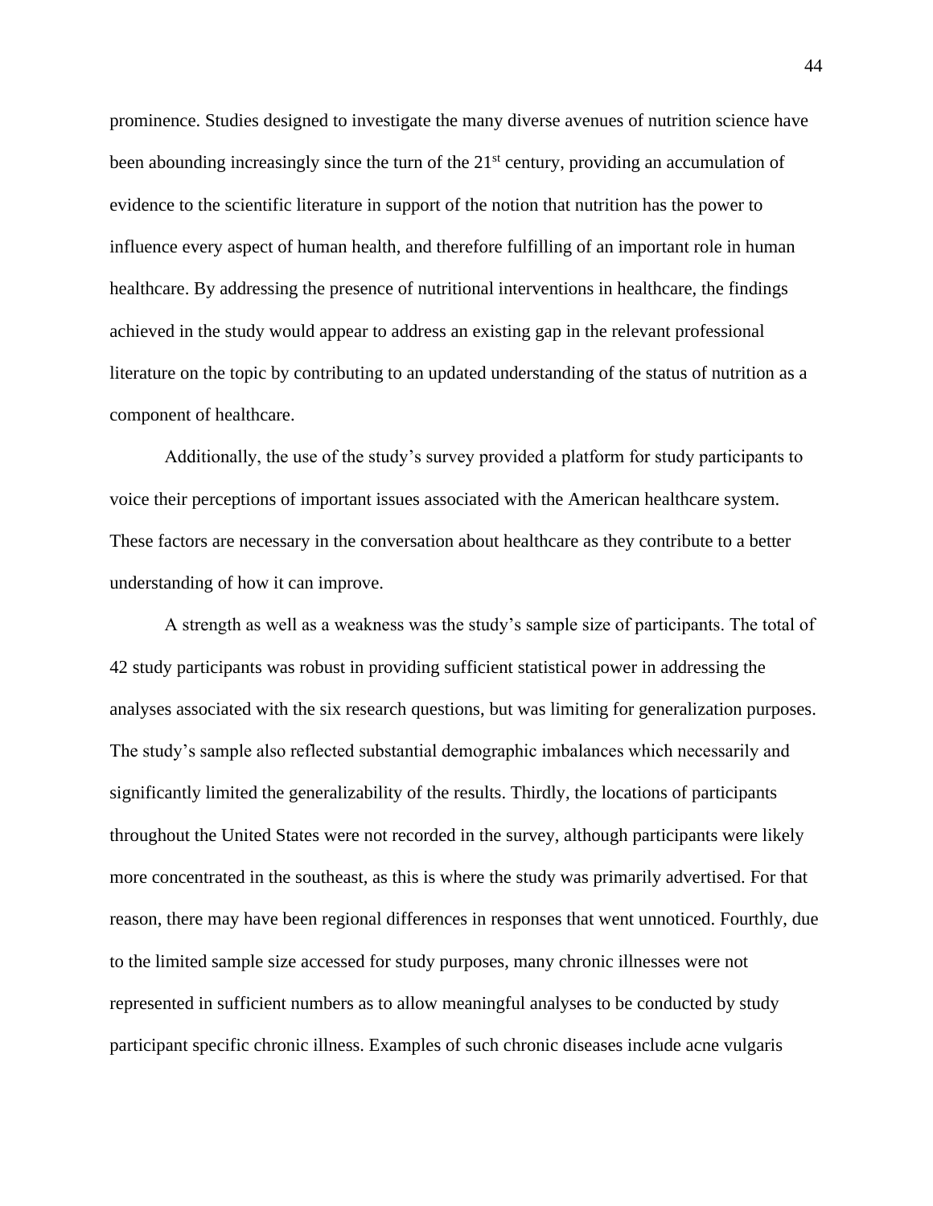prominence. Studies designed to investigate the many diverse avenues of nutrition science have been abounding increasingly since the turn of the 21st century, providing an accumulation of evidence to the scientific literature in support of the notion that nutrition has the power to influence every aspect of human health, and therefore fulfilling of an important role in human healthcare. By addressing the presence of nutritional interventions in healthcare, the findings achieved in the study would appear to address an existing gap in the relevant professional literature on the topic by contributing to an updated understanding of the status of nutrition as a component of healthcare.

Additionally, the use of the study's survey provided a platform for study participants to voice their perceptions of important issues associated with the American healthcare system. These factors are necessary in the conversation about healthcare as they contribute to a better understanding of how it can improve.

A strength as well as a weakness was the study's sample size of participants. The total of 42 study participants was robust in providing sufficient statistical power in addressing the analyses associated with the six research questions, but was limiting for generalization purposes. The study's sample also reflected substantial demographic imbalances which necessarily and significantly limited the generalizability of the results. Thirdly, the locations of participants throughout the United States were not recorded in the survey, although participants were likely more concentrated in the southeast, as this is where the study was primarily advertised. For that reason, there may have been regional differences in responses that went unnoticed. Fourthly, due to the limited sample size accessed for study purposes, many chronic illnesses were not represented in sufficient numbers as to allow meaningful analyses to be conducted by study participant specific chronic illness. Examples of such chronic diseases include acne vulgaris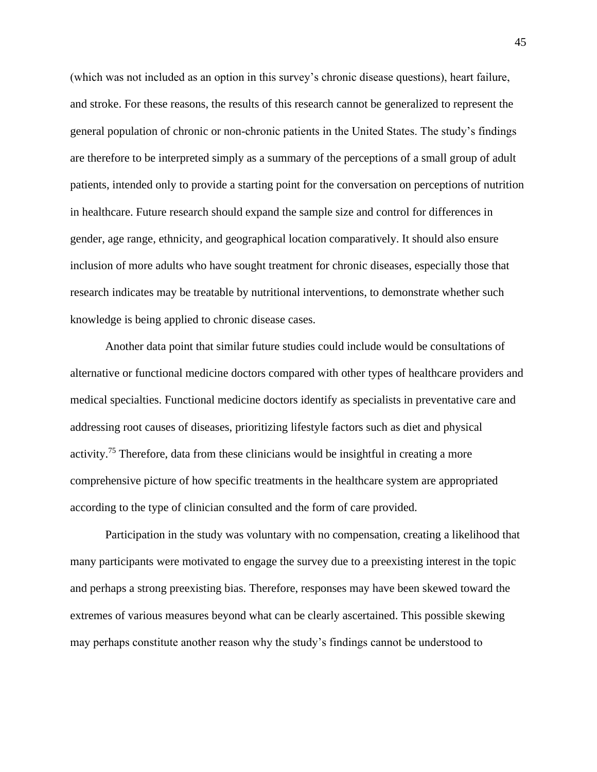(which was not included as an option in this survey's chronic disease questions), heart failure, and stroke. For these reasons, the results of this research cannot be generalized to represent the general population of chronic or non-chronic patients in the United States. The study's findings are therefore to be interpreted simply as a summary of the perceptions of a small group of adult patients, intended only to provide a starting point for the conversation on perceptions of nutrition in healthcare. Future research should expand the sample size and control for differences in gender, age range, ethnicity, and geographical location comparatively. It should also ensure inclusion of more adults who have sought treatment for chronic diseases, especially those that research indicates may be treatable by nutritional interventions, to demonstrate whether such knowledge is being applied to chronic disease cases.

Another data point that similar future studies could include would be consultations of alternative or functional medicine doctors compared with other types of healthcare providers and medical specialties. Functional medicine doctors identify as specialists in preventative care and addressing root causes of diseases, prioritizing lifestyle factors such as diet and physical activity.[75] Therefore, data from these clinicians would be insightful in creating a more comprehensive picture of how specific treatments in the healthcare system are appropriated according to the type of clinician consulted and the form of care provided.

Participation in the study was voluntary with no compensation, creating a likelihood that many participants were motivated to engage the survey due to a preexisting interest in the topic and perhaps a strong preexisting bias. Therefore, responses may have been skewed toward the extremes of various measures beyond what can be clearly ascertained. This possible skewing may perhaps constitute another reason why the study's findings cannot be understood to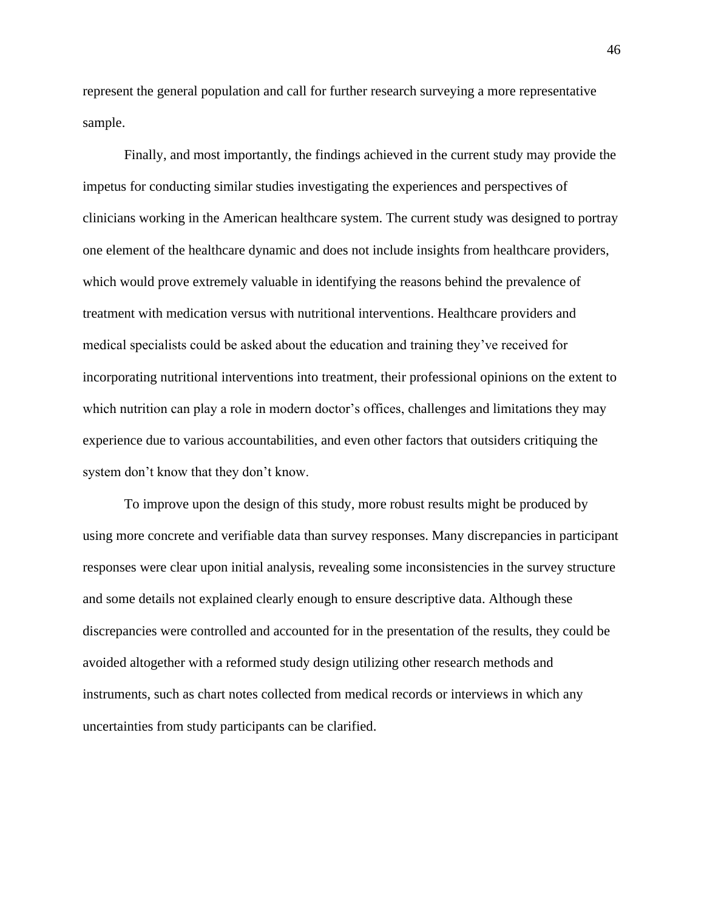represent the general population and call for further research surveying a more representative sample.

Finally, and most importantly, the findings achieved in the current study may provide the impetus for conducting similar studies investigating the experiences and perspectives of clinicians working in the American healthcare system. The current study was designed to portray one element of the healthcare dynamic and does not include insights from healthcare providers, which would prove extremely valuable in identifying the reasons behind the prevalence of treatment with medication versus with nutritional interventions. Healthcare providers and medical specialists could be asked about the education and training they've received for incorporating nutritional interventions into treatment, their professional opinions on the extent to which nutrition can play a role in modern doctor's offices, challenges and limitations they may experience due to various accountabilities, and even other factors that outsiders critiquing the system don't know that they don't know.

To improve upon the design of this study, more robust results might be produced by using more concrete and verifiable data than survey responses. Many discrepancies in participant responses were clear upon initial analysis, revealing some inconsistencies in the survey structure and some details not explained clearly enough to ensure descriptive data. Although these discrepancies were controlled and accounted for in the presentation of the results, they could be avoided altogether with a reformed study design utilizing other research methods and instruments, such as chart notes collected from medical records or interviews in which any uncertainties from study participants can be clarified.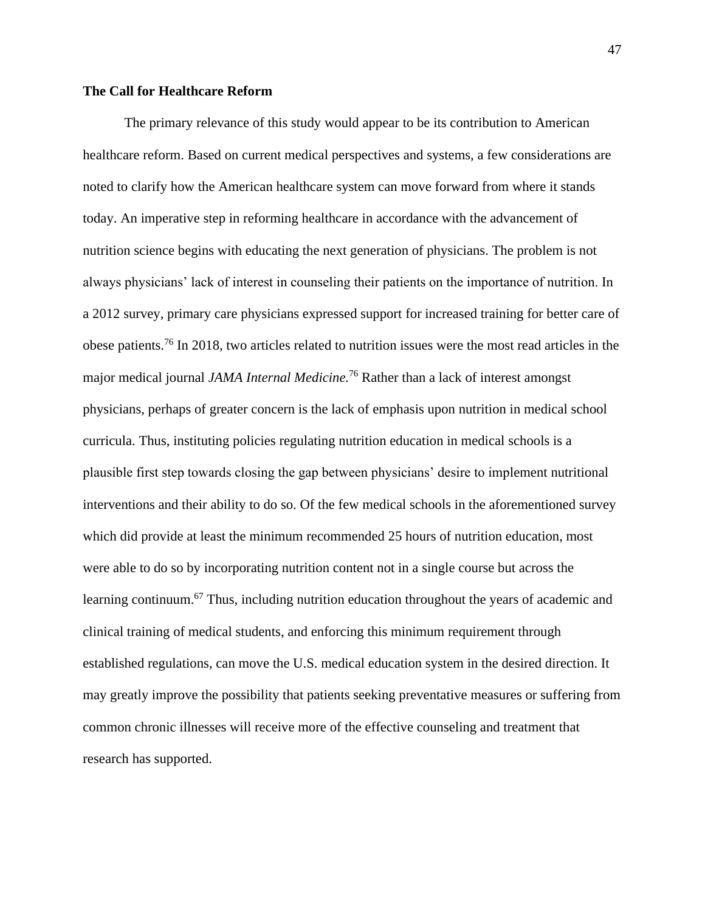**The Call for Healthcare Reform**

The primary relevance of this study would appear to be its contribution to American healthcare reform. Based on current medical perspectives and systems, a few considerations are noted to clarify how the American healthcare system can move forward from where it stands today. An imperative step in reforming healthcare in accordance with the advancement of nutrition science begins with educating the next generation of physicians. The problem is not always physicians' lack of interest in counseling their patients on the importance of nutrition. In a 2012 survey, primary care physicians expressed support for increased training for better care of obese patients.[76] In 2018, two articles related to nutrition issues were the most read articles in the major medical journal *JAMA Internal Medicine.*[76] Rather than a lack of interest amongst physicians, perhaps of greater concern is the lack of emphasis upon nutrition in medical school curricula. Thus, instituting policies regulating nutrition education in medical schools is a plausible first step towards closing the gap between physicians' desire to implement nutritional interventions and their ability to do so. Of the few medical schools in the aforementioned survey which did provide at least the minimum recommended 25 hours of nutrition education, most were able to do so by incorporating nutrition content not in a single course but across the learning continuum.[67] Thus, including nutrition education throughout the years of academic and clinical training of medical students, and enforcing this minimum requirement through established regulations, can move the U.S. medical education system in the desired direction. It may greatly improve the possibility that patients seeking preventative measures or suffering from common chronic illnesses will receive more of the effective counseling and treatment that research has supported.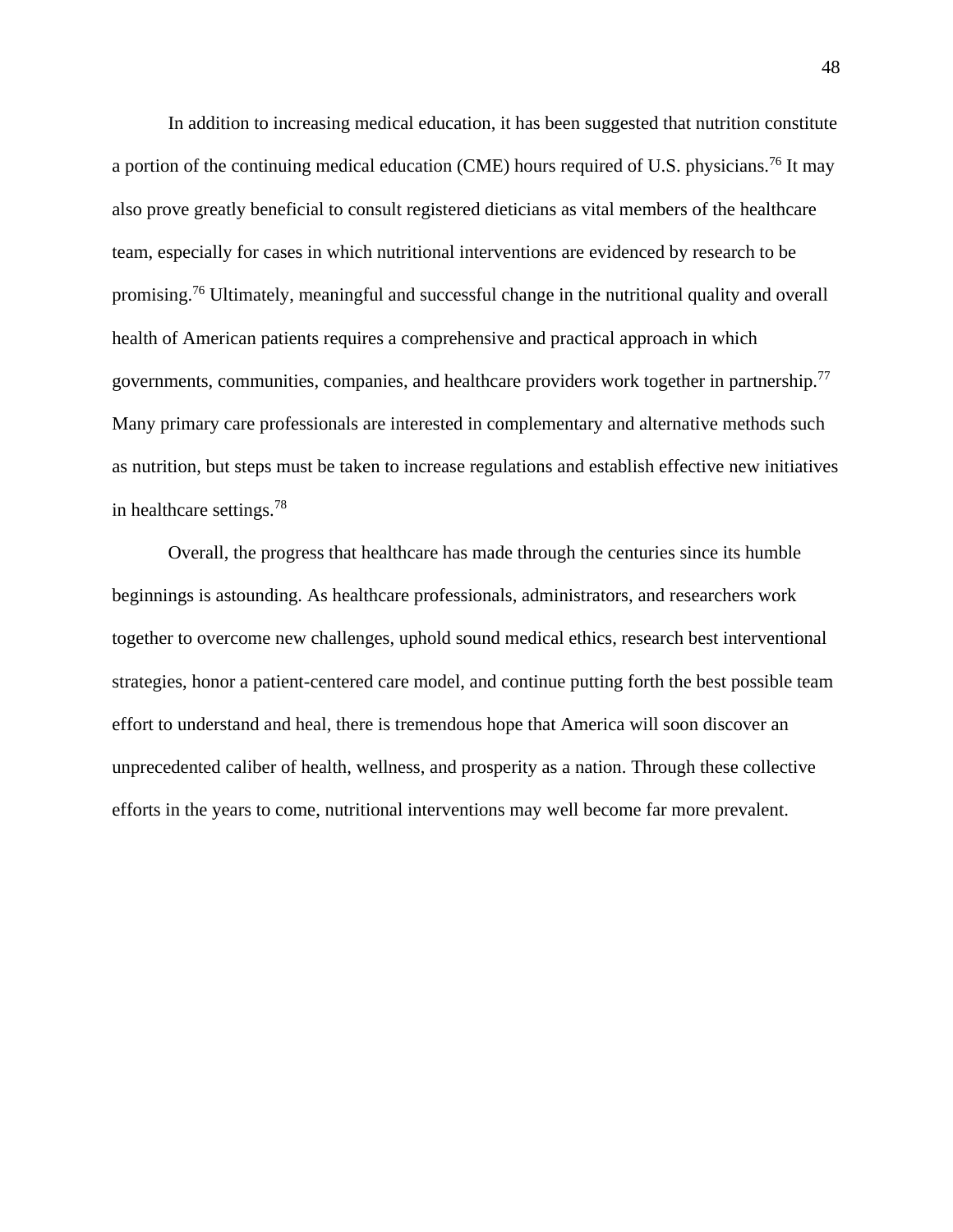In addition to increasing medical education, it has been suggested that nutrition constitute a portion of the continuing medical education (CME) hours required of U.S. physicians.[76] It may also prove greatly beneficial to consult registered dieticians as vital members of the healthcare team, especially for cases in which nutritional interventions are evidenced by research to be promising.[76] Ultimately, meaningful and successful change in the nutritional quality and overall health of American patients requires a comprehensive and practical approach in which governments, communities, companies, and healthcare providers work together in partnership.[77] Many primary care professionals are interested in complementary and alternative methods such as nutrition, but steps must be taken to increase regulations and establish effective new initiatives in healthcare settings.[78]

Overall, the progress that healthcare has made through the centuries since its humble beginnings is astounding. As healthcare professionals, administrators, and researchers work together to overcome new challenges, uphold sound medical ethics, research best interventional strategies, honor a patient-centered care model, and continue putting forth the best possible team effort to understand and heal, there is tremendous hope that America will soon discover an unprecedented caliber of health, wellness, and prosperity as a nation. Through these collective efforts in the years to come, nutritional interventions may well become far more prevalent.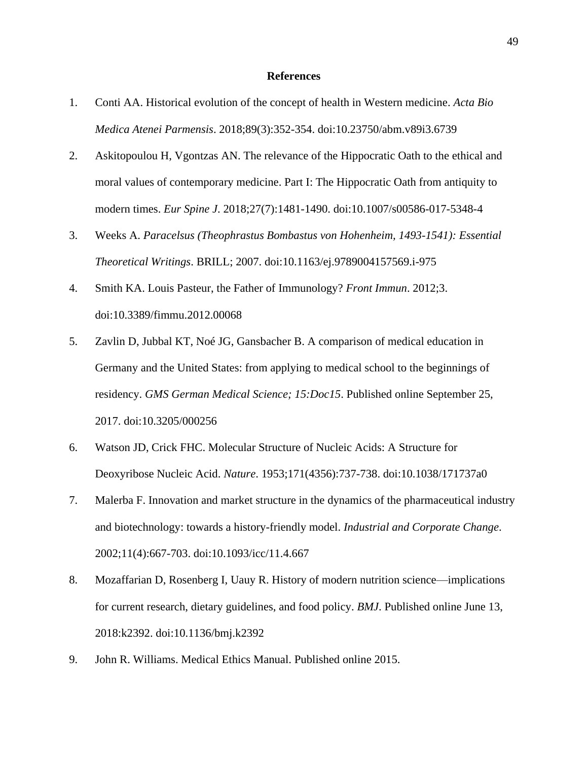# References

1. Conti AA. Historical evolution of the concept of health in Western medicine. *Acta Bio Medica Atenei Parmensis*. 2018;89(3):352-354. doi:10.23750/abm.v89i3.6739
2. Askitopoulou H, Vgontzas AN. The relevance of the Hippocratic Oath to the ethical and moral values of contemporary medicine. Part I: The Hippocratic Oath from antiquity to modern times. *Eur Spine J*. 2018;27(7):1481-1490. doi:10.1007/s00586-017-5348-4
3. Weeks A. *Paracelsus (Theophrastus Bombastus von Hohenheim, 1493-1541): Essential Theoretical Writings*. BRILL; 2007. doi:10.1163/ej.9789004157569.i-975
4. Smith KA. Louis Pasteur, the Father of Immunology? *Front Immun*. 2012;3. doi:10.3389/fimmu.2012.00068
5. Zavlin D, Jubbal KT, Noé JG, Gansbacher B. A comparison of medical education in Germany and the United States: from applying to medical school to the beginnings of residency. *GMS German Medical Science; 15:Doc15*. Published online September 25, 2017. doi:10.3205/000256
6. Watson JD, Crick FHC. Molecular Structure of Nucleic Acids: A Structure for Deoxyribose Nucleic Acid. *Nature*. 1953;171(4356):737-738. doi:10.1038/171737a0
7. Malerba F. Innovation and market structure in the dynamics of the pharmaceutical industry and biotechnology: towards a history-friendly model. *Industrial and Corporate Change*. 2002;11(4):667-703. doi:10.1093/icc/11.4.667
8. Mozaffarian D, Rosenberg I, Uauy R. History of modern nutrition science—implications for current research, dietary guidelines, and food policy. *BMJ*. Published online June 13, 2018:k2392. doi:10.1136/bmj.k2392
9. John R. Williams. Medical Ethics Manual. Published online 2015.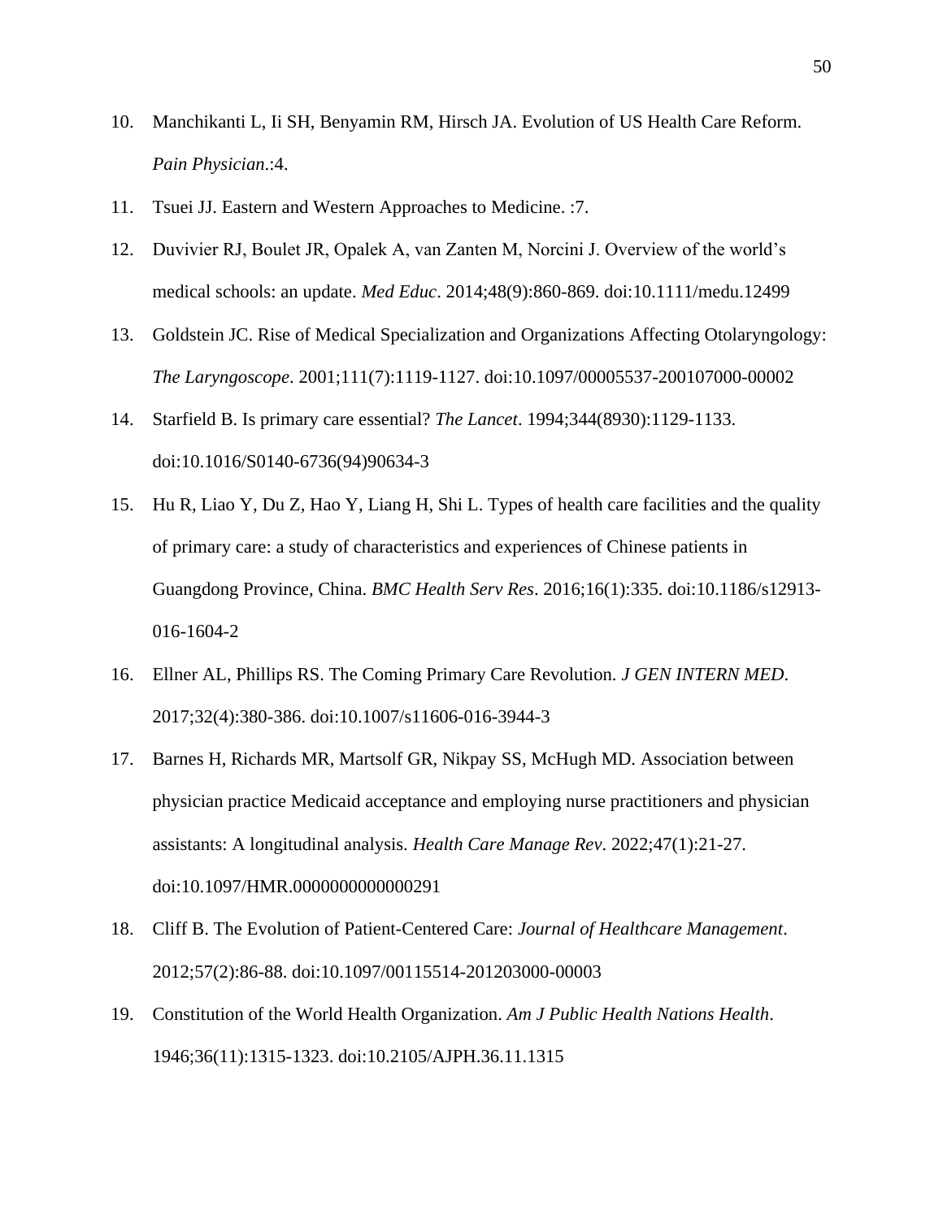10. Manchikanti L, Ii SH, Benyamin RM, Hirsch JA. Evolution of US Health Care Reform. *Pain Physician*.:4.
11. Tsuei JJ. Eastern and Western Approaches to Medicine. :7.
12. Duvivier RJ, Boulet JR, Opalek A, van Zanten M, Norcini J. Overview of the world's medical schools: an update. *Med Educ*. 2014;48(9):860-869. doi:10.1111/medu.12499
13. Goldstein JC. Rise of Medical Specialization and Organizations Affecting Otolaryngology: *The Laryngoscope*. 2001;111(7):1119-1127. doi:10.1097/00005537-200107000-00002
14. Starfield B. Is primary care essential? *The Lancet*. 1994;344(8930):1129-1133. doi:10.1016/S0140-6736(94)90634-3
15. Hu R, Liao Y, Du Z, Hao Y, Liang H, Shi L. Types of health care facilities and the quality of primary care: a study of characteristics and experiences of Chinese patients in Guangdong Province, China. *BMC Health Serv Res*. 2016;16(1):335. doi:10.1186/s12913-016-1604-2
16. Ellner AL, Phillips RS. The Coming Primary Care Revolution. *J GEN INTERN MED*. 2017;32(4):380-386. doi:10.1007/s11606-016-3944-3
17. Barnes H, Richards MR, Martsolf GR, Nikpay SS, McHugh MD. Association between physician practice Medicaid acceptance and employing nurse practitioners and physician assistants: A longitudinal analysis. *Health Care Manage Rev*. 2022;47(1):21-27. doi:10.1097/HMR.0000000000000291
18. Cliff B. The Evolution of Patient-Centered Care: *Journal of Healthcare Management*. 2012;57(2):86-88. doi:10.1097/00115514-201203000-00003
19. Constitution of the World Health Organization. *Am J Public Health Nations Health*. 1946;36(11):1315-1323. doi:10.2105/AJPH.36.11.1315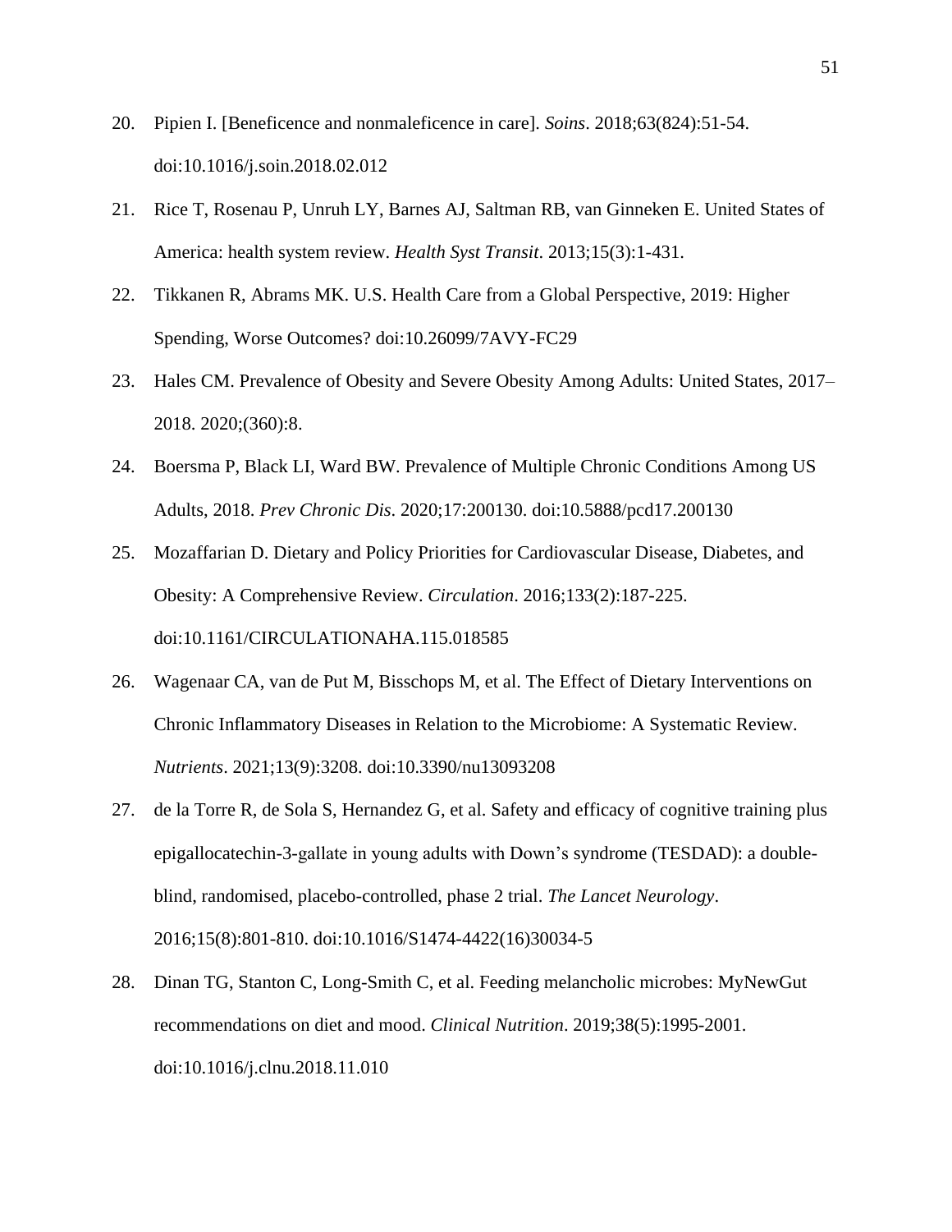20. Pipien I. [Beneficence and nonmaleficence in care]. *Soins*. 2018;63(824):51-54. doi:10.1016/j.soin.2018.02.012
21. Rice T, Rosenau P, Unruh LY, Barnes AJ, Saltman RB, van Ginneken E. United States of America: health system review. *Health Syst Transit*. 2013;15(3):1-431.
22. Tikkanen R, Abrams MK. U.S. Health Care from a Global Perspective, 2019: Higher Spending, Worse Outcomes? doi:10.26099/7AVY-FC29
23. Hales CM. Prevalence of Obesity and Severe Obesity Among Adults: United States, 2017–2018. 2020;(360):8.
24. Boersma P, Black LI, Ward BW. Prevalence of Multiple Chronic Conditions Among US Adults, 2018. *Prev Chronic Dis*. 2020;17:200130. doi:10.5888/pcd17.200130
25. Mozaffarian D. Dietary and Policy Priorities for Cardiovascular Disease, Diabetes, and Obesity: A Comprehensive Review. *Circulation*. 2016;133(2):187-225. doi:10.1161/CIRCULATIONAHA.115.018585
26. Wagenaar CA, van de Put M, Bisschops M, et al. The Effect of Dietary Interventions on Chronic Inflammatory Diseases in Relation to the Microbiome: A Systematic Review. *Nutrients*. 2021;13(9):3208. doi:10.3390/nu13093208
27. de la Torre R, de Sola S, Hernandez G, et al. Safety and efficacy of cognitive training plus epigallocatechin-3-gallate in young adults with Down's syndrome (TESDAD): a double-blind, randomised, placebo-controlled, phase 2 trial. *The Lancet Neurology*. 2016;15(8):801-810. doi:10.1016/S1474-4422(16)30034-5
28. Dinan TG, Stanton C, Long-Smith C, et al. Feeding melancholic microbes: MyNewGut recommendations on diet and mood. *Clinical Nutrition*. 2019;38(5):1995-2001. doi:10.1016/j.clnu.2018.11.010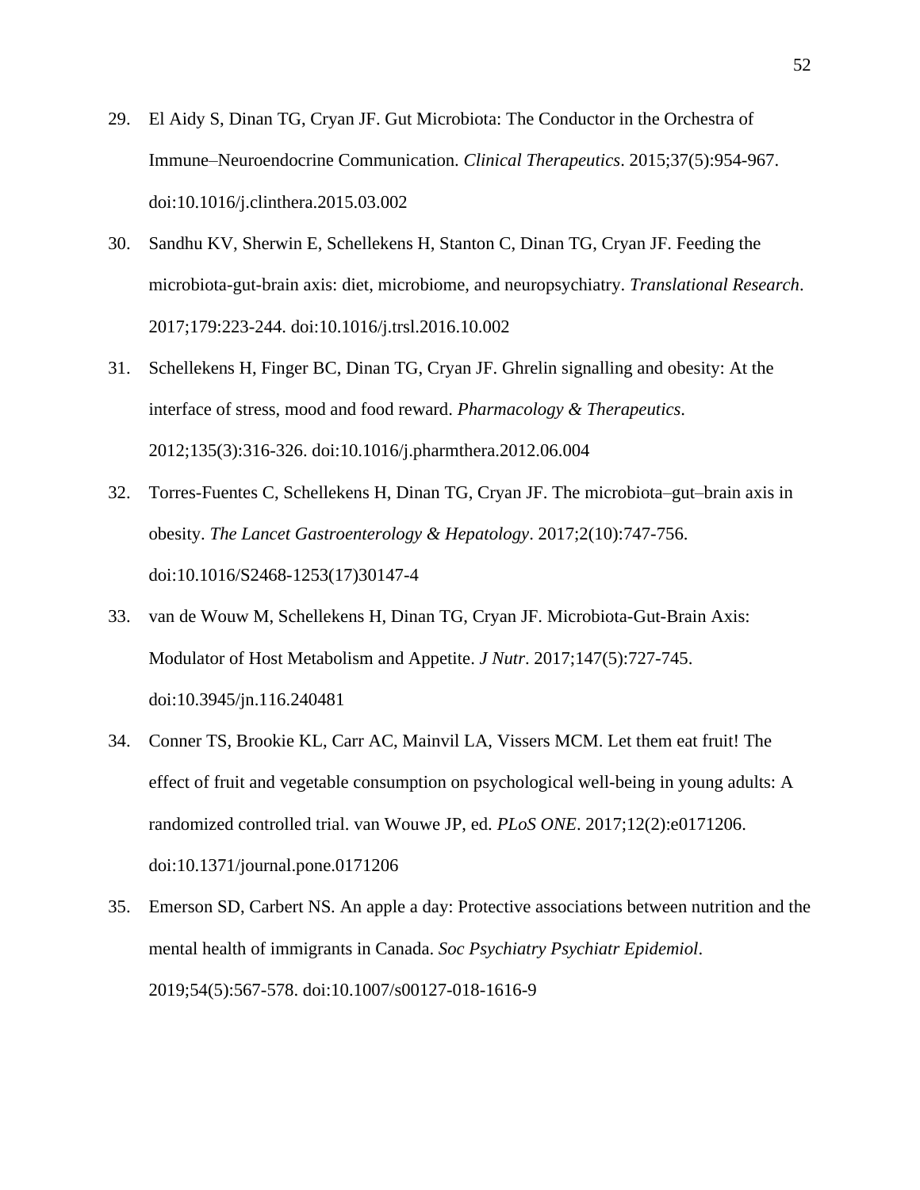29. El Aidy S, Dinan TG, Cryan JF. Gut Microbiota: The Conductor in the Orchestra of Immune–Neuroendocrine Communication. *Clinical Therapeutics*. 2015;37(5):954-967. doi:10.1016/j.clinthera.2015.03.002

30. Sandhu KV, Sherwin E, Schellekens H, Stanton C, Dinan TG, Cryan JF. Feeding the microbiota-gut-brain axis: diet, microbiome, and neuropsychiatry. *Translational Research*. 2017;179:223-244. doi:10.1016/j.trsl.2016.10.002

31. Schellekens H, Finger BC, Dinan TG, Cryan JF. Ghrelin signalling and obesity: At the interface of stress, mood and food reward. *Pharmacology & Therapeutics*. 2012;135(3):316-326. doi:10.1016/j.pharmthera.2012.06.004

32. Torres-Fuentes C, Schellekens H, Dinan TG, Cryan JF. The microbiota–gut–brain axis in obesity. *The Lancet Gastroenterology & Hepatology*. 2017;2(10):747-756. doi:10.1016/S2468-1253(17)30147-4

33. van de Wouw M, Schellekens H, Dinan TG, Cryan JF. Microbiota-Gut-Brain Axis: Modulator of Host Metabolism and Appetite. *J Nutr*. 2017;147(5):727-745. doi:10.3945/jn.116.240481

34. Conner TS, Brookie KL, Carr AC, Mainvil LA, Vissers MCM. Let them eat fruit! The effect of fruit and vegetable consumption on psychological well-being in young adults: A randomized controlled trial. van Wouwe JP, ed. *PLoS ONE*. 2017;12(2):e0171206. doi:10.1371/journal.pone.0171206

35. Emerson SD, Carbert NS. An apple a day: Protective associations between nutrition and the mental health of immigrants in Canada. *Soc Psychiatry Psychiatr Epidemiol*. 2019;54(5):567-578. doi:10.1007/s00127-018-1616-9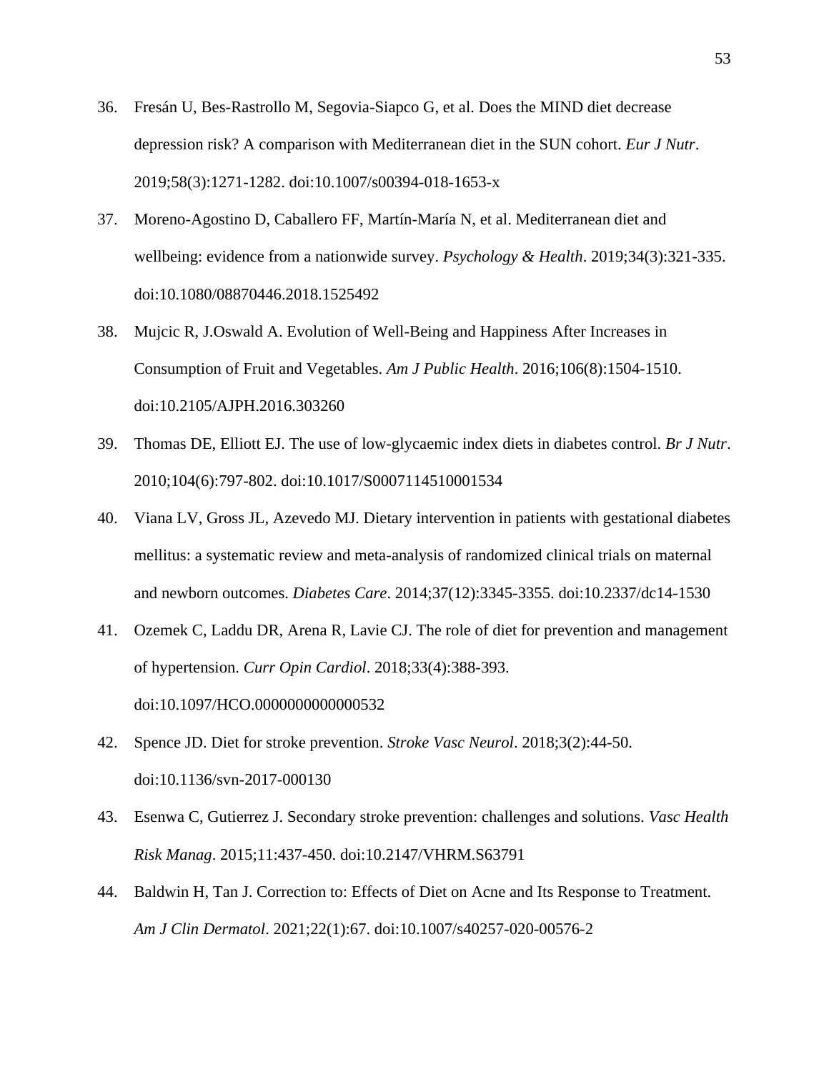36. Fresán U, Bes-Rastrollo M, Segovia-Siapco G, et al. Does the MIND diet decrease depression risk? A comparison with Mediterranean diet in the SUN cohort. *Eur J Nutr*. 2019;58(3):1271-1282. doi:10.1007/s00394-018-1653-x
37. Moreno-Agostino D, Caballero FF, Martín-María N, et al. Mediterranean diet and wellbeing: evidence from a nationwide survey. *Psychology & Health*. 2019;34(3):321-335. doi:10.1080/08870446.2018.1525492
38. Mujcic R, J.Oswald A. Evolution of Well-Being and Happiness After Increases in Consumption of Fruit and Vegetables. *Am J Public Health*. 2016;106(8):1504-1510. doi:10.2105/AJPH.2016.303260
39. Thomas DE, Elliott EJ. The use of low-glycaemic index diets in diabetes control. *Br J Nutr*. 2010;104(6):797-802. doi:10.1017/S0007114510001534
40. Viana LV, Gross JL, Azevedo MJ. Dietary intervention in patients with gestational diabetes mellitus: a systematic review and meta-analysis of randomized clinical trials on maternal and newborn outcomes. *Diabetes Care*. 2014;37(12):3345-3355. doi:10.2337/dc14-1530
41. Ozemek C, Laddu DR, Arena R, Lavie CJ. The role of diet for prevention and management of hypertension. *Curr Opin Cardiol*. 2018;33(4):388-393. doi:10.1097/HCO.0000000000000532
42. Spence JD. Diet for stroke prevention. *Stroke Vasc Neurol*. 2018;3(2):44-50. doi:10.1136/svn-2017-000130
43. Esenwa C, Gutierrez J. Secondary stroke prevention: challenges and solutions. *Vasc Health Risk Manag*. 2015;11:437-450. doi:10.2147/VHRM.S63791
44. Baldwin H, Tan J. Correction to: Effects of Diet on Acne and Its Response to Treatment. *Am J Clin Dermatol*. 2021;22(1):67. doi:10.1007/s40257-020-00576-2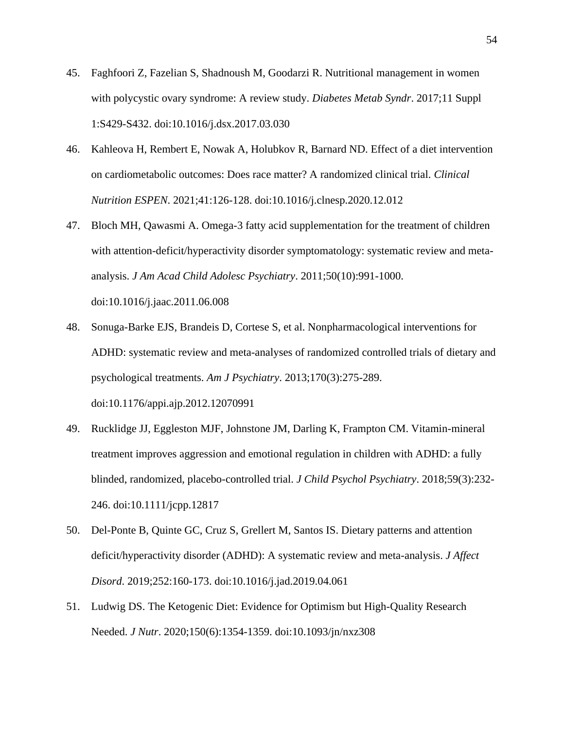45. Faghfoori Z, Fazelian S, Shadnoush M, Goodarzi R. Nutritional management in women with polycystic ovary syndrome: A review study. *Diabetes Metab Syndr*. 2017;11 Suppl 1:S429-S432. doi:10.1016/j.dsx.2017.03.030

46. Kahleova H, Rembert E, Nowak A, Holubkov R, Barnard ND. Effect of a diet intervention on cardiometabolic outcomes: Does race matter? A randomized clinical trial. *Clinical Nutrition ESPEN*. 2021;41:126-128. doi:10.1016/j.clnesp.2020.12.012

47. Bloch MH, Qawasmi A. Omega-3 fatty acid supplementation for the treatment of children with attention-deficit/hyperactivity disorder symptomatology: systematic review and meta-analysis. *J Am Acad Child Adolesc Psychiatry*. 2011;50(10):991-1000. doi:10.1016/j.jaac.2011.06.008

48. Sonuga-Barke EJS, Brandeis D, Cortese S, et al. Nonpharmacological interventions for ADHD: systematic review and meta-analyses of randomized controlled trials of dietary and psychological treatments. *Am J Psychiatry*. 2013;170(3):275-289. doi:10.1176/appi.ajp.2012.12070991

49. Rucklidge JJ, Eggleston MJF, Johnstone JM, Darling K, Frampton CM. Vitamin-mineral treatment improves aggression and emotional regulation in children with ADHD: a fully blinded, randomized, placebo-controlled trial. *J Child Psychol Psychiatry*. 2018;59(3):232-246. doi:10.1111/jcpp.12817

50. Del-Ponte B, Quinte GC, Cruz S, Grellert M, Santos IS. Dietary patterns and attention deficit/hyperactivity disorder (ADHD): A systematic review and meta-analysis. *J Affect Disord*. 2019;252:160-173. doi:10.1016/j.jad.2019.04.061

51. Ludwig DS. The Ketogenic Diet: Evidence for Optimism but High-Quality Research Needed. *J Nutr*. 2020;150(6):1354-1359. doi:10.1093/jn/nxz308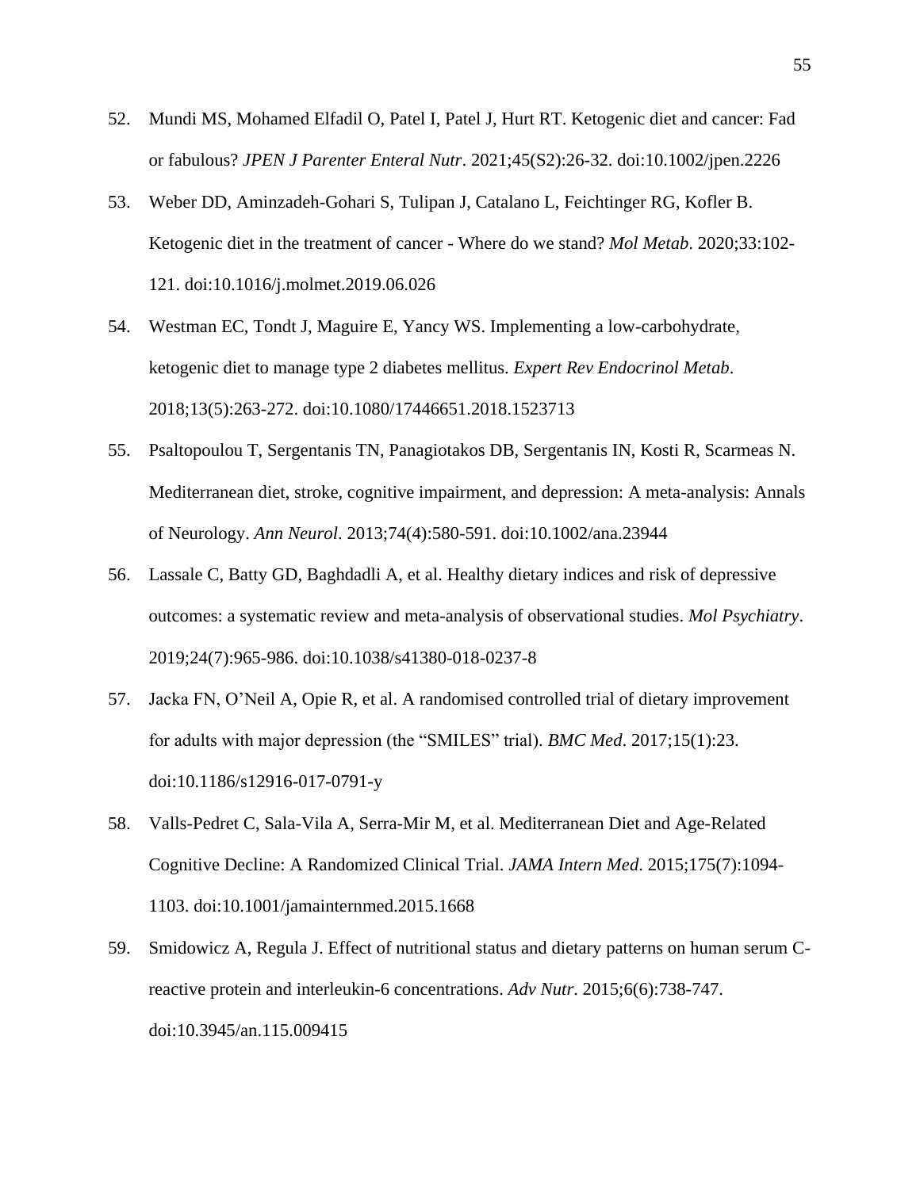52. Mundi MS, Mohamed Elfadil O, Patel I, Patel J, Hurt RT. Ketogenic diet and cancer: Fad or fabulous? *JPEN J Parenter Enteral Nutr*. 2021;45(S2):26-32. doi:10.1002/jpen.2226

53. Weber DD, Aminzadeh-Gohari S, Tulipan J, Catalano L, Feichtinger RG, Kofler B. Ketogenic diet in the treatment of cancer - Where do we stand? *Mol Metab*. 2020;33:102-121. doi:10.1016/j.molmet.2019.06.026

54. Westman EC, Tondt J, Maguire E, Yancy WS. Implementing a low-carbohydrate, ketogenic diet to manage type 2 diabetes mellitus. *Expert Rev Endocrinol Metab*. 2018;13(5):263-272. doi:10.1080/17446651.2018.1523713

55. Psaltopoulou T, Sergentanis TN, Panagiotakos DB, Sergentanis IN, Kosti R, Scarmeas N. Mediterranean diet, stroke, cognitive impairment, and depression: A meta-analysis: Annals of Neurology. *Ann Neurol*. 2013;74(4):580-591. doi:10.1002/ana.23944

56. Lassale C, Batty GD, Baghdadli A, et al. Healthy dietary indices and risk of depressive outcomes: a systematic review and meta-analysis of observational studies. *Mol Psychiatry*. 2019;24(7):965-986. doi:10.1038/s41380-018-0237-8

57. Jacka FN, O'Neil A, Opie R, et al. A randomised controlled trial of dietary improvement for adults with major depression (the "SMILES" trial). *BMC Med*. 2017;15(1):23. doi:10.1186/s12916-017-0791-y

58. Valls-Pedret C, Sala-Vila A, Serra-Mir M, et al. Mediterranean Diet and Age-Related Cognitive Decline: A Randomized Clinical Trial. *JAMA Intern Med*. 2015;175(7):1094-1103. doi:10.1001/jamainternmed.2015.1668

59. Smidowicz A, Regula J. Effect of nutritional status and dietary patterns on human serum C-reactive protein and interleukin-6 concentrations. *Adv Nutr*. 2015;6(6):738-747. doi:10.3945/an.115.009415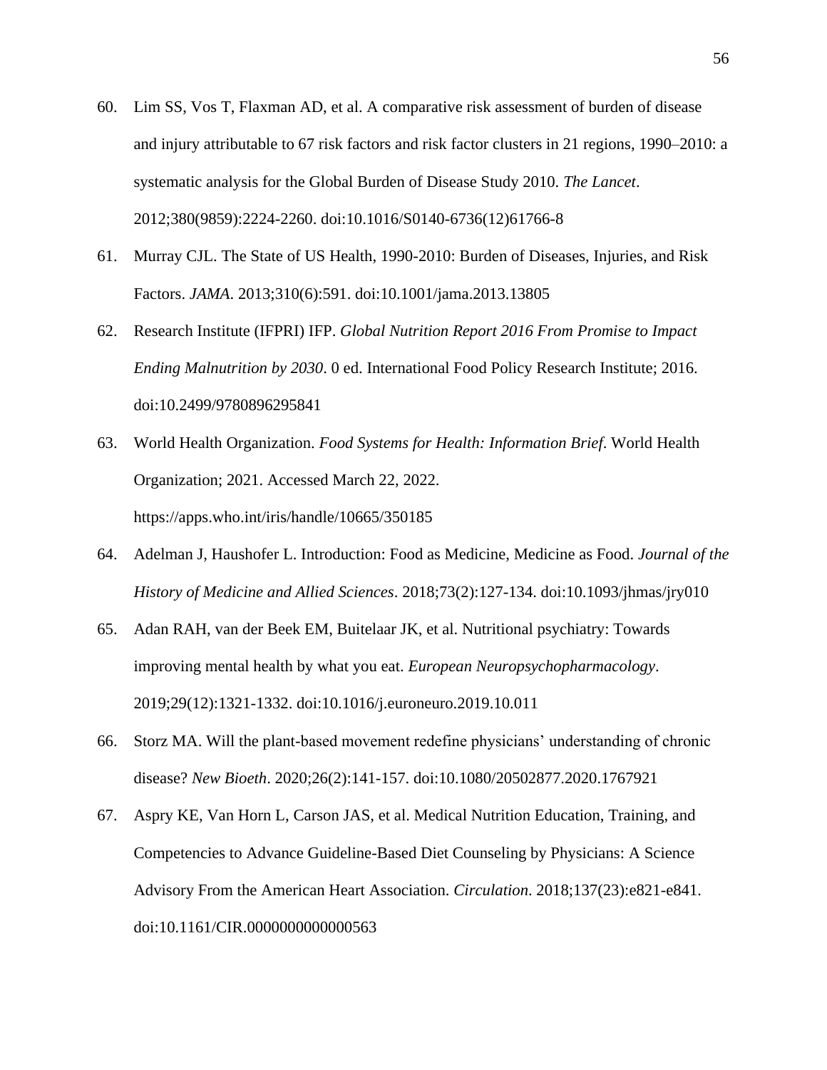60. Lim SS, Vos T, Flaxman AD, et al. A comparative risk assessment of burden of disease and injury attributable to 67 risk factors and risk factor clusters in 21 regions, 1990–2010: a systematic analysis for the Global Burden of Disease Study 2010. *The Lancet*. 2012;380(9859):2224-2260. doi:10.1016/S0140-6736(12)61766-8

61. Murray CJL. The State of US Health, 1990-2010: Burden of Diseases, Injuries, and Risk Factors. *JAMA*. 2013;310(6):591. doi:10.1001/jama.2013.13805

62. Research Institute (IFPRI) IFP. *Global Nutrition Report 2016 From Promise to Impact Ending Malnutrition by 2030*. 0 ed. International Food Policy Research Institute; 2016. doi:10.2499/9780896295841

63. World Health Organization. *Food Systems for Health: Information Brief*. World Health Organization; 2021. Accessed March 22, 2022. https://apps.who.int/iris/handle/10665/350185

64. Adelman J, Haushofer L. Introduction: Food as Medicine, Medicine as Food. *Journal of the History of Medicine and Allied Sciences*. 2018;73(2):127-134. doi:10.1093/jhmas/jry010

65. Adan RAH, van der Beek EM, Buitelaar JK, et al. Nutritional psychiatry: Towards improving mental health by what you eat. *European Neuropsychopharmacology*. 2019;29(12):1321-1332. doi:10.1016/j.euroneuro.2019.10.011

66. Storz MA. Will the plant-based movement redefine physicians' understanding of chronic disease? *New Bioeth*. 2020;26(2):141-157. doi:10.1080/20502877.2020.1767921

67. Aspry KE, Van Horn L, Carson JAS, et al. Medical Nutrition Education, Training, and Competencies to Advance Guideline-Based Diet Counseling by Physicians: A Science Advisory From the American Heart Association. *Circulation*. 2018;137(23):e821-e841. doi:10.1161/CIR.0000000000000563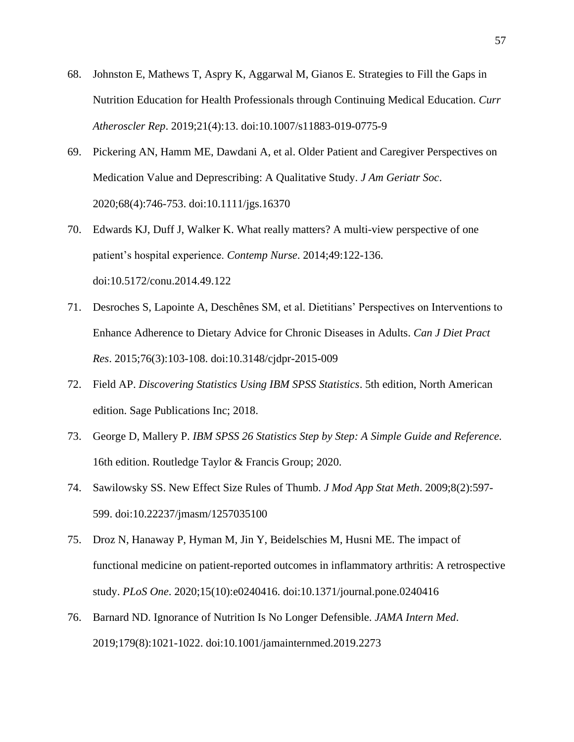68. Johnston E, Mathews T, Aspry K, Aggarwal M, Gianos E. Strategies to Fill the Gaps in Nutrition Education for Health Professionals through Continuing Medical Education. *Curr Atheroscler Rep*. 2019;21(4):13. doi:10.1007/s11883-019-0775-9

69. Pickering AN, Hamm ME, Dawdani A, et al. Older Patient and Caregiver Perspectives on Medication Value and Deprescribing: A Qualitative Study. *J Am Geriatr Soc*. 2020;68(4):746-753. doi:10.1111/jgs.16370

70. Edwards KJ, Duff J, Walker K. What really matters? A multi-view perspective of one patient's hospital experience. *Contemp Nurse*. 2014;49:122-136. doi:10.5172/conu.2014.49.122

71. Desroches S, Lapointe A, Deschênes SM, et al. Dietitians' Perspectives on Interventions to Enhance Adherence to Dietary Advice for Chronic Diseases in Adults. *Can J Diet Pract Res*. 2015;76(3):103-108. doi:10.3148/cjdpr-2015-009

72. Field AP. *Discovering Statistics Using IBM SPSS Statistics*. 5th edition, North American edition. Sage Publications Inc; 2018.

73. George D, Mallery P. *IBM SPSS 26 Statistics Step by Step: A Simple Guide and Reference*. 16th edition. Routledge Taylor & Francis Group; 2020.

74. Sawilowsky SS. New Effect Size Rules of Thumb. *J Mod App Stat Meth*. 2009;8(2):597-599. doi:10.22237/jmasm/1257035100

75. Droz N, Hanaway P, Hyman M, Jin Y, Beidelschies M, Husni ME. The impact of functional medicine on patient-reported outcomes in inflammatory arthritis: A retrospective study. *PLoS One*. 2020;15(10):e0240416. doi:10.1371/journal.pone.0240416

76. Barnard ND. Ignorance of Nutrition Is No Longer Defensible. *JAMA Intern Med*. 2019;179(8):1021-1022. doi:10.1001/jamainternmed.2019.2273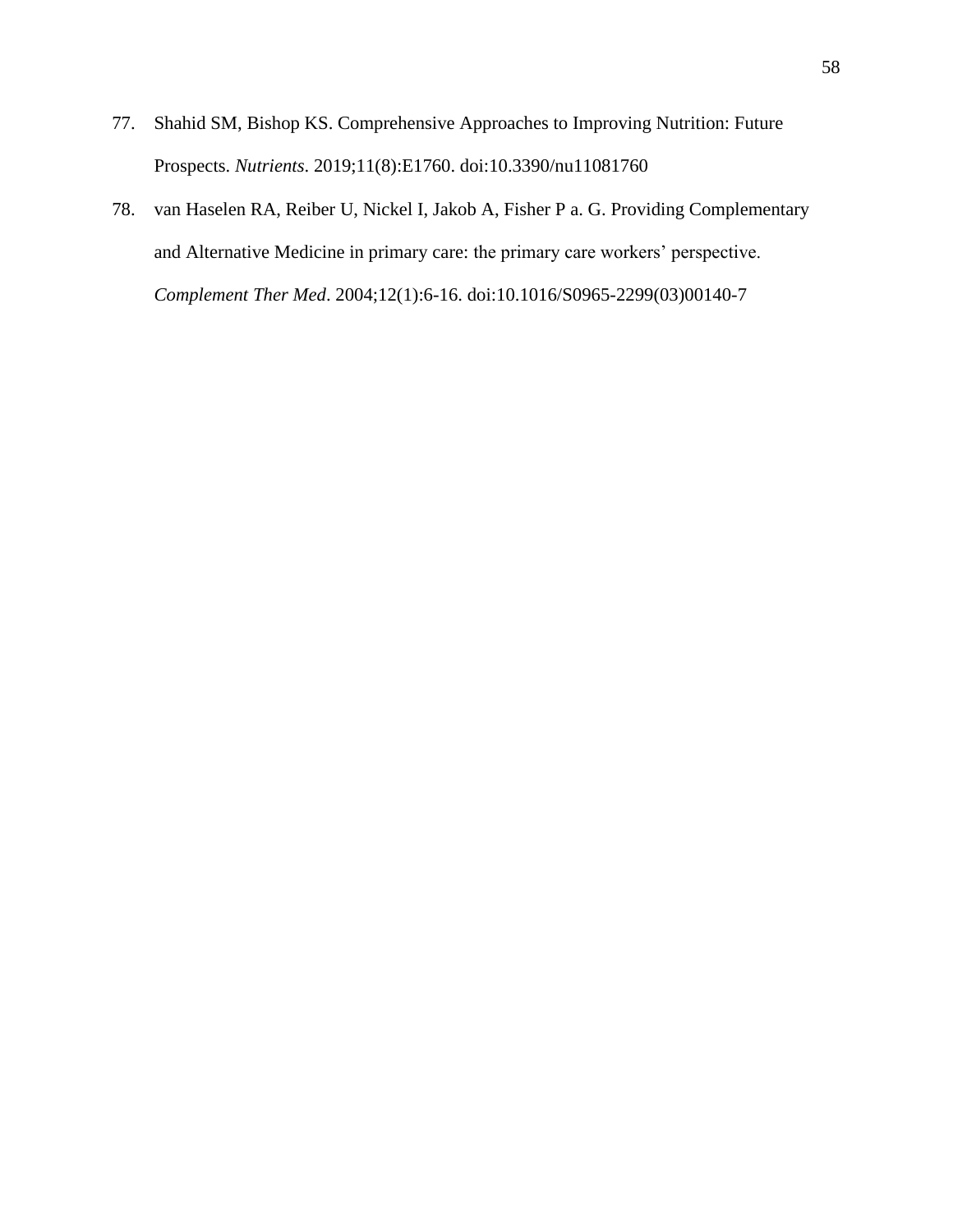77. Shahid SM, Bishop KS. Comprehensive Approaches to Improving Nutrition: Future Prospects. *Nutrients*. 2019;11(8):E1760. doi:10.3390/nu11081760

78. van Haselen RA, Reiber U, Nickel I, Jakob A, Fisher P a. G. Providing Complementary and Alternative Medicine in primary care: the primary care workers' perspective. *Complement Ther Med*. 2004;12(1):6-16. doi:10.1016/S0965-2299(03)00140-7